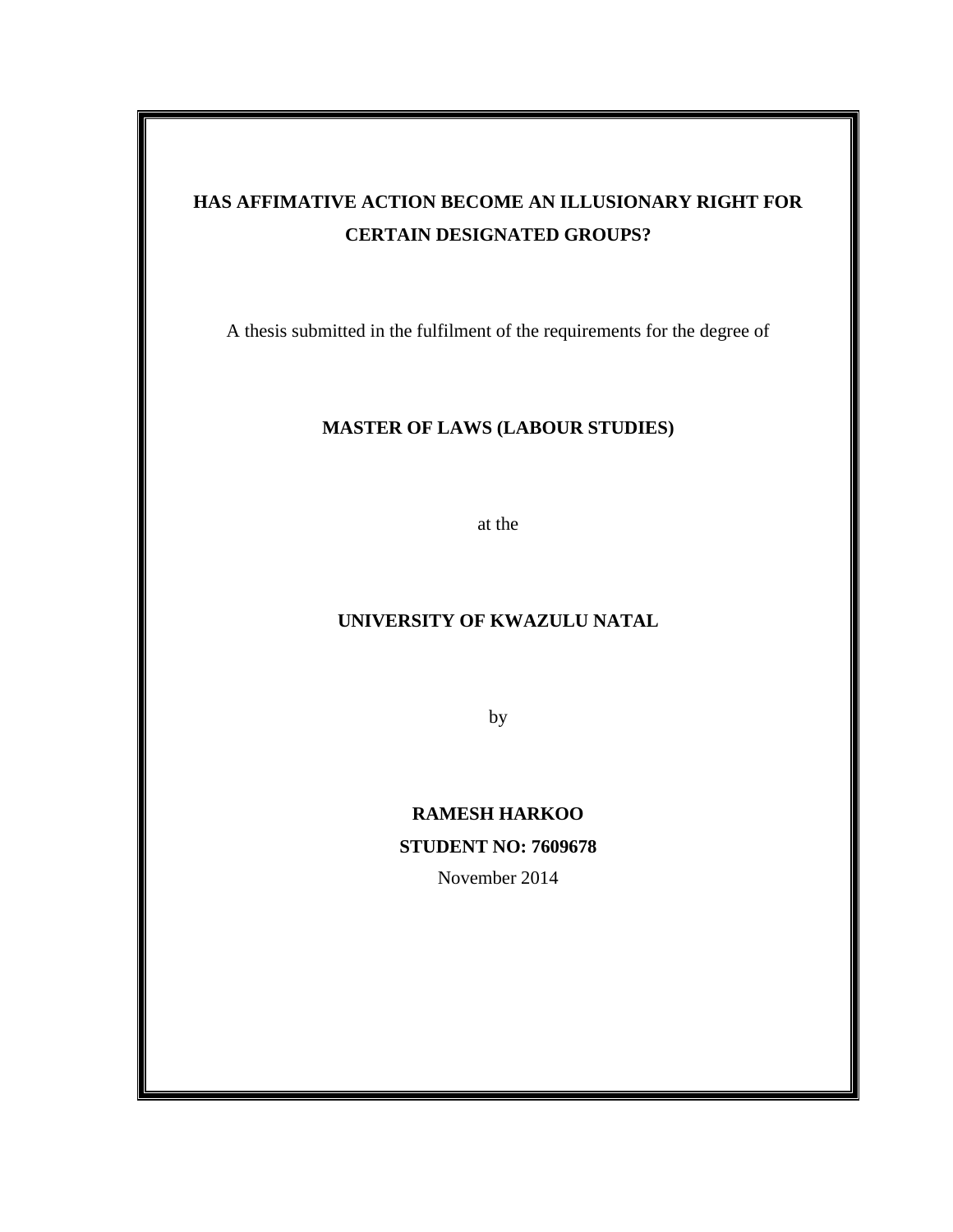# HAS AFFIMATIVE ACTION BECOME AN ILLUSIONARY RIGHT FOR CERTAIN DESIGNATED GROUPS?

A thesis submitted in the fulfilment of the requirements for the degree of

**MASTER OF LAWS (LABOUR STUDIES)**

at the

**UNIVERSITY OF KWAZULU NATAL**

by

**RAMESH HARKOO**

**STUDENT NO: 7609678**

November 2014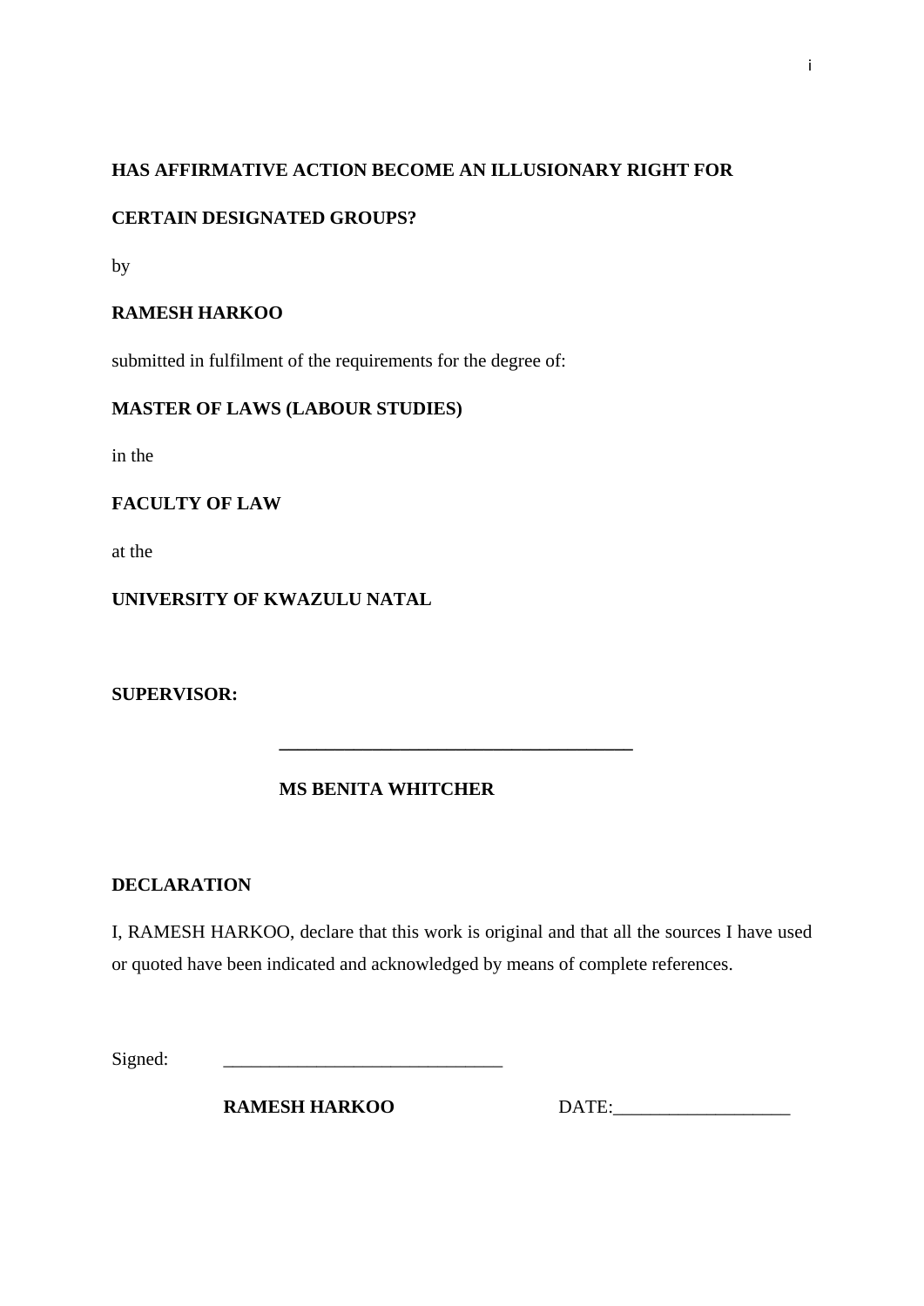**HAS AFFIRMATIVE ACTION BECOME AN ILLUSIONARY RIGHT FOR CERTAIN DESIGNATED GROUPS?**

by

**RAMESH HARKOO**

submitted in fulfilment of the requirements for the degree of:

**MASTER OF LAWS (LABOUR STUDIES)**

in the

**FACULTY OF LAW**

at the

**UNIVERSITY OF KWAZULU NATAL**

**SUPERVISOR:**

______________________________________

**MS BENITA WHITCHER**

**DECLARATION**

I, RAMESH HARKOO, declare that this work is original and that all the sources I have used or quoted have been indicated and acknowledged by means of complete references.

Signed: ______________________________

**RAMESH HARKOO** DATE:__________________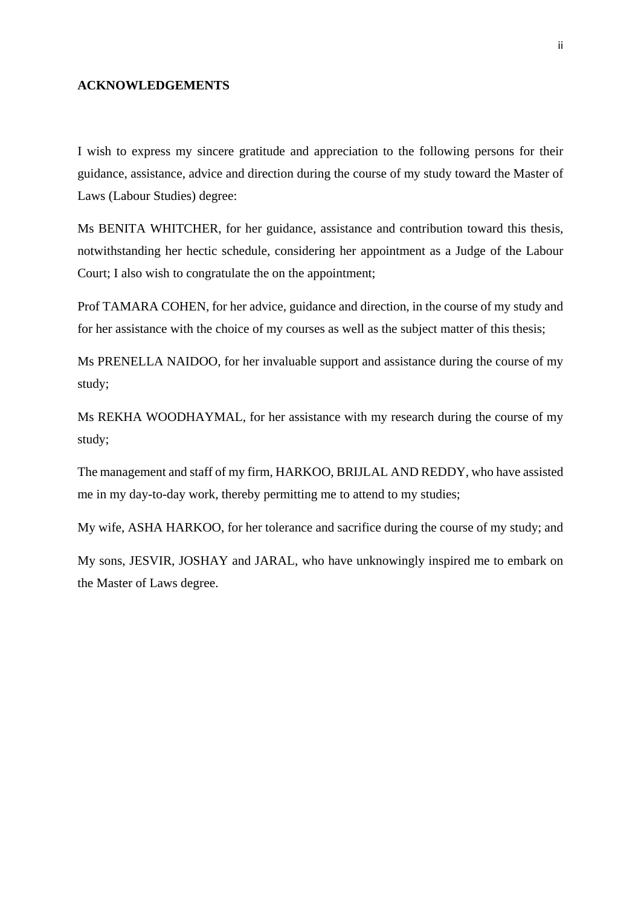# ACKNOWLEDGEMENTS

I wish to express my sincere gratitude and appreciation to the following persons for their guidance, assistance, advice and direction during the course of my study toward the Master of Laws (Labour Studies) degree:

Ms BENITA WHITCHER, for her guidance, assistance and contribution toward this thesis, notwithstanding her hectic schedule, considering her appointment as a Judge of the Labour Court; I also wish to congratulate the on the appointment;

Prof TAMARA COHEN, for her advice, guidance and direction, in the course of my study and for her assistance with the choice of my courses as well as the subject matter of this thesis;

Ms PRENELLA NAIDOO, for her invaluable support and assistance during the course of my study;

Ms REKHA WOODHAYMAL, for her assistance with my research during the course of my study;

The management and staff of my firm, HARKOO, BRIJLAL AND REDDY, who have assisted me in my day-to-day work, thereby permitting me to attend to my studies;

My wife, ASHA HARKOO, for her tolerance and sacrifice during the course of my study; and

My sons, JESVIR, JOSHAY and JARAL, who have unknowingly inspired me to embark on the Master of Laws degree.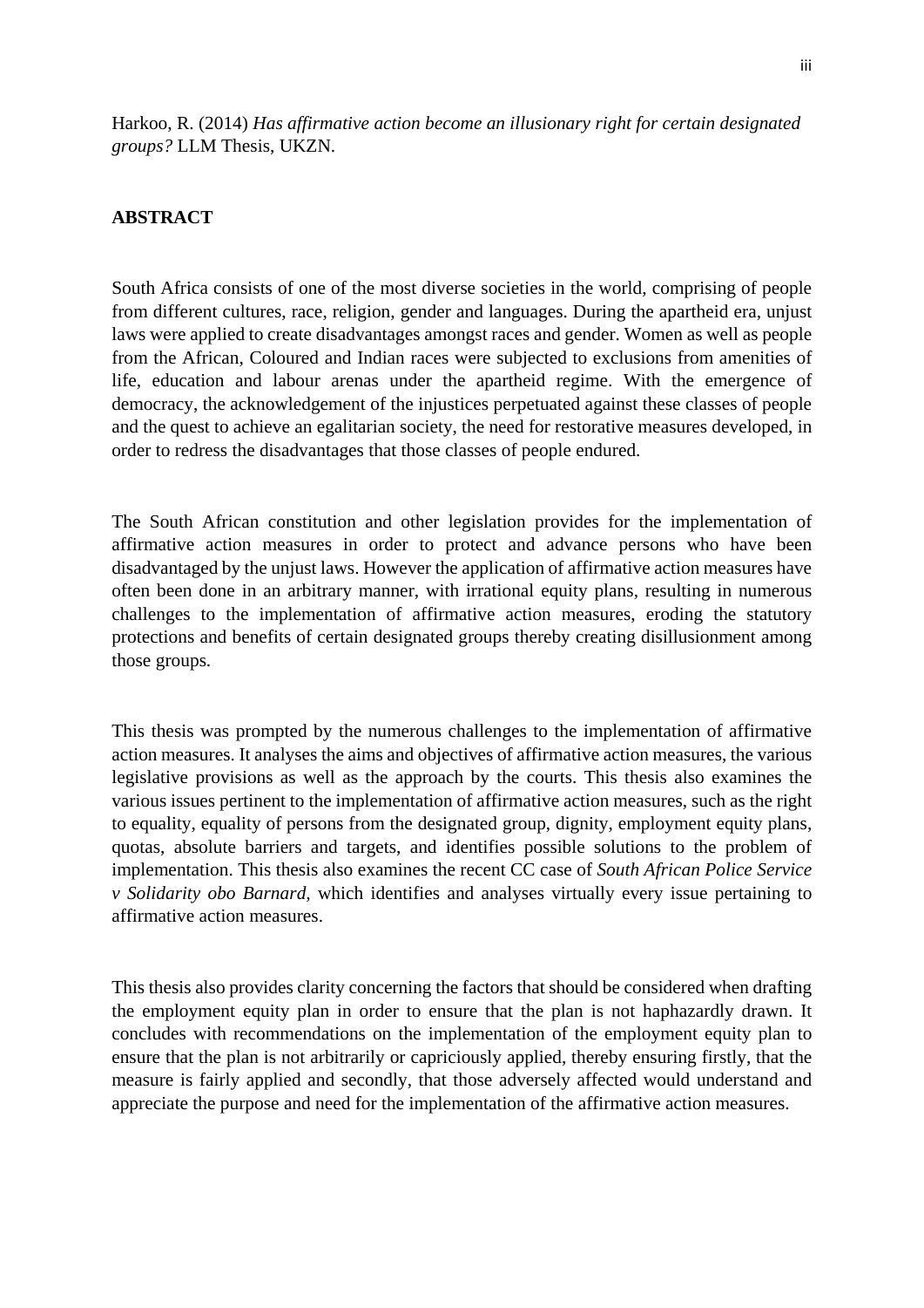Harkoo, R. (2014) *Has affirmative action become an illusionary right for certain designated groups?* LLM Thesis, UKZN.

**ABSTRACT**

South Africa consists of one of the most diverse societies in the world, comprising of people from different cultures, race, religion, gender and languages. During the apartheid era, unjust laws were applied to create disadvantages amongst races and gender. Women as well as people from the African, Coloured and Indian races were subjected to exclusions from amenities of life, education and labour arenas under the apartheid regime. With the emergence of democracy, the acknowledgement of the injustices perpetuated against these classes of people and the quest to achieve an egalitarian society, the need for restorative measures developed, in order to redress the disadvantages that those classes of people endured.

The South African constitution and other legislation provides for the implementation of affirmative action measures in order to protect and advance persons who have been disadvantaged by the unjust laws. However the application of affirmative action measures have often been done in an arbitrary manner, with irrational equity plans, resulting in numerous challenges to the implementation of affirmative action measures, eroding the statutory protections and benefits of certain designated groups thereby creating disillusionment among those groups.

This thesis was prompted by the numerous challenges to the implementation of affirmative action measures. It analyses the aims and objectives of affirmative action measures, the various legislative provisions as well as the approach by the courts. This thesis also examines the various issues pertinent to the implementation of affirmative action measures, such as the right to equality, equality of persons from the designated group, dignity, employment equity plans, quotas, absolute barriers and targets, and identifies possible solutions to the problem of implementation. This thesis also examines the recent CC case of *South African Police Service v Solidarity obo Barnard,* which identifies and analyses virtually every issue pertaining to affirmative action measures.

This thesis also provides clarity concerning the factors that should be considered when drafting the employment equity plan in order to ensure that the plan is not haphazardly drawn. It concludes with recommendations on the implementation of the employment equity plan to ensure that the plan is not arbitrarily or capriciously applied, thereby ensuring firstly, that the measure is fairly applied and secondly, that those adversely affected would understand and appreciate the purpose and need for the implementation of the affirmative action measures.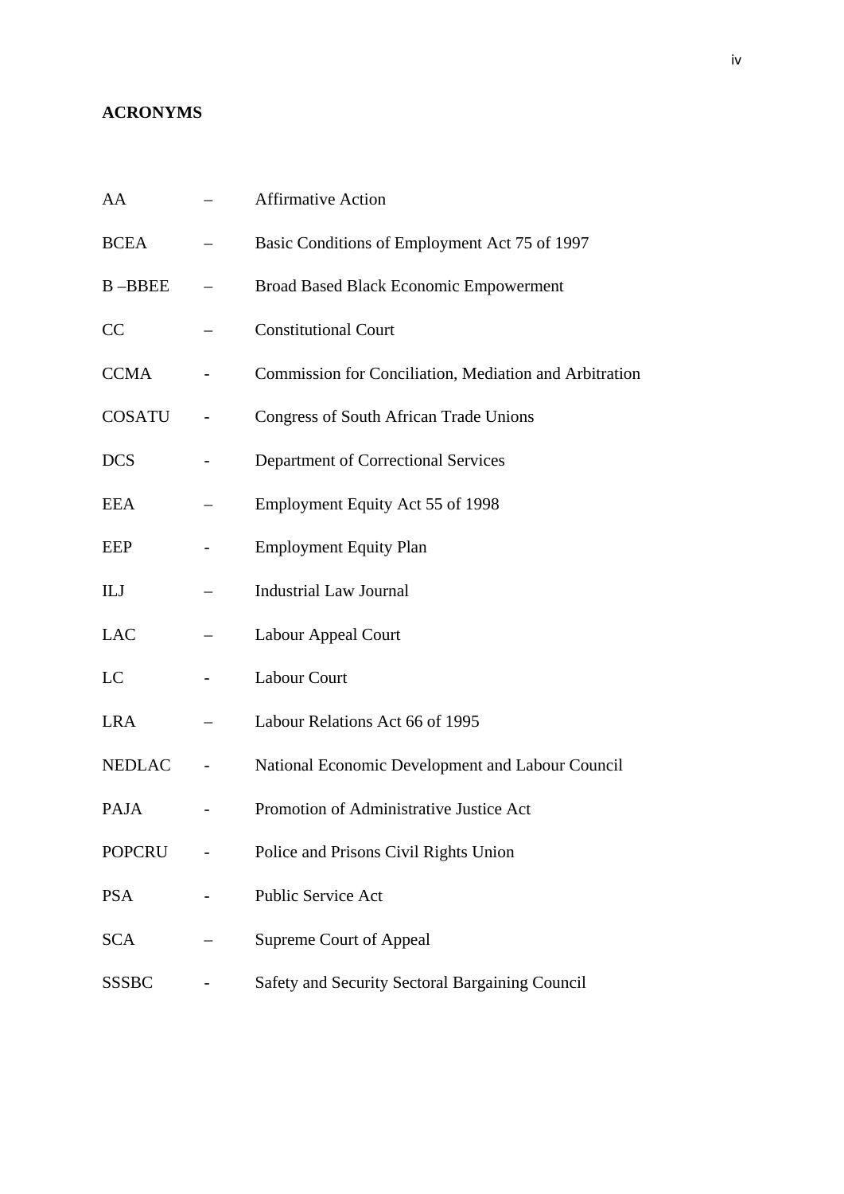**ACRONYMS**

AA – Affirmative Action

BCEA – Basic Conditions of Employment Act 75 of 1997

B –BBEE – Broad Based Black Economic Empowerment

CC – Constitutional Court

CCMA - Commission for Conciliation, Mediation and Arbitration

COSATU - Congress of South African Trade Unions

DCS - Department of Correctional Services

EEA – Employment Equity Act 55 of 1998

EEP - Employment Equity Plan

ILJ – Industrial Law Journal

LAC – Labour Appeal Court

LC - Labour Court

LRA – Labour Relations Act 66 of 1995

NEDLAC - National Economic Development and Labour Council

PAJA - Promotion of Administrative Justice Act

POPCRU - Police and Prisons Civil Rights Union

PSA - Public Service Act

SCA – Supreme Court of Appeal

SSSBC - Safety and Security Sectoral Bargaining Council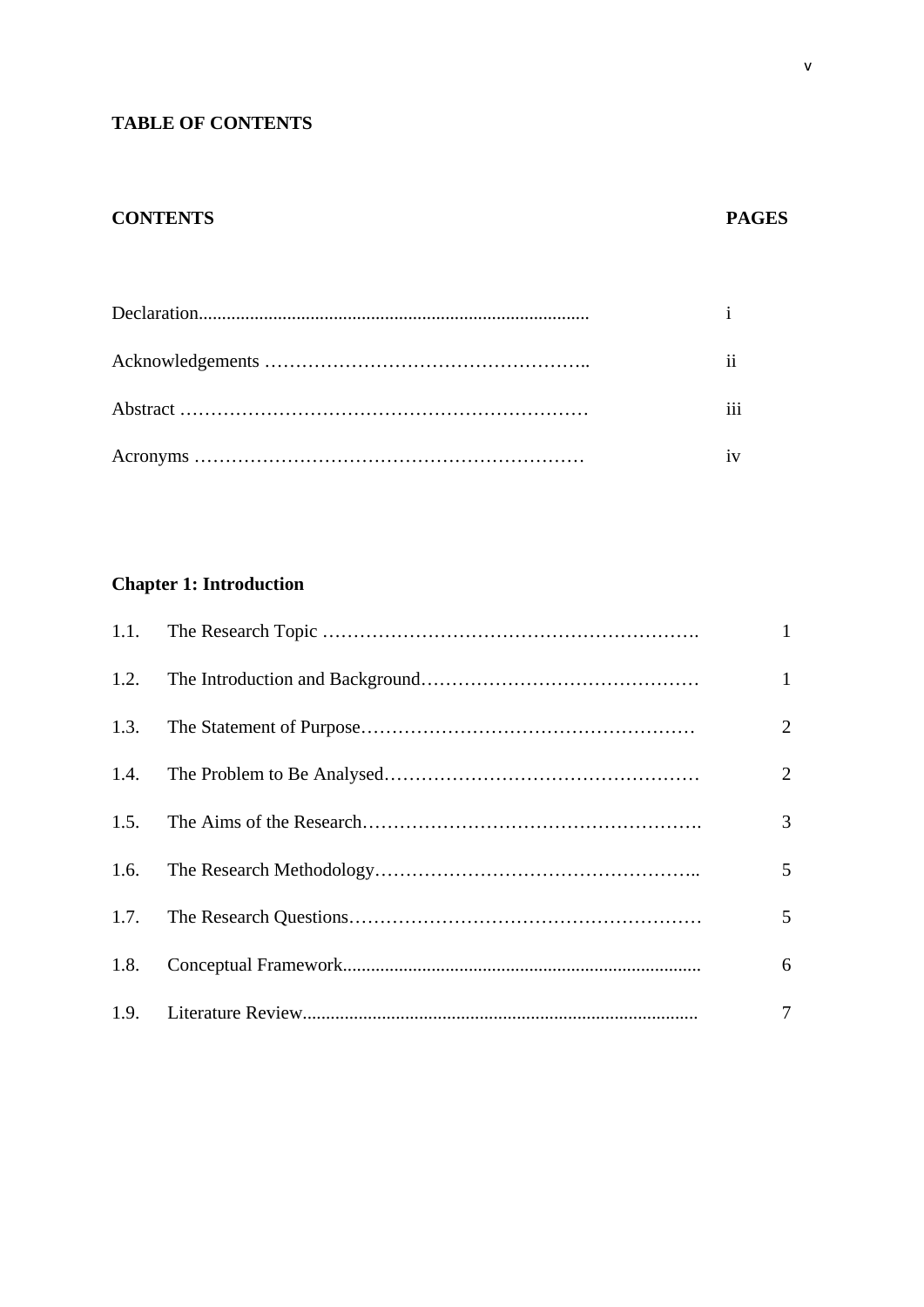**TABLE OF CONTENTS**

| CONTENTS | PAGES |
|---|---|
| Declaration | i |
| Acknowledgements | ii |
| Abstract | iii |
| Acronyms | iv |

**Chapter 1: Introduction**

| | | |
|---|---|---|
| 1.1. | The Research Topic | 1 |
| 1.2. | The Introduction and Background | 1 |
| 1.3. | The Statement of Purpose | 2 |
| 1.4. | The Problem to Be Analysed | 2 |
| 1.5. | The Aims of the Research | 3 |
| 1.6. | The Research Methodology | 5 |
| 1.7. | The Research Questions | 5 |
| 1.8. | Conceptual Framework | 6 |
| 1.9. | Literature Review | 7 |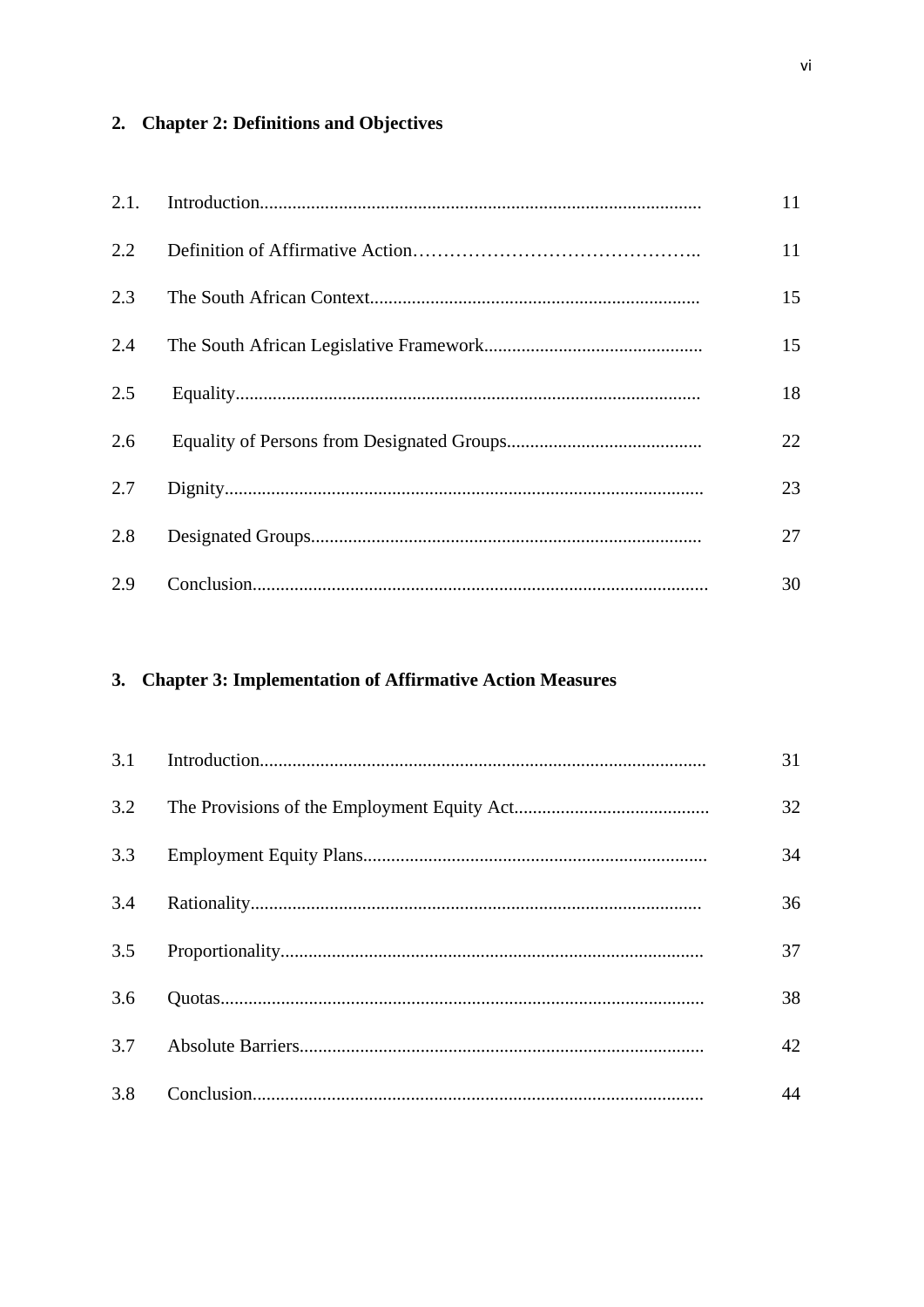**2. Chapter 2: Definitions and Objectives**

| | | |
|---|---|---|
| 2.1. | Introduction | 11 |
| 2.2 | Definition of Affirmative Action | 11 |
| 2.3 | The South African Context | 15 |
| 2.4 | The South African Legislative Framework | 15 |
| 2.5 | Equality | 18 |
| 2.6 | Equality of Persons from Designated Groups | 22 |
| 2.7 | Dignity | 23 |
| 2.8 | Designated Groups | 27 |
| 2.9 | Conclusion | 30 |

**3. Chapter 3: Implementation of Affirmative Action Measures**

| | | |
|---|---|---|
| 3.1 | Introduction | 31 |
| 3.2 | The Provisions of the Employment Equity Act | 32 |
| 3.3 | Employment Equity Plans | 34 |
| 3.4 | Rationality | 36 |
| 3.5 | Proportionality | 37 |
| 3.6 | Quotas | 38 |
| 3.7 | Absolute Barriers | 42 |
| 3.8 | Conclusion | 44 |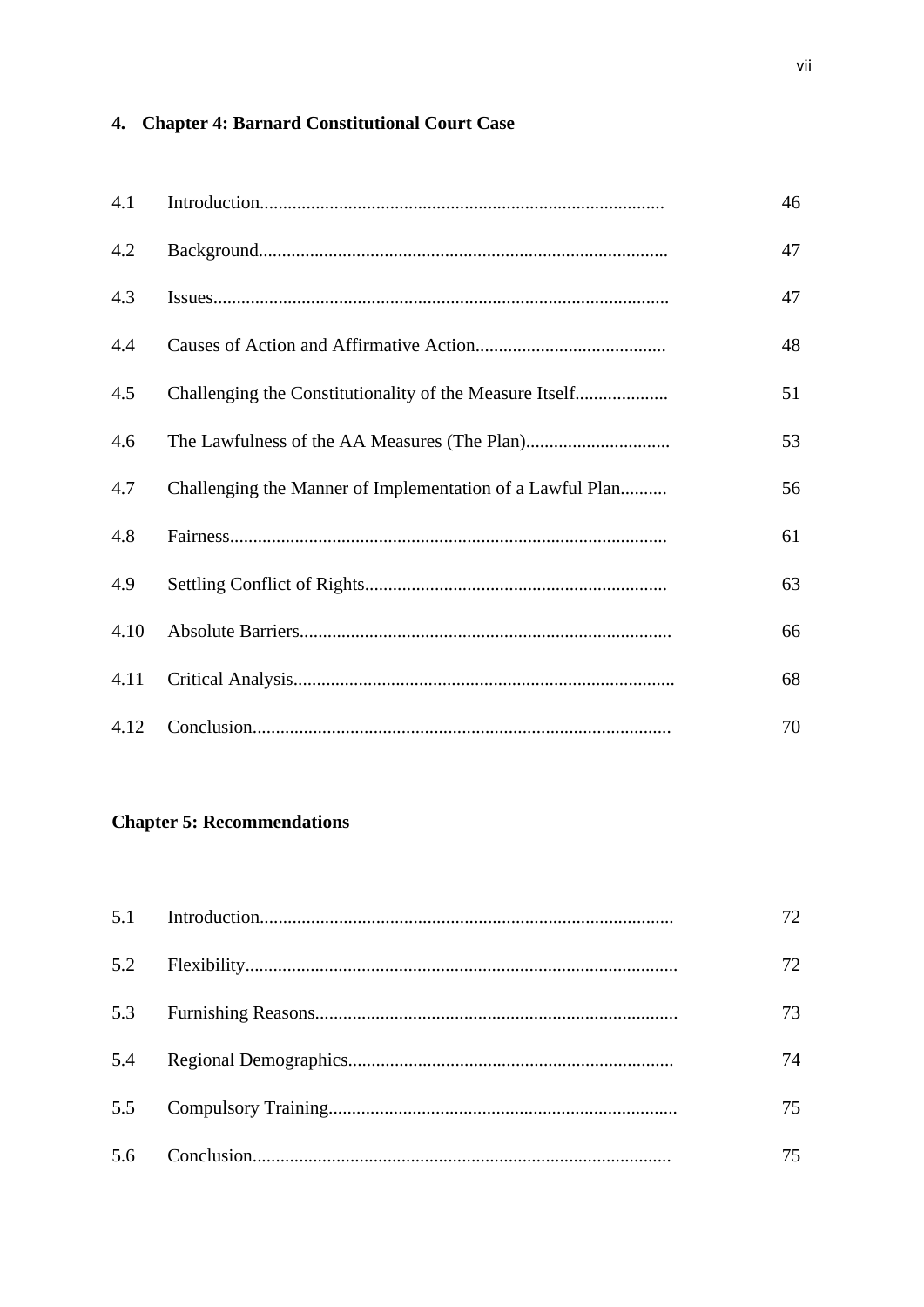**4. Chapter 4: Barnard Constitutional Court Case**

| | | |
|---|---|---|
| 4.1 | Introduction | 46 |
| 4.2 | Background | 47 |
| 4.3 | Issues | 47 |
| 4.4 | Causes of Action and Affirmative Action | 48 |
| 4.5 | Challenging the Constitutionality of the Measure Itself | 51 |
| 4.6 | The Lawfulness of the AA Measures (The Plan) | 53 |
| 4.7 | Challenging the Manner of Implementation of a Lawful Plan | 56 |
| 4.8 | Fairness | 61 |
| 4.9 | Settling Conflict of Rights | 63 |
| 4.10 | Absolute Barriers | 66 |
| 4.11 | Critical Analysis | 68 |
| 4.12 | Conclusion | 70 |

**Chapter 5: Recommendations**

| | | |
|---|---|---|
| 5.1 | Introduction | 72 |
| 5.2 | Flexibility | 72 |
| 5.3 | Furnishing Reasons | 73 |
| 5.4 | Regional Demographics | 74 |
| 5.5 | Compulsory Training | 75 |
| 5.6 | Conclusion | 75 |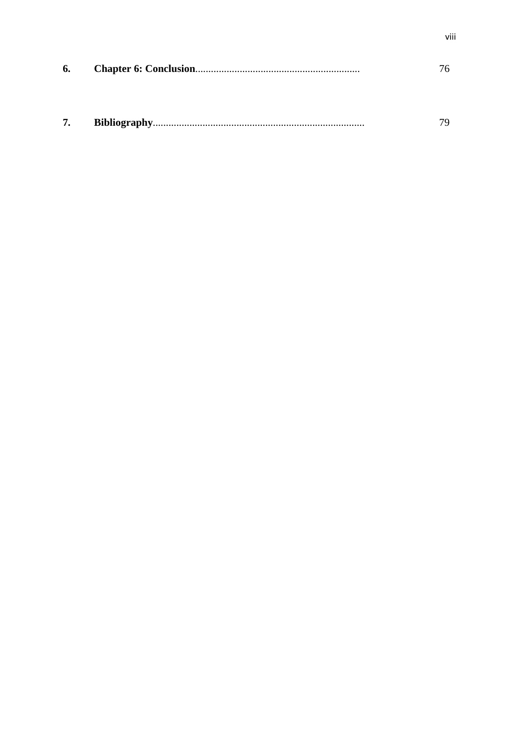| | | |
|---|---|---|
| **6.** | **Chapter 6: Conclusion**............................................................... | 76 |
| **7.** | **Bibliography**................................................................................ | 79 |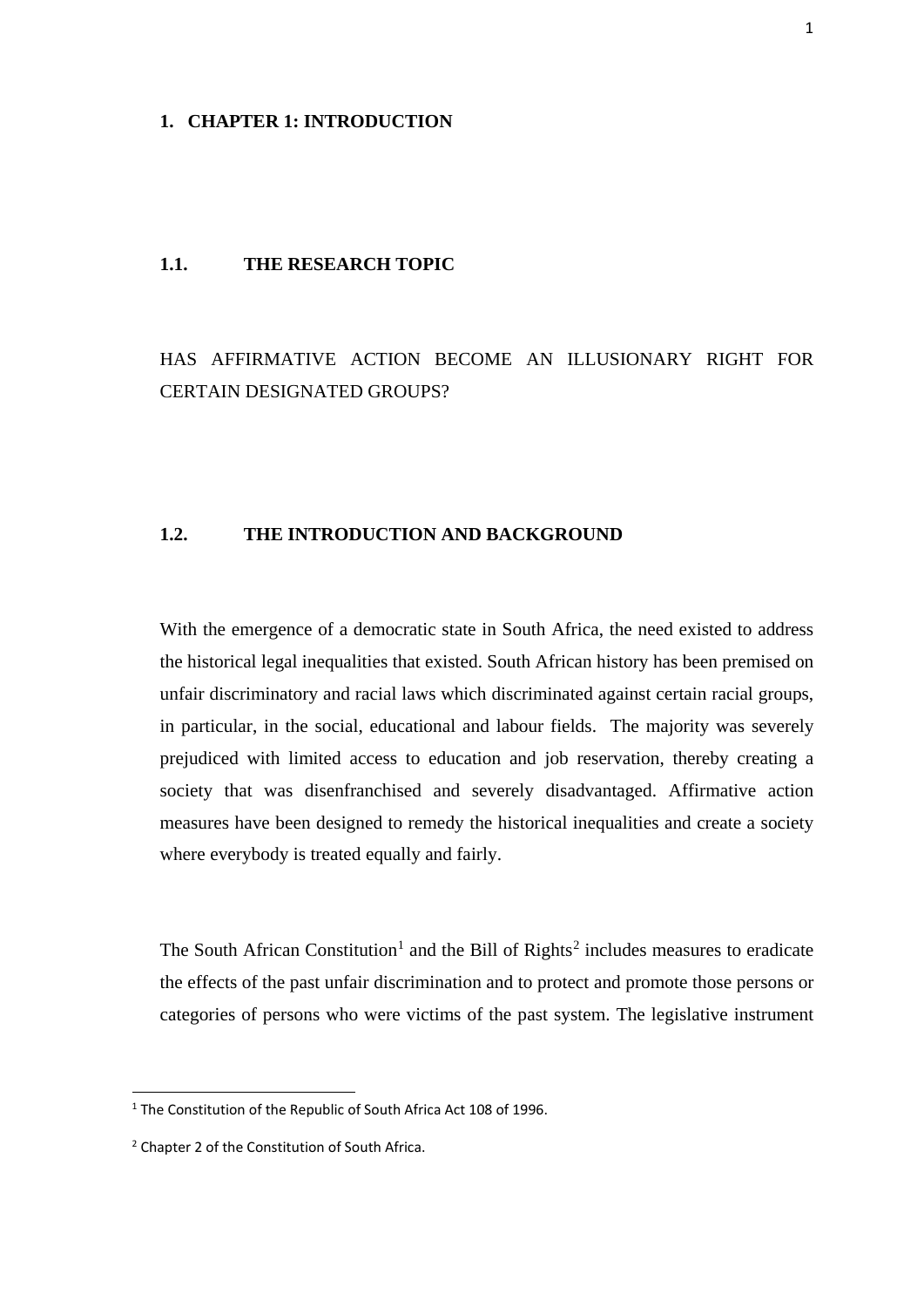# 1. CHAPTER 1: INTRODUCTION

## 1.1. THE RESEARCH TOPIC

HAS AFFIRMATIVE ACTION BECOME AN ILLUSIONARY RIGHT FOR CERTAIN DESIGNATED GROUPS?

## 1.2. THE INTRODUCTION AND BACKGROUND

With the emergence of a democratic state in South Africa, the need existed to address the historical legal inequalities that existed. South African history has been premised on unfair discriminatory and racial laws which discriminated against certain racial groups, in particular, in the social, educational and labour fields. The majority was severely prejudiced with limited access to education and job reservation, thereby creating a society that was disenfranchised and severely disadvantaged. Affirmative action measures have been designed to remedy the historical inequalities and create a society where everybody is treated equally and fairly.

The South African Constitution[1] and the Bill of Rights[2] includes measures to eradicate the effects of the past unfair discrimination and to protect and promote those persons or categories of persons who were victims of the past system. The legislative instrument

[1] The Constitution of the Republic of South Africa Act 108 of 1996.

[2] Chapter 2 of the Constitution of South Africa.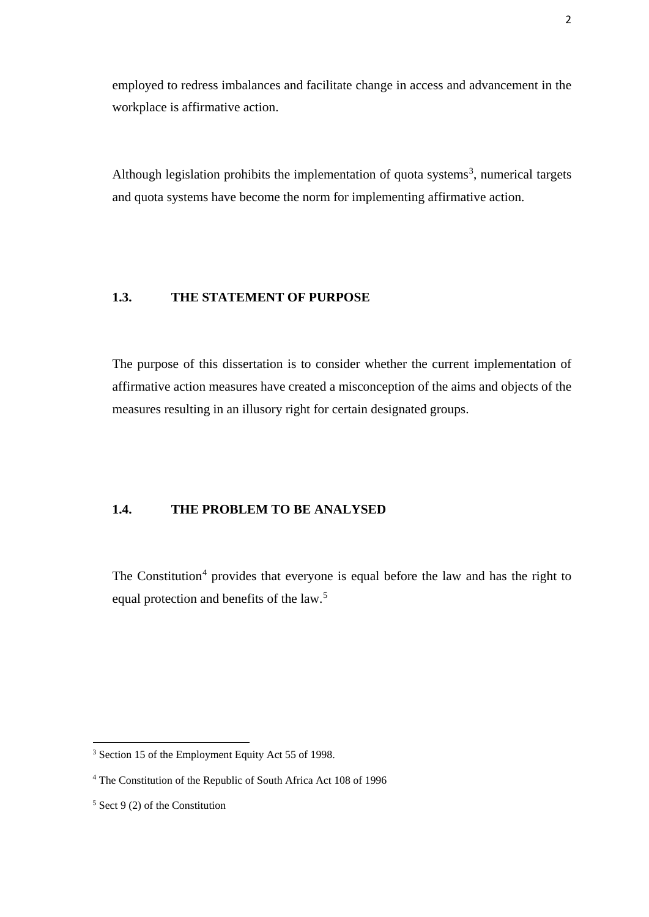employed to redress imbalances and facilitate change in access and advancement in the workplace is affirmative action.

Although legislation prohibits the implementation of quota systems[3], numerical targets and quota systems have become the norm for implementing affirmative action.

### 1.3. THE STATEMENT OF PURPOSE

The purpose of this dissertation is to consider whether the current implementation of affirmative action measures have created a misconception of the aims and objects of the measures resulting in an illusory right for certain designated groups.

### 1.4. THE PROBLEM TO BE ANALYSED

The Constitution[4] provides that everyone is equal before the law and has the right to equal protection and benefits of the law.[5]

---

[3] Section 15 of the Employment Equity Act 55 of 1998.

[4] The Constitution of the Republic of South Africa Act 108 of 1996

[5] Sect 9 (2) of the Constitution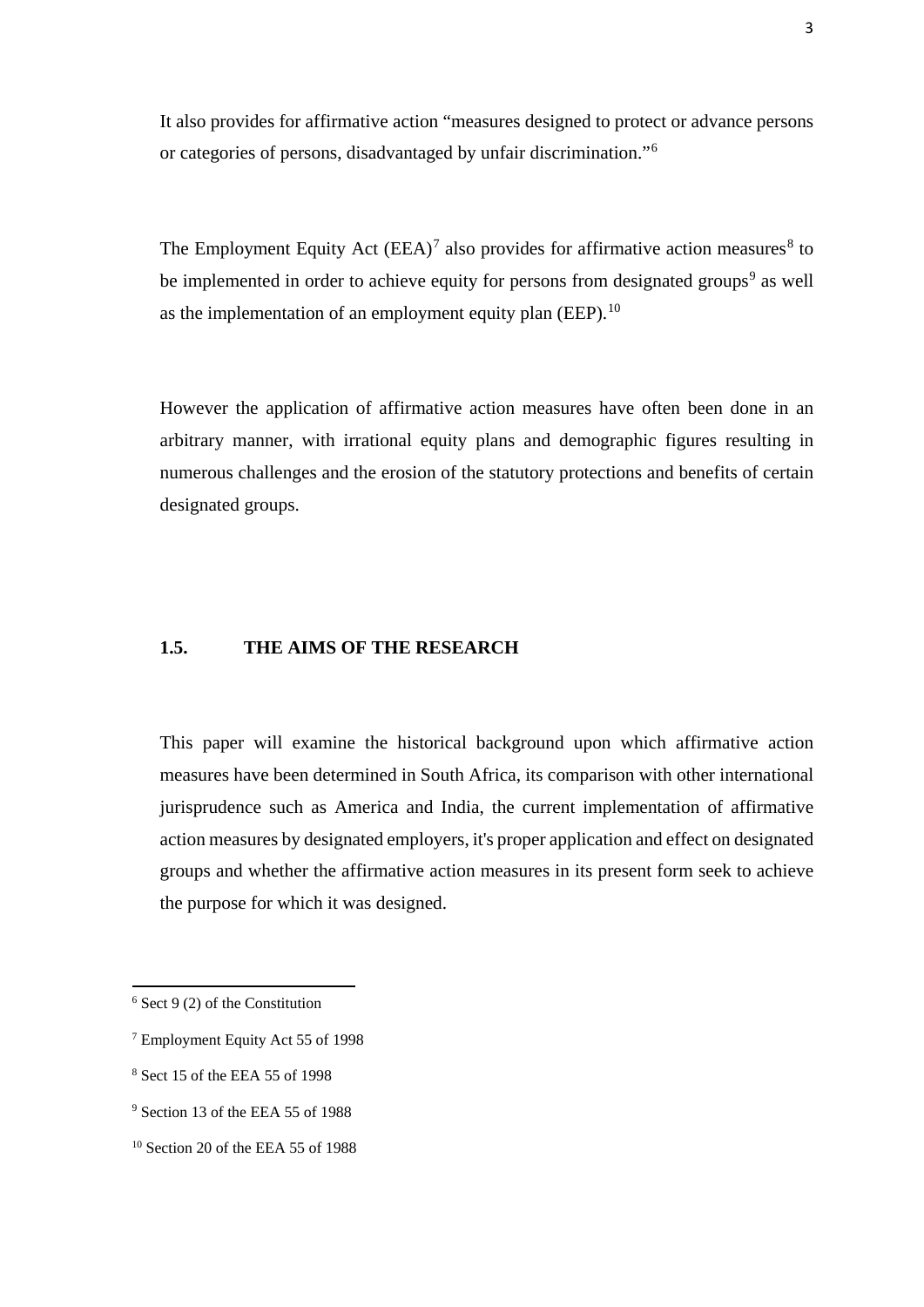It also provides for affirmative action “measures designed to protect or advance persons or categories of persons, disadvantaged by unfair discrimination.”[6]

The Employment Equity Act (EEA)[7] also provides for affirmative action measures[8] to be implemented in order to achieve equity for persons from designated groups[9] as well as the implementation of an employment equity plan (EEP).[10]

However the application of affirmative action measures have often been done in an arbitrary manner, with irrational equity plans and demographic figures resulting in numerous challenges and the erosion of the statutory protections and benefits of certain designated groups.

### 1.5. THE AIMS OF THE RESEARCH

This paper will examine the historical background upon which affirmative action measures have been determined in South Africa, its comparison with other international jurisprudence such as America and India, the current implementation of affirmative action measures by designated employers, it's proper application and effect on designated groups and whether the affirmative action measures in its present form seek to achieve the purpose for which it was designed.

---

[6] Sect 9 (2) of the Constitution

[7] Employment Equity Act 55 of 1998

[8] Sect 15 of the EEA 55 of 1998

[9] Section 13 of the EEA 55 of 1988

[10] Section 20 of the EEA 55 of 1988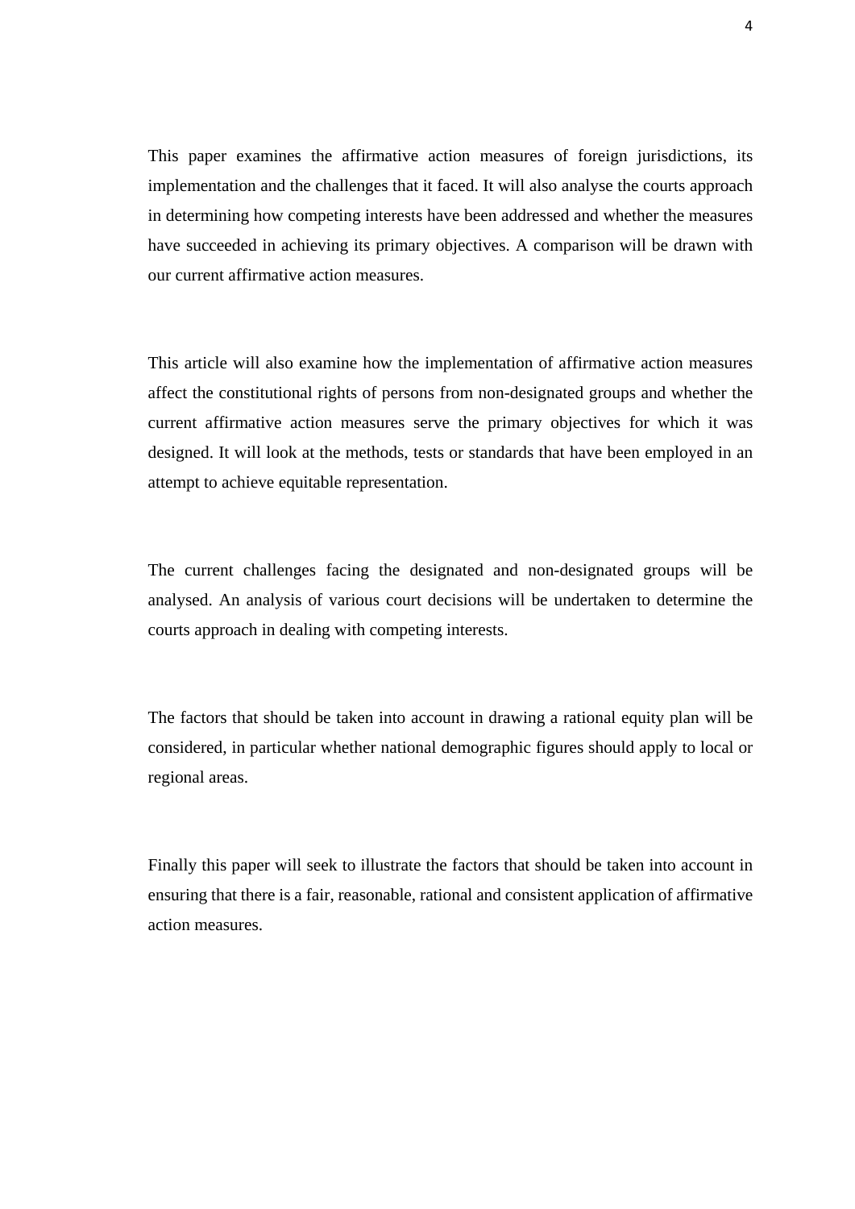This paper examines the affirmative action measures of foreign jurisdictions, its implementation and the challenges that it faced. It will also analyse the courts approach in determining how competing interests have been addressed and whether the measures have succeeded in achieving its primary objectives. A comparison will be drawn with our current affirmative action measures.

This article will also examine how the implementation of affirmative action measures affect the constitutional rights of persons from non-designated groups and whether the current affirmative action measures serve the primary objectives for which it was designed. It will look at the methods, tests or standards that have been employed in an attempt to achieve equitable representation.

The current challenges facing the designated and non-designated groups will be analysed. An analysis of various court decisions will be undertaken to determine the courts approach in dealing with competing interests.

The factors that should be taken into account in drawing a rational equity plan will be considered, in particular whether national demographic figures should apply to local or regional areas.

Finally this paper will seek to illustrate the factors that should be taken into account in ensuring that there is a fair, reasonable, rational and consistent application of affirmative action measures.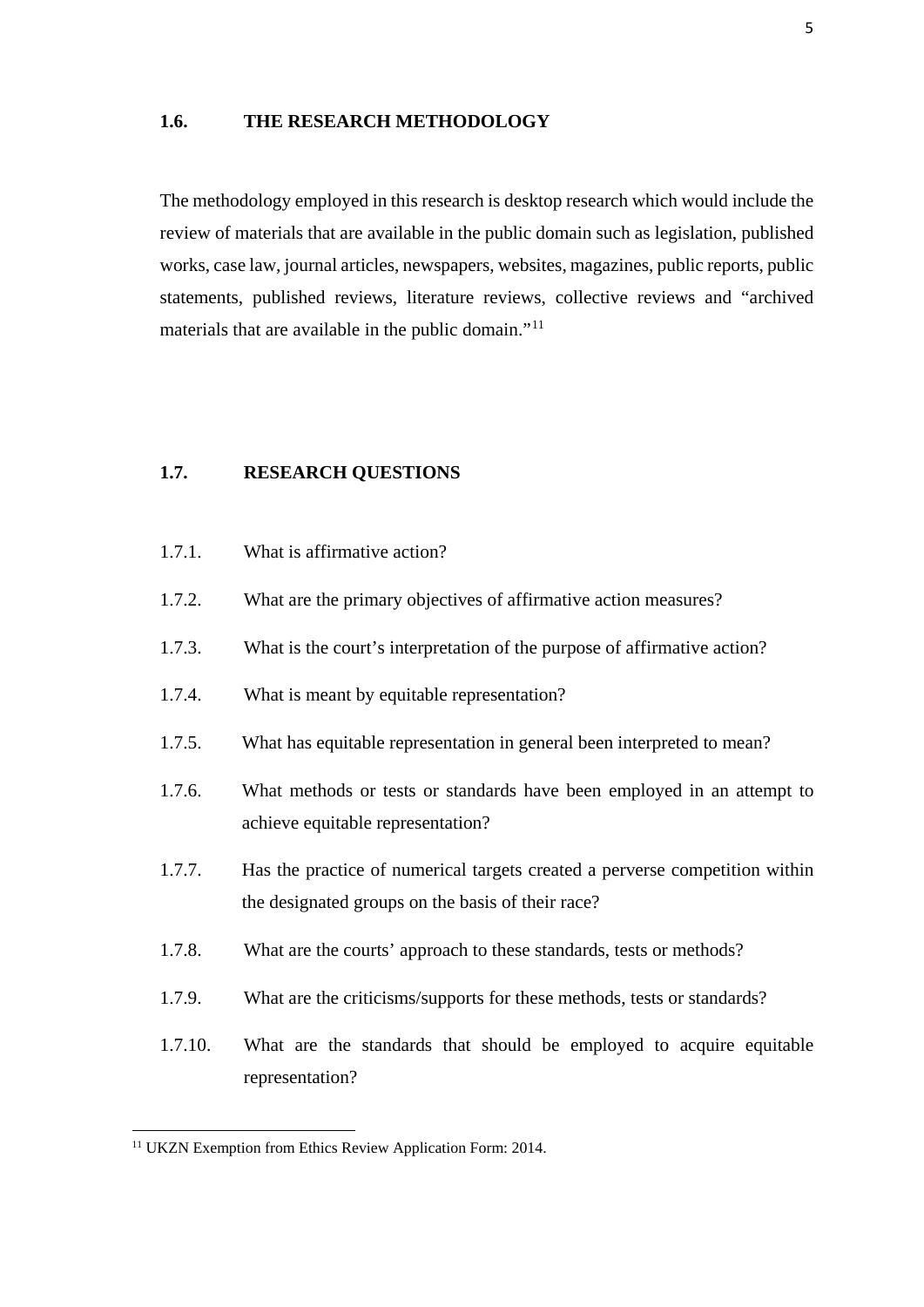## 1.6. THE RESEARCH METHODOLOGY

The methodology employed in this research is desktop research which would include the review of materials that are available in the public domain such as legislation, published works, case law, journal articles, newspapers, websites, magazines, public reports, public statements, published reviews, literature reviews, collective reviews and "archived materials that are available in the public domain."[11]

## 1.7. RESEARCH QUESTIONS

1.7.1. What is affirmative action?

1.7.2. What are the primary objectives of affirmative action measures?

1.7.3. What is the court's interpretation of the purpose of affirmative action?

1.7.4. What is meant by equitable representation?

1.7.5. What has equitable representation in general been interpreted to mean?

1.7.6. What methods or tests or standards have been employed in an attempt to achieve equitable representation?

1.7.7. Has the practice of numerical targets created a perverse competition within the designated groups on the basis of their race?

1.7.8. What are the courts' approach to these standards, tests or methods?

1.7.9. What are the criticisms/supports for these methods, tests or standards?

1.7.10. What are the standards that should be employed to acquire equitable representation?

---

[11] UKZN Exemption from Ethics Review Application Form: 2014.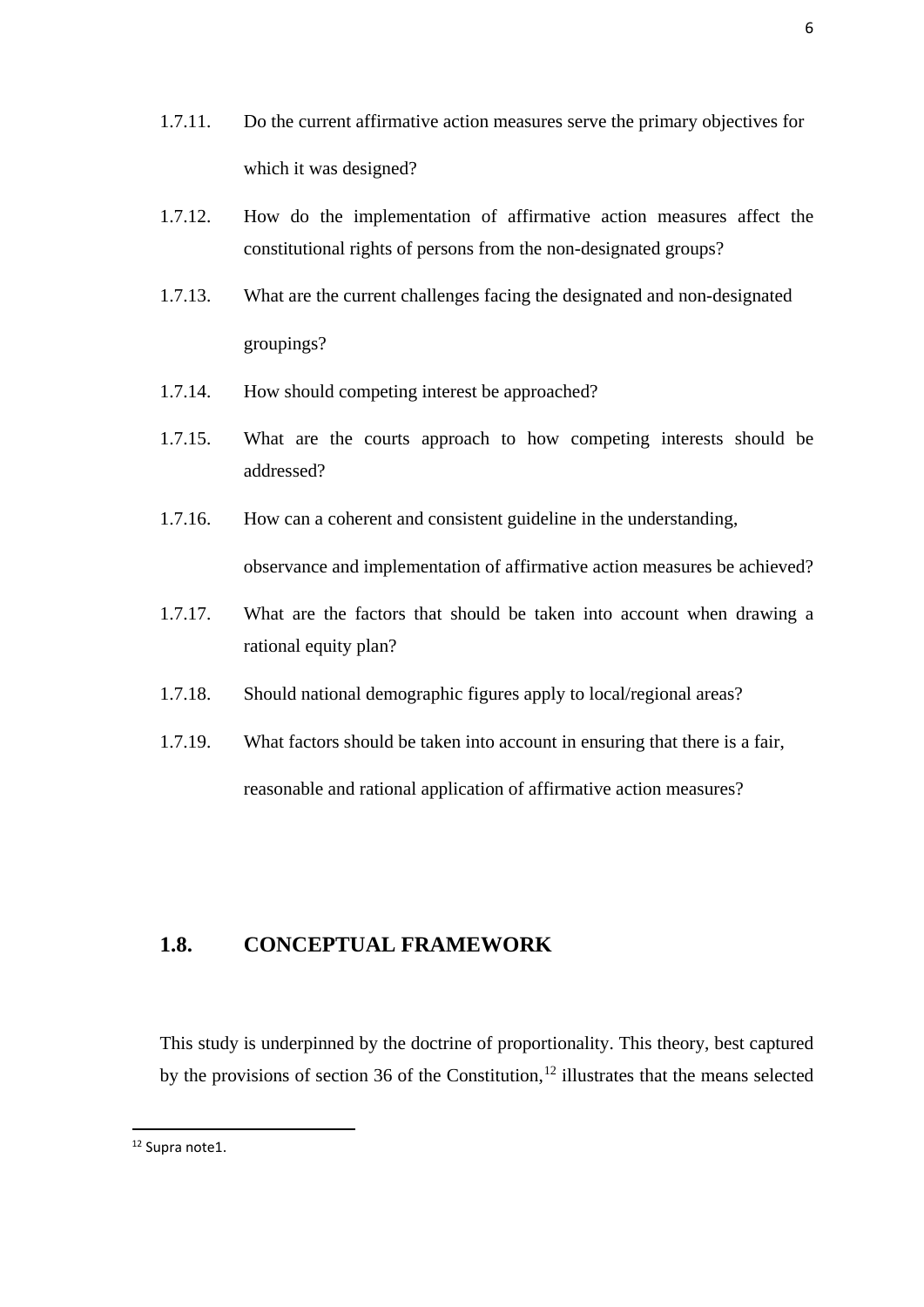1.7.11. Do the current affirmative action measures serve the primary objectives for which it was designed?

1.7.12. How do the implementation of affirmative action measures affect the constitutional rights of persons from the non-designated groups?

1.7.13. What are the current challenges facing the designated and non-designated groupings?

1.7.14. How should competing interest be approached?

1.7.15. What are the courts approach to how competing interests should be addressed?

1.7.16. How can a coherent and consistent guideline in the understanding, observance and implementation of affirmative action measures be achieved?

1.7.17. What are the factors that should be taken into account when drawing a rational equity plan?

1.7.18. Should national demographic figures apply to local/regional areas?

1.7.19. What factors should be taken into account in ensuring that there is a fair, reasonable and rational application of affirmative action measures?

## 1.8. CONCEPTUAL FRAMEWORK

This study is underpinned by the doctrine of proportionality. This theory, best captured by the provisions of section 36 of the Constitution,[12] illustrates that the means selected

[12] Supra note1.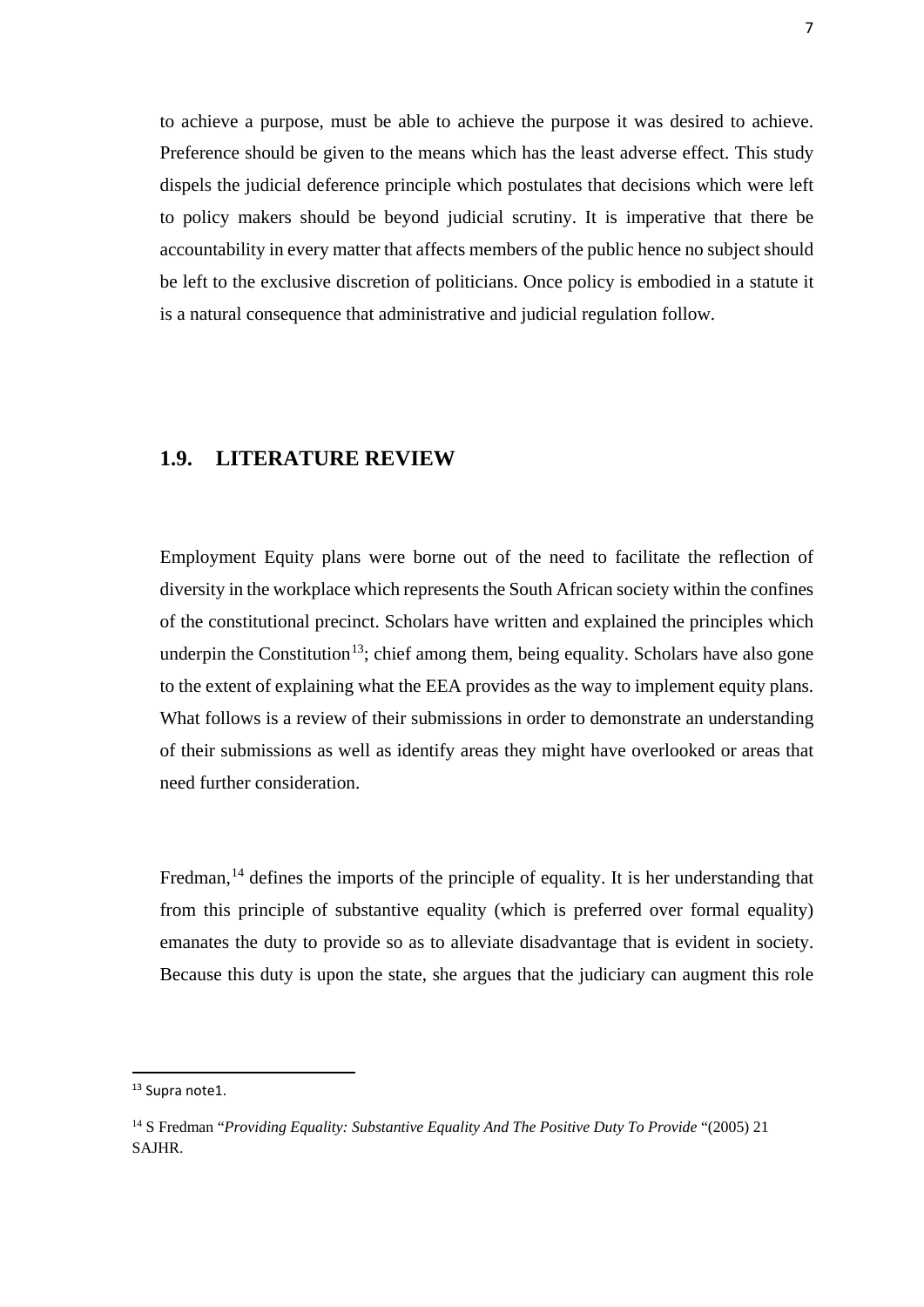to achieve a purpose, must be able to achieve the purpose it was desired to achieve. Preference should be given to the means which has the least adverse effect. This study dispels the judicial deference principle which postulates that decisions which were left to policy makers should be beyond judicial scrutiny. It is imperative that there be accountability in every matter that affects members of the public hence no subject should be left to the exclusive discretion of politicians. Once policy is embodied in a statute it is a natural consequence that administrative and judicial regulation follow.

## 1.9. LITERATURE REVIEW

Employment Equity plans were borne out of the need to facilitate the reflection of diversity in the workplace which represents the South African society within the confines of the constitutional precinct. Scholars have written and explained the principles which underpin the Constitution[13]; chief among them, being equality. Scholars have also gone to the extent of explaining what the EEA provides as the way to implement equity plans. What follows is a review of their submissions in order to demonstrate an understanding of their submissions as well as identify areas they might have overlooked or areas that need further consideration.

Fredman,[14] defines the imports of the principle of equality. It is her understanding that from this principle of substantive equality (which is preferred over formal equality) emanates the duty to provide so as to alleviate disadvantage that is evident in society. Because this duty is upon the state, she argues that the judiciary can augment this role

---

[13] Supra note1.

[14] S Fredman "*Providing Equality: Substantive Equality And The Positive Duty To Provide* "(2005) 21 SAJHR.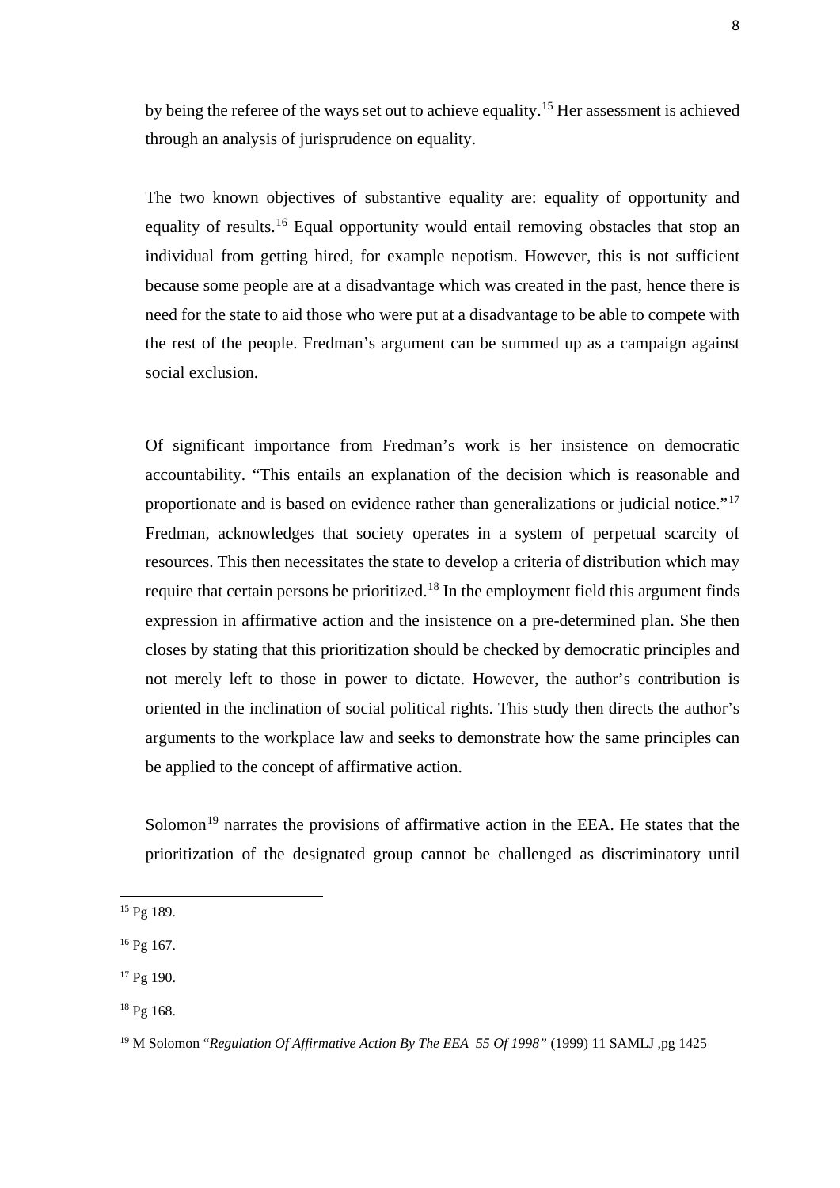by being the referee of the ways set out to achieve equality.[15] Her assessment is achieved through an analysis of jurisprudence on equality.

The two known objectives of substantive equality are: equality of opportunity and equality of results.[16] Equal opportunity would entail removing obstacles that stop an individual from getting hired, for example nepotism. However, this is not sufficient because some people are at a disadvantage which was created in the past, hence there is need for the state to aid those who were put at a disadvantage to be able to compete with the rest of the people. Fredman's argument can be summed up as a campaign against social exclusion.

Of significant importance from Fredman's work is her insistence on democratic accountability. "This entails an explanation of the decision which is reasonable and proportionate and is based on evidence rather than generalizations or judicial notice."[17] Fredman, acknowledges that society operates in a system of perpetual scarcity of resources. This then necessitates the state to develop a criteria of distribution which may require that certain persons be prioritized.[18] In the employment field this argument finds expression in affirmative action and the insistence on a pre-determined plan. She then closes by stating that this prioritization should be checked by democratic principles and not merely left to those in power to dictate. However, the author's contribution is oriented in the inclination of social political rights. This study then directs the author's arguments to the workplace law and seeks to demonstrate how the same principles can be applied to the concept of affirmative action.

Solomon[19] narrates the provisions of affirmative action in the EEA. He states that the prioritization of the designated group cannot be challenged as discriminatory until

---

[15] Pg 189.

[16] Pg 167.

[17] Pg 190.

[18] Pg 168.

[19] M Solomon "*Regulation Of Affirmative Action By The EEA 55 Of 1998*" (1999) 11 SAMLJ ,pg 1425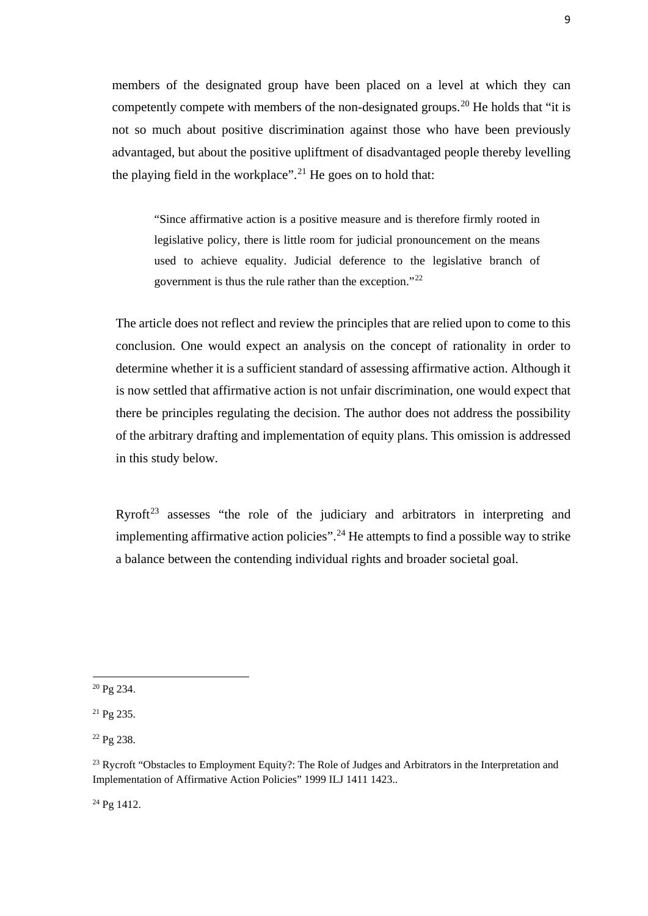members of the designated group have been placed on a level at which they can competently compete with members of the non-designated groups.[20] He holds that "it is not so much about positive discrimination against those who have been previously advantaged, but about the positive upliftment of disadvantaged people thereby levelling the playing field in the workplace".[21] He goes on to hold that:

> "Since affirmative action is a positive measure and is therefore firmly rooted in legislative policy, there is little room for judicial pronouncement on the means used to achieve equality. Judicial deference to the legislative branch of government is thus the rule rather than the exception."[22]

The article does not reflect and review the principles that are relied upon to come to this conclusion. One would expect an analysis on the concept of rationality in order to determine whether it is a sufficient standard of assessing affirmative action. Although it is now settled that affirmative action is not unfair discrimination, one would expect that there be principles regulating the decision. The author does not address the possibility of the arbitrary drafting and implementation of equity plans. This omission is addressed in this study below.

Ryroft[23] assesses "the role of the judiciary and arbitrators in interpreting and implementing affirmative action policies".[24] He attempts to find a possible way to strike a balance between the contending individual rights and broader societal goal.

---

[20] Pg 234.

[21] Pg 235.

[22] Pg 238.

[23] Rycroft "Obstacles to Employment Equity?: The Role of Judges and Arbitrators in the Interpretation and Implementation of Affirmative Action Policies" 1999 ILJ 1411 1423..

[24] Pg 1412.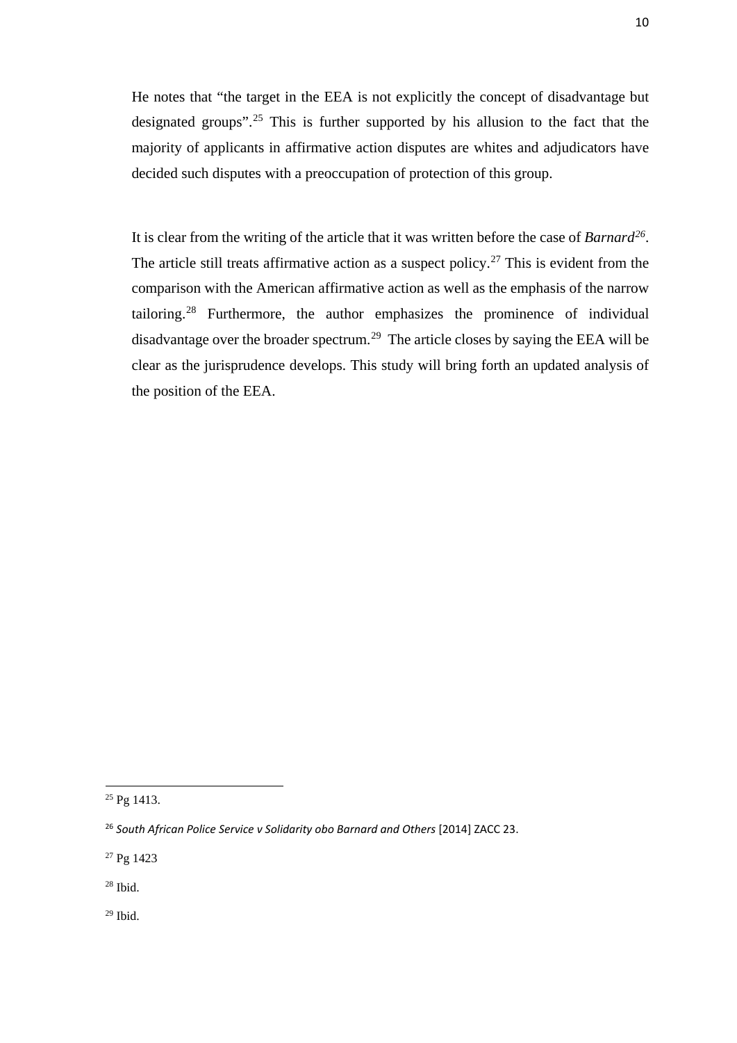He notes that "the target in the EEA is not explicitly the concept of disadvantage but designated groups".[25] This is further supported by his allusion to the fact that the majority of applicants in affirmative action disputes are whites and adjudicators have decided such disputes with a preoccupation of protection of this group.

It is clear from the writing of the article that it was written before the case of *Barnard*[26]. The article still treats affirmative action as a suspect policy.[27] This is evident from the comparison with the American affirmative action as well as the emphasis of the narrow tailoring.[28] Furthermore, the author emphasizes the prominence of individual disadvantage over the broader spectrum.[29] The article closes by saying the EEA will be clear as the jurisprudence develops. This study will bring forth an updated analysis of the position of the EEA.

---

[25] Pg 1413.

[26] *South African Police Service v Solidarity obo Barnard and Others* [2014] ZACC 23.

[27] Pg 1423

[28] Ibid.

[29] Ibid.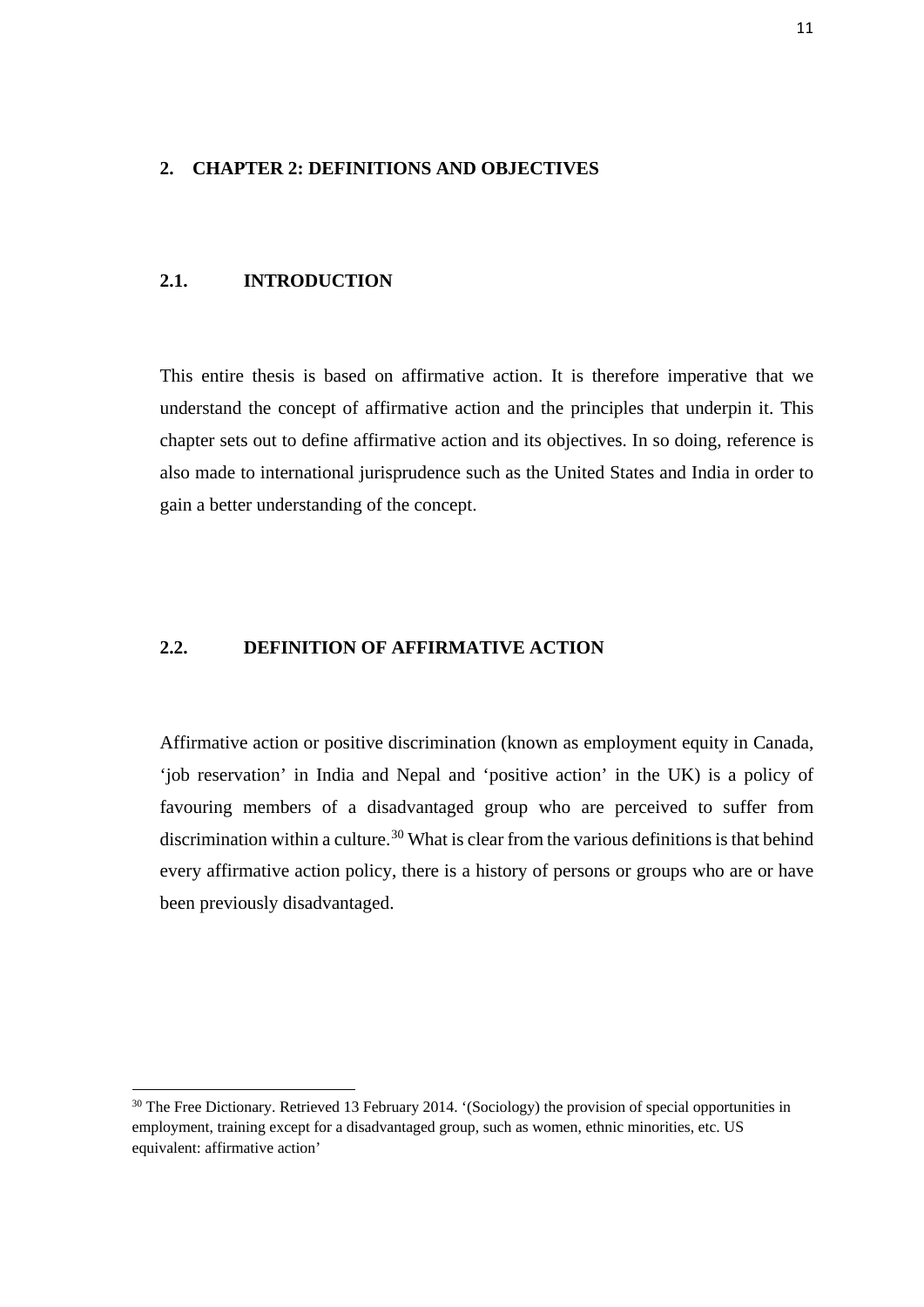# 2. CHAPTER 2: DEFINITIONS AND OBJECTIVES

## 2.1. INTRODUCTION

This entire thesis is based on affirmative action. It is therefore imperative that we understand the concept of affirmative action and the principles that underpin it. This chapter sets out to define affirmative action and its objectives. In so doing, reference is also made to international jurisprudence such as the United States and India in order to gain a better understanding of the concept.

## 2.2. DEFINITION OF AFFIRMATIVE ACTION

Affirmative action or positive discrimination (known as employment equity in Canada, 'job reservation' in India and Nepal and 'positive action' in the UK) is a policy of favouring members of a disadvantaged group who are perceived to suffer from discrimination within a culture.[30] What is clear from the various definitions is that behind every affirmative action policy, there is a history of persons or groups who are or have been previously disadvantaged.

---

[30] The Free Dictionary. Retrieved 13 February 2014. '(Sociology) the provision of special opportunities in employment, training except for a disadvantaged group, such as women, ethnic minorities, etc. US equivalent: affirmative action'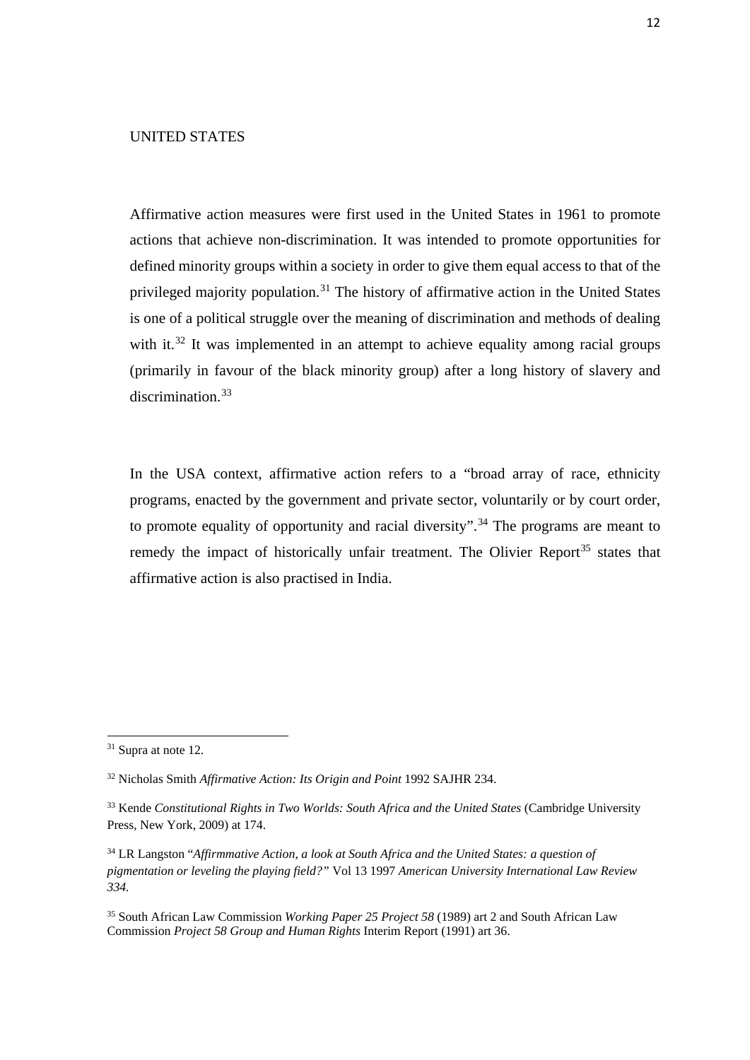## UNITED STATES

Affirmative action measures were first used in the United States in 1961 to promote actions that achieve non-discrimination. It was intended to promote opportunities for defined minority groups within a society in order to give them equal access to that of the privileged majority population.[31] The history of affirmative action in the United States is one of a political struggle over the meaning of discrimination and methods of dealing with it.[32] It was implemented in an attempt to achieve equality among racial groups (primarily in favour of the black minority group) after a long history of slavery and discrimination.[33]

In the USA context, affirmative action refers to a "broad array of race, ethnicity programs, enacted by the government and private sector, voluntarily or by court order, to promote equality of opportunity and racial diversity".[34] The programs are meant to remedy the impact of historically unfair treatment. The Olivier Report[35] states that affirmative action is also practised in India.

---

[31] Supra at note 12.

[32] Nicholas Smith *Affirmative Action: Its Origin and Point* 1992 SAJHR 234.

[33] Kende *Constitutional Rights in Two Worlds: South Africa and the United States* (Cambridge University Press, New York, 2009) at 174.

[34] LR Langston "*Affirmmative Action, a look at South Africa and the United States: a question of pigmentation or leveling the playing field?"* Vol 13 1997 *American University International Law Review 334.*

[35] South African Law Commission *Working Paper 25 Project 58* (1989) art 2 and South African Law Commission *Project 58 Group and Human Rights* Interim Report (1991) art 36.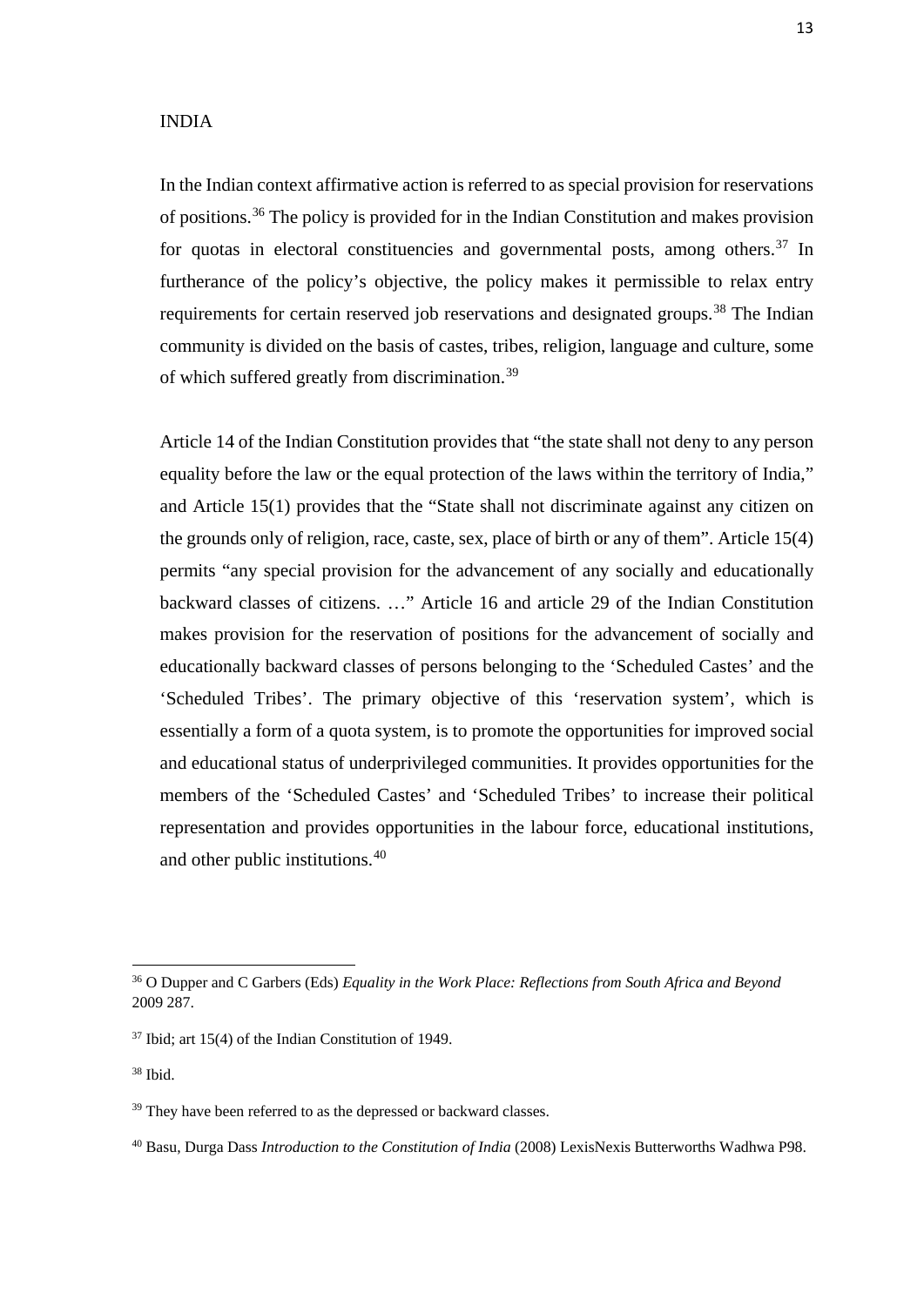## INDIA

In the Indian context affirmative action is referred to as special provision for reservations of positions.[36] The policy is provided for in the Indian Constitution and makes provision for quotas in electoral constituencies and governmental posts, among others.[37] In furtherance of the policy's objective, the policy makes it permissible to relax entry requirements for certain reserved job reservations and designated groups.[38] The Indian community is divided on the basis of castes, tribes, religion, language and culture, some of which suffered greatly from discrimination.[39]

Article 14 of the Indian Constitution provides that "the state shall not deny to any person equality before the law or the equal protection of the laws within the territory of India," and Article 15(1) provides that the "State shall not discriminate against any citizen on the grounds only of religion, race, caste, sex, place of birth or any of them". Article 15(4) permits "any special provision for the advancement of any socially and educationally backward classes of citizens. …" Article 16 and article 29 of the Indian Constitution makes provision for the reservation of positions for the advancement of socially and educationally backward classes of persons belonging to the 'Scheduled Castes' and the 'Scheduled Tribes'. The primary objective of this 'reservation system', which is essentially a form of a quota system, is to promote the opportunities for improved social and educational status of underprivileged communities. It provides opportunities for the members of the 'Scheduled Castes' and 'Scheduled Tribes' to increase their political representation and provides opportunities in the labour force, educational institutions, and other public institutions.[40]

---

[36] O Dupper and C Garbers (Eds) *Equality in the Work Place: Reflections from South Africa and Beyond* 2009 287.

[37] Ibid; art 15(4) of the Indian Constitution of 1949.

[38] Ibid.

[39] They have been referred to as the depressed or backward classes.

[40] Basu, Durga Dass *Introduction to the Constitution of India* (2008) LexisNexis Butterworths Wadhwa P98.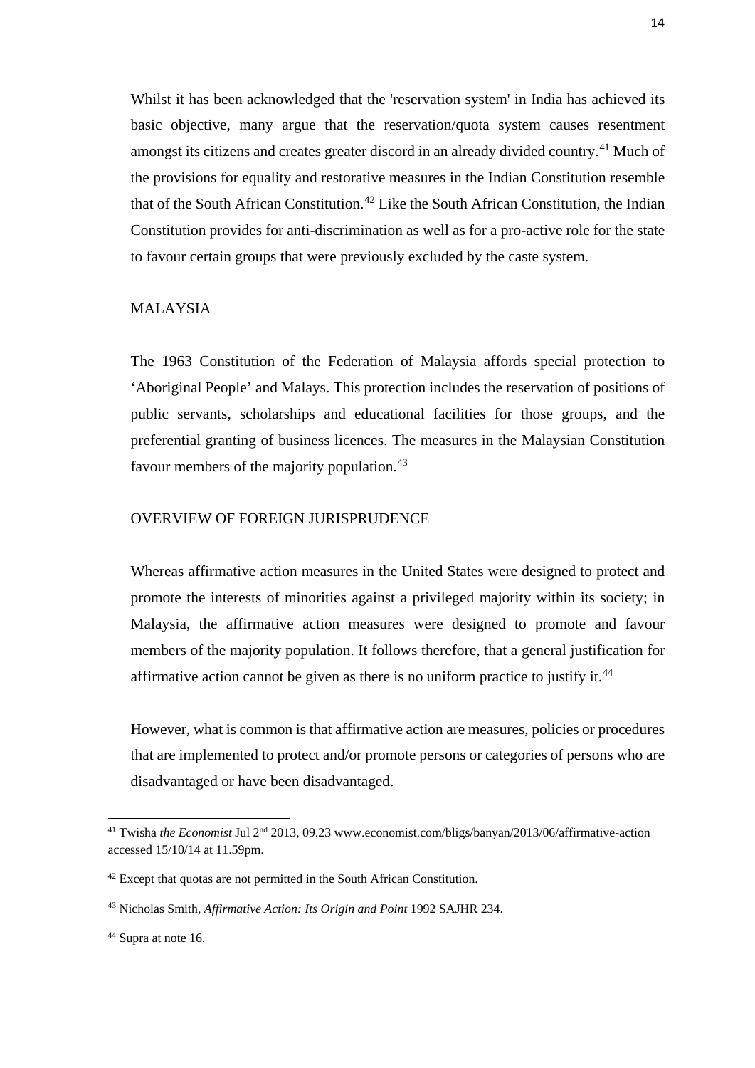Whilst it has been acknowledged that the 'reservation system' in India has achieved its basic objective, many argue that the reservation/quota system causes resentment amongst its citizens and creates greater discord in an already divided country.[41] Much of the provisions for equality and restorative measures in the Indian Constitution resemble that of the South African Constitution.[42] Like the South African Constitution, the Indian Constitution provides for anti-discrimination as well as for a pro-active role for the state to favour certain groups that were previously excluded by the caste system.

## MALAYSIA

The 1963 Constitution of the Federation of Malaysia affords special protection to 'Aboriginal People' and Malays. This protection includes the reservation of positions of public servants, scholarships and educational facilities for those groups, and the preferential granting of business licences. The measures in the Malaysian Constitution favour members of the majority population.[43]

## OVERVIEW OF FOREIGN JURISPRUDENCE

Whereas affirmative action measures in the United States were designed to protect and promote the interests of minorities against a privileged majority within its society; in Malaysia, the affirmative action measures were designed to promote and favour members of the majority population. It follows therefore, that a general justification for affirmative action cannot be given as there is no uniform practice to justify it.[44]

However, what is common is that affirmative action are measures, policies or procedures that are implemented to protect and/or promote persons or categories of persons who are disadvantaged or have been disadvantaged.

---

[41] Twisha *the Economist* Jul 2nd 2013, 09.23 www.economist.com/bligs/banyan/2013/06/affirmative-action accessed 15/10/14 at 11.59pm.

[42] Except that quotas are not permitted in the South African Constitution.

[43] Nicholas Smith, *Affirmative Action: Its Origin and Point* 1992 SAJHR 234.

[44] Supra at note 16.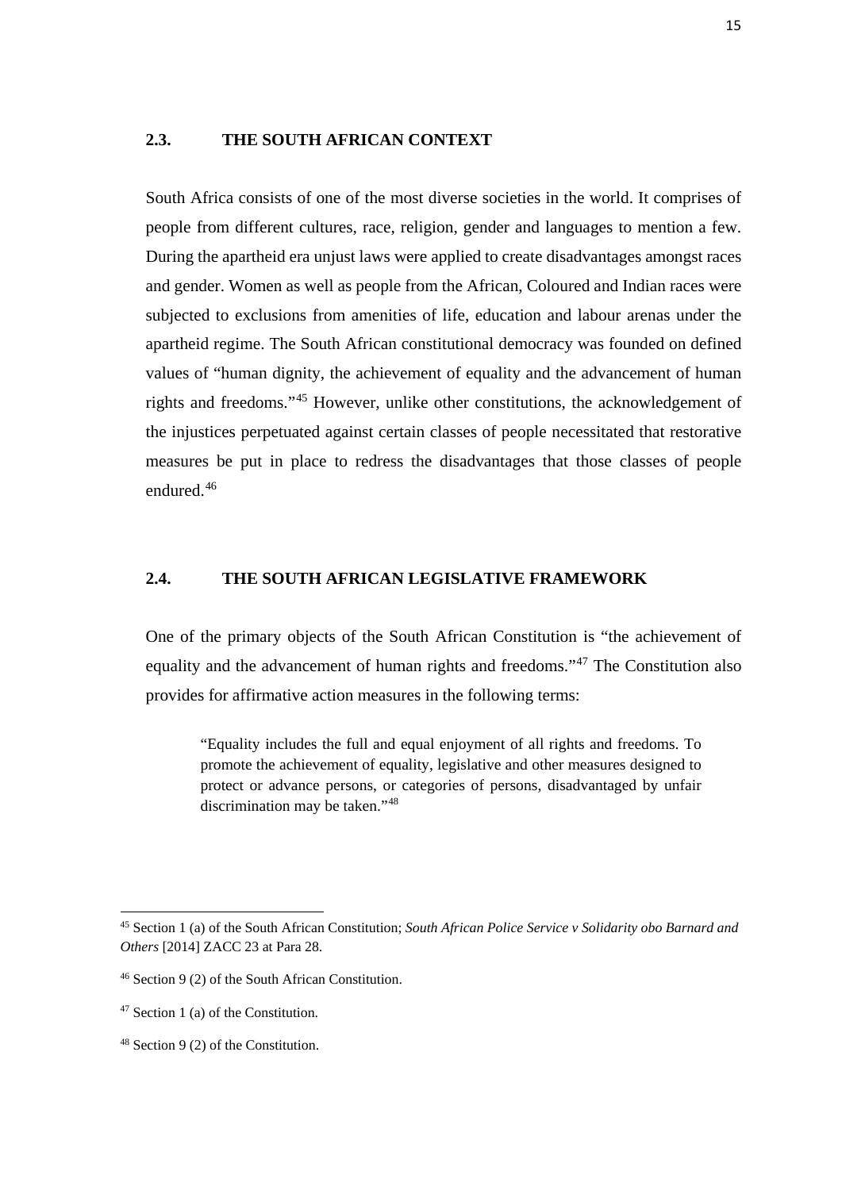## 2.3. THE SOUTH AFRICAN CONTEXT

South Africa consists of one of the most diverse societies in the world. It comprises of people from different cultures, race, religion, gender and languages to mention a few. During the apartheid era unjust laws were applied to create disadvantages amongst races and gender. Women as well as people from the African, Coloured and Indian races were subjected to exclusions from amenities of life, education and labour arenas under the apartheid regime. The South African constitutional democracy was founded on defined values of "human dignity, the achievement of equality and the advancement of human rights and freedoms."[45] However, unlike other constitutions, the acknowledgement of the injustices perpetuated against certain classes of people necessitated that restorative measures be put in place to redress the disadvantages that those classes of people endured.[46]

## 2.4. THE SOUTH AFRICAN LEGISLATIVE FRAMEWORK

One of the primary objects of the South African Constitution is "the achievement of equality and the advancement of human rights and freedoms."[47] The Constitution also provides for affirmative action measures in the following terms:

> "Equality includes the full and equal enjoyment of all rights and freedoms. To promote the achievement of equality, legislative and other measures designed to protect or advance persons, or categories of persons, disadvantaged by unfair discrimination may be taken."[48]

---

[45] Section 1 (a) of the South African Constitution; *South African Police Service v Solidarity obo Barnard and Others* [2014] ZACC 23 at Para 28.

[46] Section 9 (2) of the South African Constitution.

[47] Section 1 (a) of the Constitution.

[48] Section 9 (2) of the Constitution.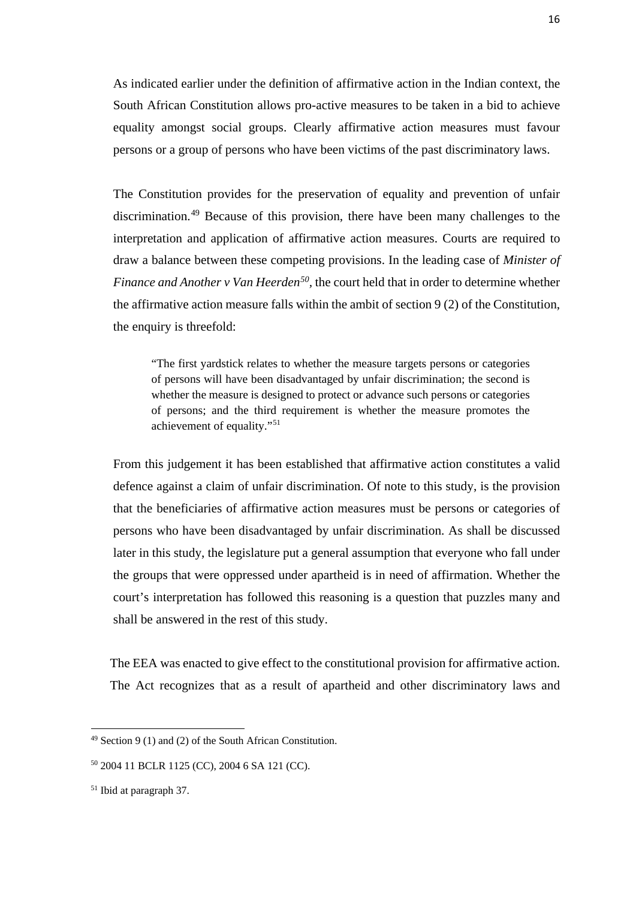As indicated earlier under the definition of affirmative action in the Indian context, the South African Constitution allows pro-active measures to be taken in a bid to achieve equality amongst social groups. Clearly affirmative action measures must favour persons or a group of persons who have been victims of the past discriminatory laws.

The Constitution provides for the preservation of equality and prevention of unfair discrimination.[49] Because of this provision, there have been many challenges to the interpretation and application of affirmative action measures. Courts are required to draw a balance between these competing provisions. In the leading case of *Minister of Finance and Another v Van Heerden*[50], the court held that in order to determine whether the affirmative action measure falls within the ambit of section 9 (2) of the Constitution, the enquiry is threefold:

> "The first yardstick relates to whether the measure targets persons or categories of persons will have been disadvantaged by unfair discrimination; the second is whether the measure is designed to protect or advance such persons or categories of persons; and the third requirement is whether the measure promotes the achievement of equality."[51]

From this judgement it has been established that affirmative action constitutes a valid defence against a claim of unfair discrimination. Of note to this study, is the provision that the beneficiaries of affirmative action measures must be persons or categories of persons who have been disadvantaged by unfair discrimination. As shall be discussed later in this study, the legislature put a general assumption that everyone who fall under the groups that were oppressed under apartheid is in need of affirmation. Whether the court's interpretation has followed this reasoning is a question that puzzles many and shall be answered in the rest of this study.

The EEA was enacted to give effect to the constitutional provision for affirmative action. The Act recognizes that as a result of apartheid and other discriminatory laws and

---

[49] Section 9 (1) and (2) of the South African Constitution.

[50] 2004 11 BCLR 1125 (CC), 2004 6 SA 121 (CC).

[51] Ibid at paragraph 37.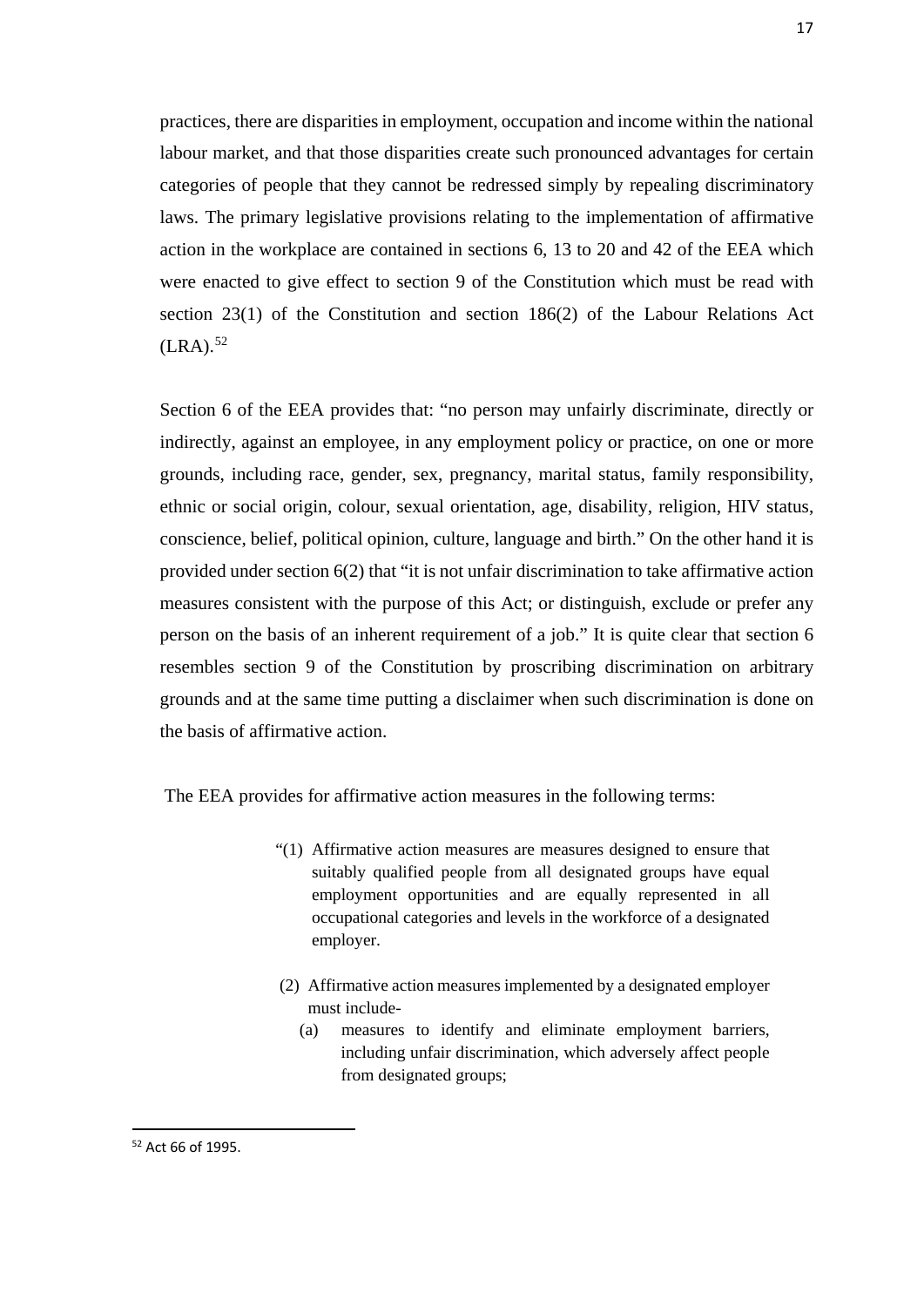practices, there are disparities in employment, occupation and income within the national labour market, and that those disparities create such pronounced advantages for certain categories of people that they cannot be redressed simply by repealing discriminatory laws. The primary legislative provisions relating to the implementation of affirmative action in the workplace are contained in sections 6, 13 to 20 and 42 of the EEA which were enacted to give effect to section 9 of the Constitution which must be read with section 23(1) of the Constitution and section 186(2) of the Labour Relations Act (LRA).[52]

Section 6 of the EEA provides that: "no person may unfairly discriminate, directly or indirectly, against an employee, in any employment policy or practice, on one or more grounds, including race, gender, sex, pregnancy, marital status, family responsibility, ethnic or social origin, colour, sexual orientation, age, disability, religion, HIV status, conscience, belief, political opinion, culture, language and birth." On the other hand it is provided under section 6(2) that "it is not unfair discrimination to take affirmative action measures consistent with the purpose of this Act; or distinguish, exclude or prefer any person on the basis of an inherent requirement of a job." It is quite clear that section 6 resembles section 9 of the Constitution by proscribing discrimination on arbitrary grounds and at the same time putting a disclaimer when such discrimination is done on the basis of affirmative action.

The EEA provides for affirmative action measures in the following terms:

> "(1) Affirmative action measures are measures designed to ensure that suitably qualified people from all designated groups have equal employment opportunities and are equally represented in all occupational categories and levels in the workforce of a designated employer.
>
> (2) Affirmative action measures implemented by a designated employer must include-
>
> (a) measures to identify and eliminate employment barriers, including unfair discrimination, which adversely affect people from designated groups;

[52] Act 66 of 1995.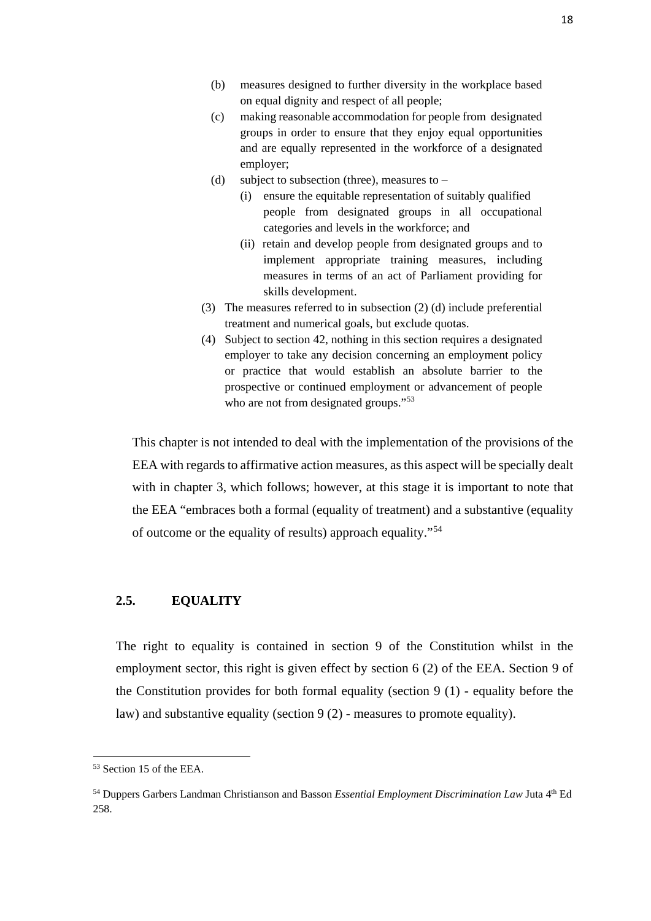(b) measures designed to further diversity in the workplace based on equal dignity and respect of all people;

(c) making reasonable accommodation for people from designated groups in order to ensure that they enjoy equal opportunities and are equally represented in the workforce of a designated employer;

(d) subject to subsection (three), measures to –

(i) ensure the equitable representation of suitably qualified people from designated groups in all occupational categories and levels in the workforce; and

(ii) retain and develop people from designated groups and to implement appropriate training measures, including measures in terms of an act of Parliament providing for skills development.

(3) The measures referred to in subsection (2) (d) include preferential treatment and numerical goals, but exclude quotas.

(4) Subject to section 42, nothing in this section requires a designated employer to take any decision concerning an employment policy or practice that would establish an absolute barrier to the prospective or continued employment or advancement of people who are not from designated groups."[53]

This chapter is not intended to deal with the implementation of the provisions of the EEA with regards to affirmative action measures, as this aspect will be specially dealt with in chapter 3, which follows; however, at this stage it is important to note that the EEA "embraces both a formal (equality of treatment) and a substantive (equality of outcome or the equality of results) approach equality."[54]

## 2.5. EQUALITY

The right to equality is contained in section 9 of the Constitution whilst in the employment sector, this right is given effect by section 6 (2) of the EEA. Section 9 of the Constitution provides for both formal equality (section 9 (1) - equality before the law) and substantive equality (section 9 (2) - measures to promote equality).

---

[53] Section 15 of the EEA.

[54] Duppers Garbers Landman Christianson and Basson *Essential Employment Discrimination Law* Juta 4th Ed 258.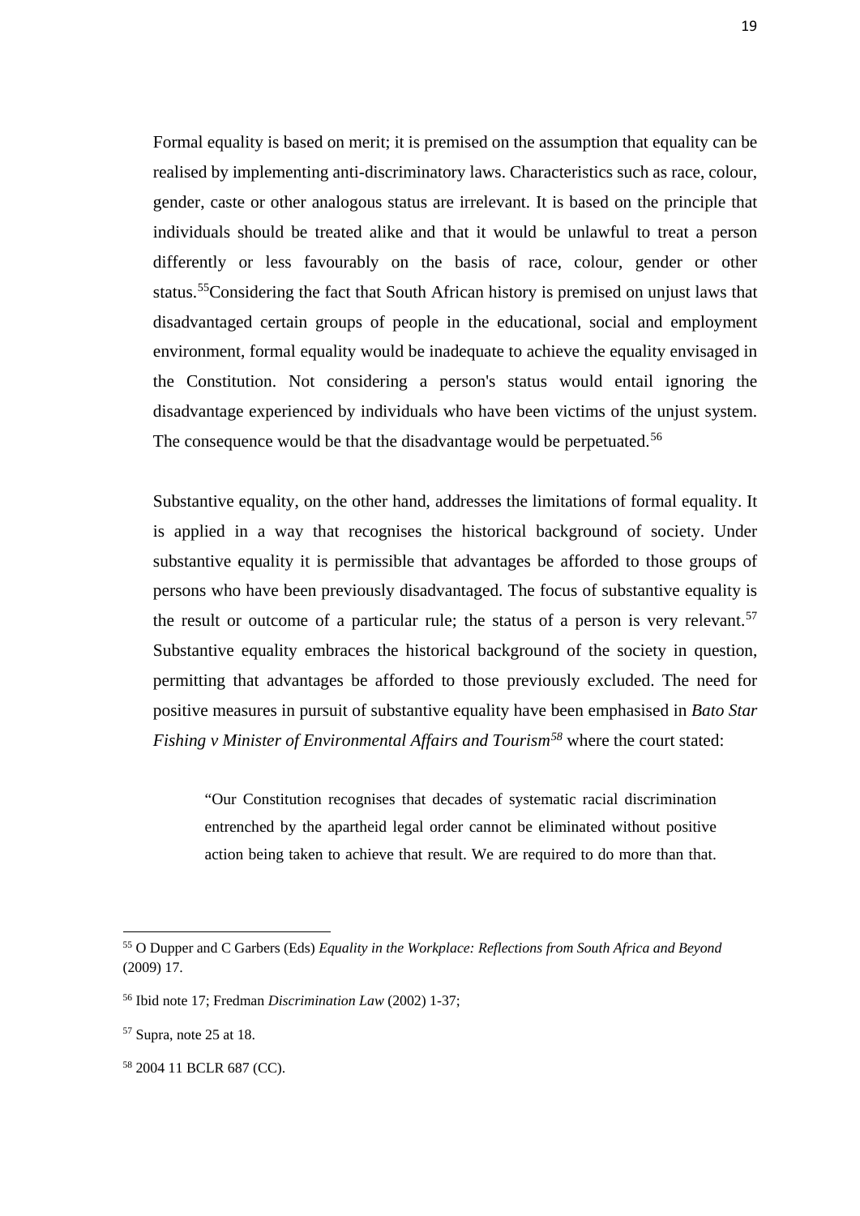Formal equality is based on merit; it is premised on the assumption that equality can be realised by implementing anti-discriminatory laws. Characteristics such as race, colour, gender, caste or other analogous status are irrelevant. It is based on the principle that individuals should be treated alike and that it would be unlawful to treat a person differently or less favourably on the basis of race, colour, gender or other status.[55]Considering the fact that South African history is premised on unjust laws that disadvantaged certain groups of people in the educational, social and employment environment, formal equality would be inadequate to achieve the equality envisaged in the Constitution. Not considering a person's status would entail ignoring the disadvantage experienced by individuals who have been victims of the unjust system. The consequence would be that the disadvantage would be perpetuated.[56]

Substantive equality, on the other hand, addresses the limitations of formal equality. It is applied in a way that recognises the historical background of society. Under substantive equality it is permissible that advantages be afforded to those groups of persons who have been previously disadvantaged. The focus of substantive equality is the result or outcome of a particular rule; the status of a person is very relevant.[57] Substantive equality embraces the historical background of the society in question, permitting that advantages be afforded to those previously excluded. The need for positive measures in pursuit of substantive equality have been emphasised in *Bato Star Fishing v Minister of Environmental Affairs and Tourism*[58] where the court stated:

> "Our Constitution recognises that decades of systematic racial discrimination entrenched by the apartheid legal order cannot be eliminated without positive action being taken to achieve that result. We are required to do more than that.

---

[55] O Dupper and C Garbers (Eds) *Equality in the Workplace: Reflections from South Africa and Beyond* (2009) 17.

[56] Ibid note 17; Fredman *Discrimination Law* (2002) 1-37;

[57] Supra, note 25 at 18.

[58] 2004 11 BCLR 687 (CC).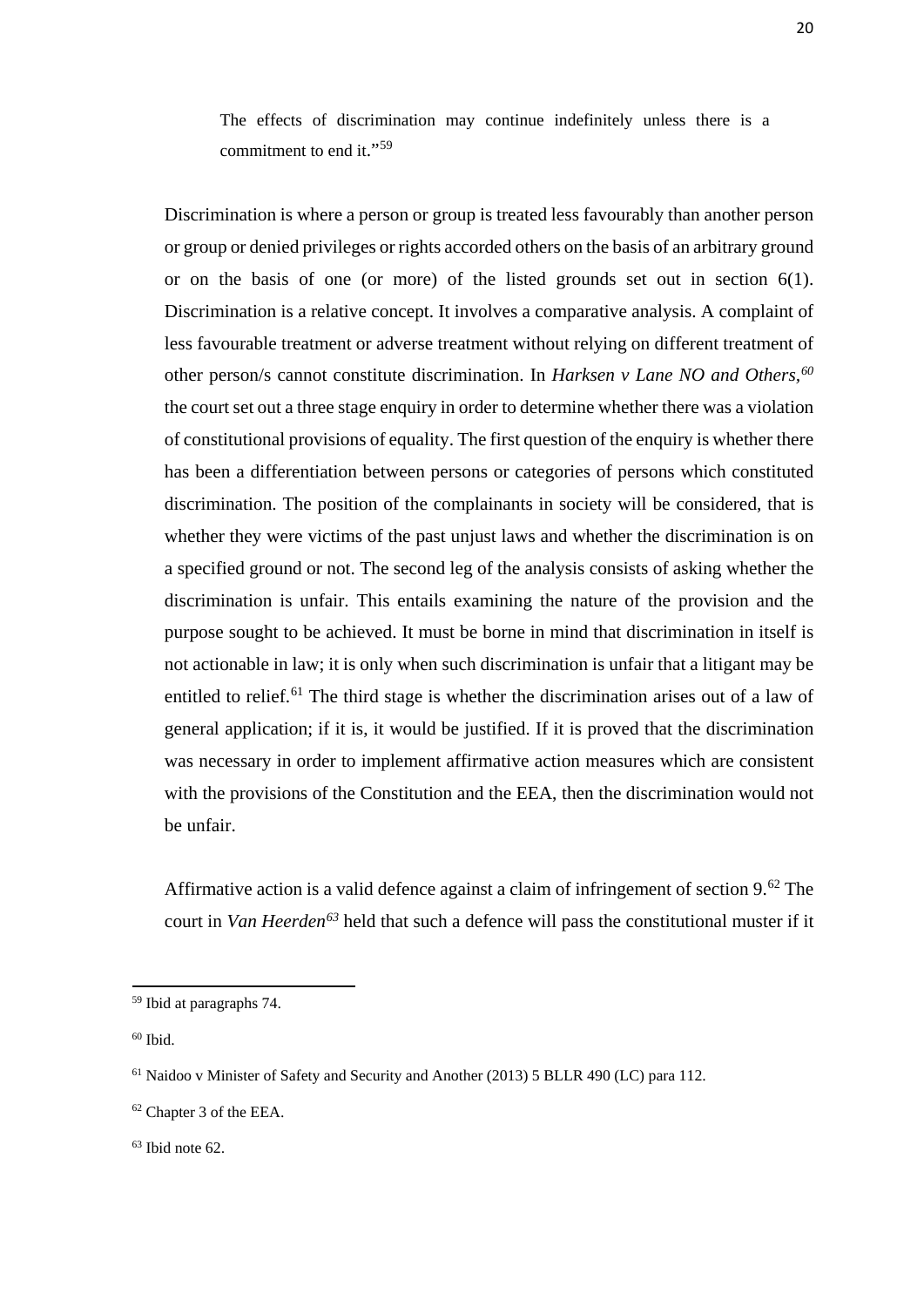> The effects of discrimination may continue indefinitely unless there is a commitment to end it."[59]

Discrimination is where a person or group is treated less favourably than another person or group or denied privileges or rights accorded others on the basis of an arbitrary ground or on the basis of one (or more) of the listed grounds set out in section 6(1). Discrimination is a relative concept. It involves a comparative analysis. A complaint of less favourable treatment or adverse treatment without relying on different treatment of other person/s cannot constitute discrimination. In *Harksen v Lane NO and Others,*[60] the court set out a three stage enquiry in order to determine whether there was a violation of constitutional provisions of equality. The first question of the enquiry is whether there has been a differentiation between persons or categories of persons which constituted discrimination. The position of the complainants in society will be considered, that is whether they were victims of the past unjust laws and whether the discrimination is on a specified ground or not. The second leg of the analysis consists of asking whether the discrimination is unfair. This entails examining the nature of the provision and the purpose sought to be achieved. It must be borne in mind that discrimination in itself is not actionable in law; it is only when such discrimination is unfair that a litigant may be entitled to relief.[61] The third stage is whether the discrimination arises out of a law of general application; if it is, it would be justified. If it is proved that the discrimination was necessary in order to implement affirmative action measures which are consistent with the provisions of the Constitution and the EEA, then the discrimination would not be unfair.

Affirmative action is a valid defence against a claim of infringement of section 9.[62] The court in *Van Heerden*[63] held that such a defence will pass the constitutional muster if it

---

[59] Ibid at paragraphs 74.

[60] Ibid.

[61] Naidoo v Minister of Safety and Security and Another (2013) 5 BLLR 490 (LC) para 112.

[62] Chapter 3 of the EEA.

[63] Ibid note 62.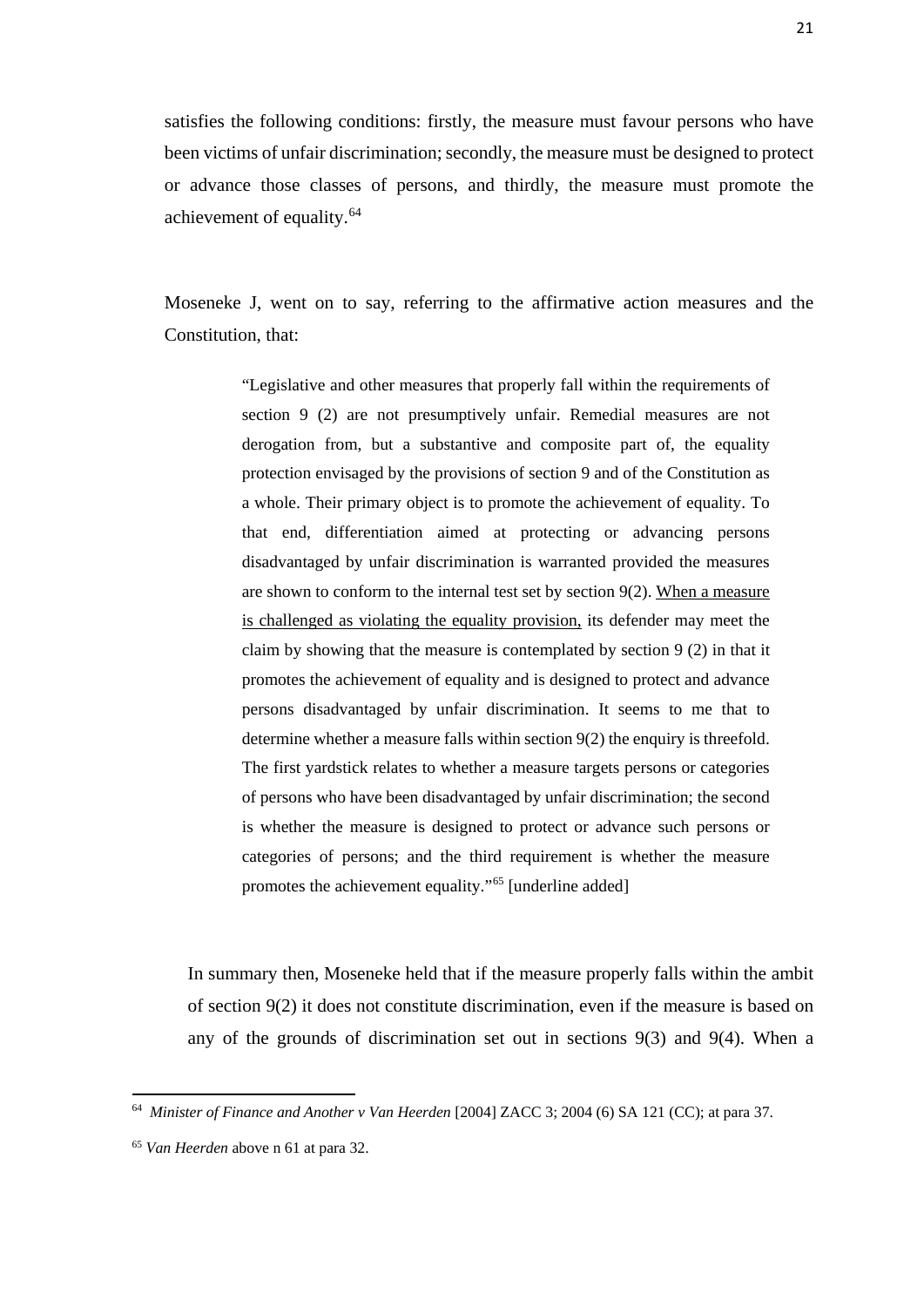satisfies the following conditions: firstly, the measure must favour persons who have been victims of unfair discrimination; secondly, the measure must be designed to protect or advance those classes of persons, and thirdly, the measure must promote the achievement of equality.[64]

Moseneke J, went on to say, referring to the affirmative action measures and the Constitution, that:

> "Legislative and other measures that properly fall within the requirements of section 9 (2) are not presumptively unfair. Remedial measures are not derogation from, but a substantive and composite part of, the equality protection envisaged by the provisions of section 9 and of the Constitution as a whole. Their primary object is to promote the achievement of equality. To that end, differentiation aimed at protecting or advancing persons disadvantaged by unfair discrimination is warranted provided the measures are shown to conform to the internal test set by section 9(2). <u>When a measure is challenged as violating the equality provision,</u> its defender may meet the claim by showing that the measure is contemplated by section 9 (2) in that it promotes the achievement of equality and is designed to protect and advance persons disadvantaged by unfair discrimination. It seems to me that to determine whether a measure falls within section 9(2) the enquiry is threefold. The first yardstick relates to whether a measure targets persons or categories of persons who have been disadvantaged by unfair discrimination; the second is whether the measure is designed to protect or advance such persons or categories of persons; and the third requirement is whether the measure promotes the achievement equality."[65] [underline added]

In summary then, Moseneke held that if the measure properly falls within the ambit of section 9(2) it does not constitute discrimination, even if the measure is based on any of the grounds of discrimination set out in sections 9(3) and 9(4). When a

---

[64] *Minister of Finance and Another v Van Heerden* [2004] ZACC 3; 2004 (6) SA 121 (CC); at para 37.

[65] *Van Heerden* above n 61 at para 32.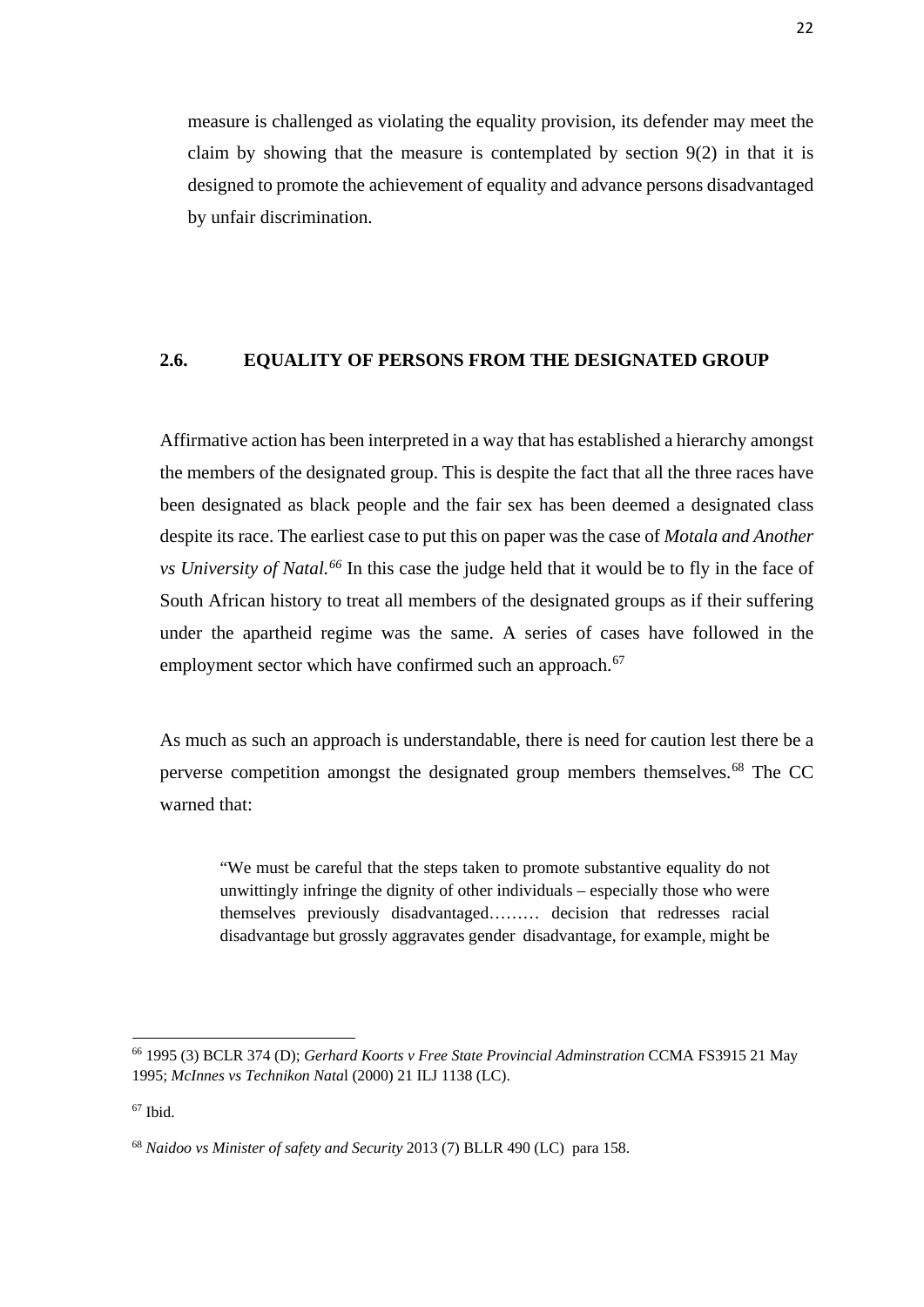measure is challenged as violating the equality provision, its defender may meet the claim by showing that the measure is contemplated by section 9(2) in that it is designed to promote the achievement of equality and advance persons disadvantaged by unfair discrimination.

## 2.6. EQUALITY OF PERSONS FROM THE DESIGNATED GROUP

Affirmative action has been interpreted in a way that has established a hierarchy amongst the members of the designated group. This is despite the fact that all the three races have been designated as black people and the fair sex has been deemed a designated class despite its race. The earliest case to put this on paper was the case of *Motala and Another vs University of Natal.*[66] In this case the judge held that it would be to fly in the face of South African history to treat all members of the designated groups as if their suffering under the apartheid regime was the same. A series of cases have followed in the employment sector which have confirmed such an approach.[67]

As much as such an approach is understandable, there is need for caution lest there be a perverse competition amongst the designated group members themselves.[68] The CC warned that:

> "We must be careful that the steps taken to promote substantive equality do not unwittingly infringe the dignity of other individuals – especially those who were themselves previously disadvantaged……… decision that redresses racial disadvantage but grossly aggravates gender disadvantage, for example, might be

---

[66] 1995 (3) BCLR 374 (D); *Gerhard Koorts v Free State Provincial Adminstration* CCMA FS3915 21 May 1995; *McInnes vs Technikon Nata*l (2000) 21 ILJ 1138 (LC).

[67] Ibid.

[68] *Naidoo vs Minister of safety and Security* 2013 (7) BLLR 490 (LC) para 158.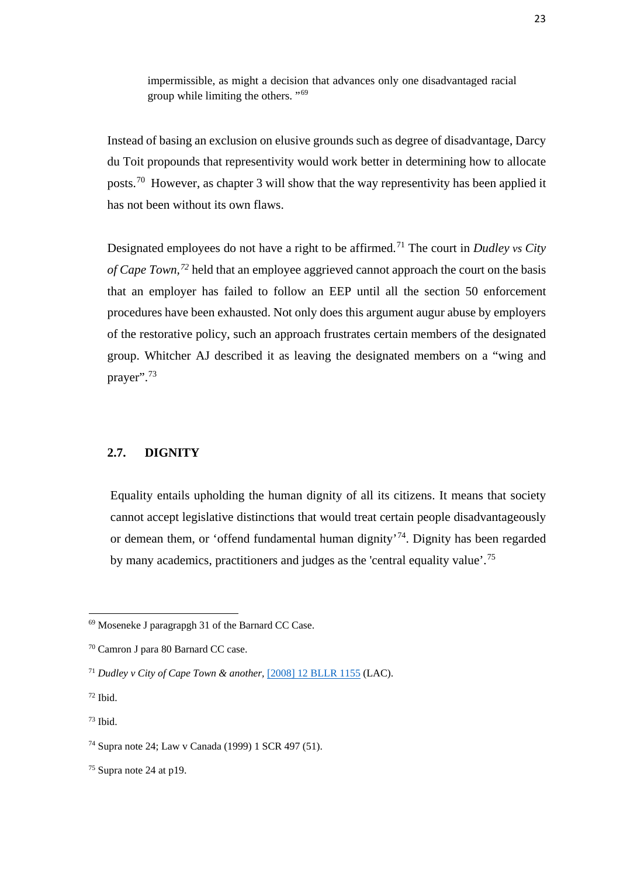> impermissible, as might a decision that advances only one disadvantaged racial group while limiting the others. "[69]

Instead of basing an exclusion on elusive grounds such as degree of disadvantage, Darcy du Toit propounds that representivity would work better in determining how to allocate posts.[70] However, as chapter 3 will show that the way representivity has been applied it has not been without its own flaws.

Designated employees do not have a right to be affirmed.[71] The court in *Dudley vs City of Cape Town,*[72] held that an employee aggrieved cannot approach the court on the basis that an employer has failed to follow an EEP until all the section 50 enforcement procedures have been exhausted. Not only does this argument augur abuse by employers of the restorative policy, such an approach frustrates certain members of the designated group. Whitcher AJ described it as leaving the designated members on a "wing and prayer".[73]

## 2.7. DIGNITY

Equality entails upholding the human dignity of all its citizens. It means that society cannot accept legislative distinctions that would treat certain people disadvantageously or demean them, or 'offend fundamental human dignity'[74]. Dignity has been regarded by many academics, practitioners and judges as the 'central equality value'.[75]

---

[69] Moseneke J paragrapgh 31 of the Barnard CC Case.

[70] Camron J para 80 Barnard CC case.

[71] *Dudley v City of Cape Town & another*, [2008] 12 BLLR 1155 (LAC).

[72] Ibid.

[73] Ibid.

[74] Supra note 24; Law v Canada (1999) 1 SCR 497 (51).

[75] Supra note 24 at p19.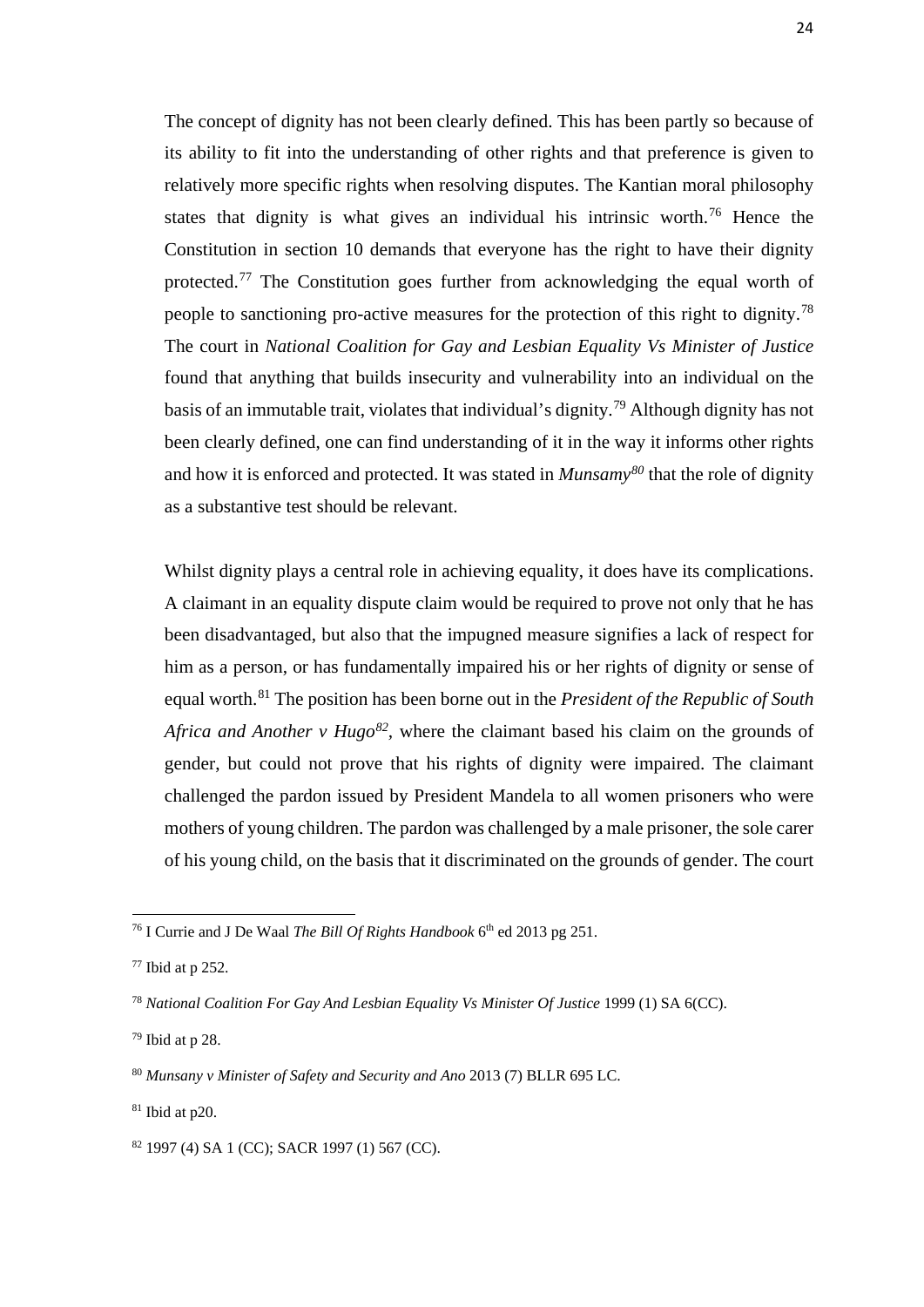The concept of dignity has not been clearly defined. This has been partly so because of its ability to fit into the understanding of other rights and that preference is given to relatively more specific rights when resolving disputes. The Kantian moral philosophy states that dignity is what gives an individual his intrinsic worth.[76] Hence the Constitution in section 10 demands that everyone has the right to have their dignity protected.[77] The Constitution goes further from acknowledging the equal worth of people to sanctioning pro-active measures for the protection of this right to dignity.[78] The court in *National Coalition for Gay and Lesbian Equality Vs Minister of Justice* found that anything that builds insecurity and vulnerability into an individual on the basis of an immutable trait, violates that individual's dignity.[79] Although dignity has not been clearly defined, one can find understanding of it in the way it informs other rights and how it is enforced and protected. It was stated in *Munsamy*[80] that the role of dignity as a substantive test should be relevant.

Whilst dignity plays a central role in achieving equality, it does have its complications. A claimant in an equality dispute claim would be required to prove not only that he has been disadvantaged, but also that the impugned measure signifies a lack of respect for him as a person, or has fundamentally impaired his or her rights of dignity or sense of equal worth.[81] The position has been borne out in the *President of the Republic of South Africa and Another v Hugo*[82], where the claimant based his claim on the grounds of gender, but could not prove that his rights of dignity were impaired. The claimant challenged the pardon issued by President Mandela to all women prisoners who were mothers of young children. The pardon was challenged by a male prisoner, the sole carer of his young child, on the basis that it discriminated on the grounds of gender. The court

---

[76] I Currie and J De Waal *The Bill Of Rights Handbook* 6th ed 2013 pg 251.

[77] Ibid at p 252.

[78] *National Coalition For Gay And Lesbian Equality Vs Minister Of Justice* 1999 (1) SA 6(CC).

[79] Ibid at p 28.

[80] *Munsany v Minister of Safety and Security and Ano* 2013 (7) BLLR 695 LC.

[81] Ibid at p20.

[82] 1997 (4) SA 1 (CC); SACR 1997 (1) 567 (CC).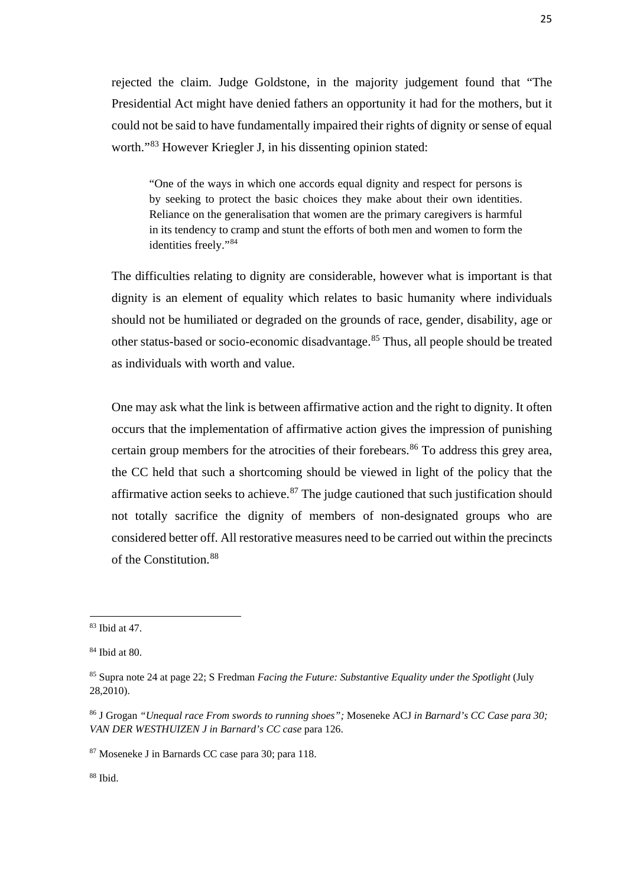rejected the claim. Judge Goldstone, in the majority judgement found that "The Presidential Act might have denied fathers an opportunity it had for the mothers, but it could not be said to have fundamentally impaired their rights of dignity or sense of equal worth."[83] However Kriegler J, in his dissenting opinion stated:

> "One of the ways in which one accords equal dignity and respect for persons is by seeking to protect the basic choices they make about their own identities. Reliance on the generalisation that women are the primary caregivers is harmful in its tendency to cramp and stunt the efforts of both men and women to form the identities freely."[84]

The difficulties relating to dignity are considerable, however what is important is that dignity is an element of equality which relates to basic humanity where individuals should not be humiliated or degraded on the grounds of race, gender, disability, age or other status-based or socio-economic disadvantage.[85] Thus, all people should be treated as individuals with worth and value.

One may ask what the link is between affirmative action and the right to dignity. It often occurs that the implementation of affirmative action gives the impression of punishing certain group members for the atrocities of their forebears.[86] To address this grey area, the CC held that such a shortcoming should be viewed in light of the policy that the affirmative action seeks to achieve.[87] The judge cautioned that such justification should not totally sacrifice the dignity of members of non-designated groups who are considered better off. All restorative measures need to be carried out within the precincts of the Constitution.[88]

---

[83] Ibid at 47.

[84] Ibid at 80.

[85] Supra note 24 at page 22; S Fredman *Facing the Future: Substantive Equality under the Spotlight* (July 28,2010).

[86] J Grogan *"Unequal race From swords to running shoes";* Moseneke ACJ *in Barnard's CC Case para 30; VAN DER WESTHUIZEN J in Barnard's CC case* para 126.

[87] Moseneke J in Barnards CC case para 30; para 118.

[88] Ibid.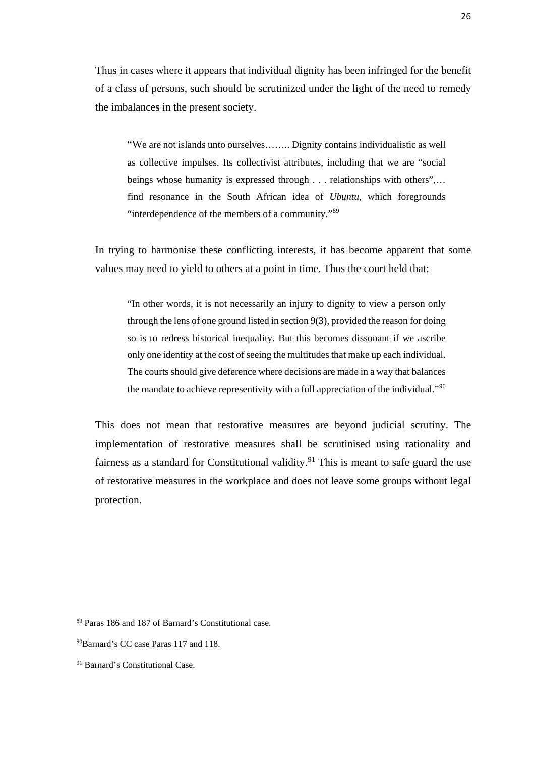Thus in cases where it appears that individual dignity has been infringed for the benefit of a class of persons, such should be scrutinized under the light of the need to remedy the imbalances in the present society.

> "We are not islands unto ourselves…….. Dignity contains individualistic as well as collective impulses. Its collectivist attributes, including that we are "social beings whose humanity is expressed through . . . relationships with others",… find resonance in the South African idea of *Ubuntu*, which foregrounds "interdependence of the members of a community."[89]

In trying to harmonise these conflicting interests, it has become apparent that some values may need to yield to others at a point in time. Thus the court held that:

> "In other words, it is not necessarily an injury to dignity to view a person only through the lens of one ground listed in section 9(3), provided the reason for doing so is to redress historical inequality. But this becomes dissonant if we ascribe only one identity at the cost of seeing the multitudes that make up each individual. The courts should give deference where decisions are made in a way that balances the mandate to achieve representivity with a full appreciation of the individual."[90]

This does not mean that restorative measures are beyond judicial scrutiny. The implementation of restorative measures shall be scrutinised using rationality and fairness as a standard for Constitutional validity.[91] This is meant to safe guard the use of restorative measures in the workplace and does not leave some groups without legal protection.

---

[89] Paras 186 and 187 of Barnard's Constitutional case.

[90] Barnard's CC case Paras 117 and 118.

[91] Barnard's Constitutional Case.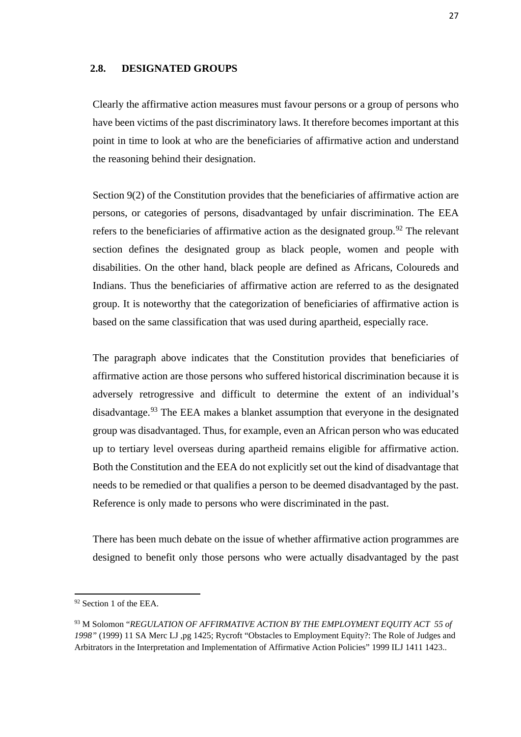## 2.8. DESIGNATED GROUPS

Clearly the affirmative action measures must favour persons or a group of persons who have been victims of the past discriminatory laws. It therefore becomes important at this point in time to look at who are the beneficiaries of affirmative action and understand the reasoning behind their designation.

Section 9(2) of the Constitution provides that the beneficiaries of affirmative action are persons, or categories of persons, disadvantaged by unfair discrimination. The EEA refers to the beneficiaries of affirmative action as the designated group.[92] The relevant section defines the designated group as black people, women and people with disabilities. On the other hand, black people are defined as Africans, Coloureds and Indians. Thus the beneficiaries of affirmative action are referred to as the designated group. It is noteworthy that the categorization of beneficiaries of affirmative action is based on the same classification that was used during apartheid, especially race.

The paragraph above indicates that the Constitution provides that beneficiaries of affirmative action are those persons who suffered historical discrimination because it is adversely retrogressive and difficult to determine the extent of an individual's disadvantage.[93] The EEA makes a blanket assumption that everyone in the designated group was disadvantaged. Thus, for example, even an African person who was educated up to tertiary level overseas during apartheid remains eligible for affirmative action. Both the Constitution and the EEA do not explicitly set out the kind of disadvantage that needs to be remedied or that qualifies a person to be deemed disadvantaged by the past. Reference is only made to persons who were discriminated in the past.

There has been much debate on the issue of whether affirmative action programmes are designed to benefit only those persons who were actually disadvantaged by the past

---

[92] Section 1 of the EEA.

[93] M Solomon "*REGULATION OF AFFIRMATIVE ACTION BY THE EMPLOYMENT EQUITY ACT 55 of 1998*" (1999) 11 SA Merc LJ ,pg 1425; Rycroft "Obstacles to Employment Equity?: The Role of Judges and Arbitrators in the Interpretation and Implementation of Affirmative Action Policies" 1999 ILJ 1411 1423..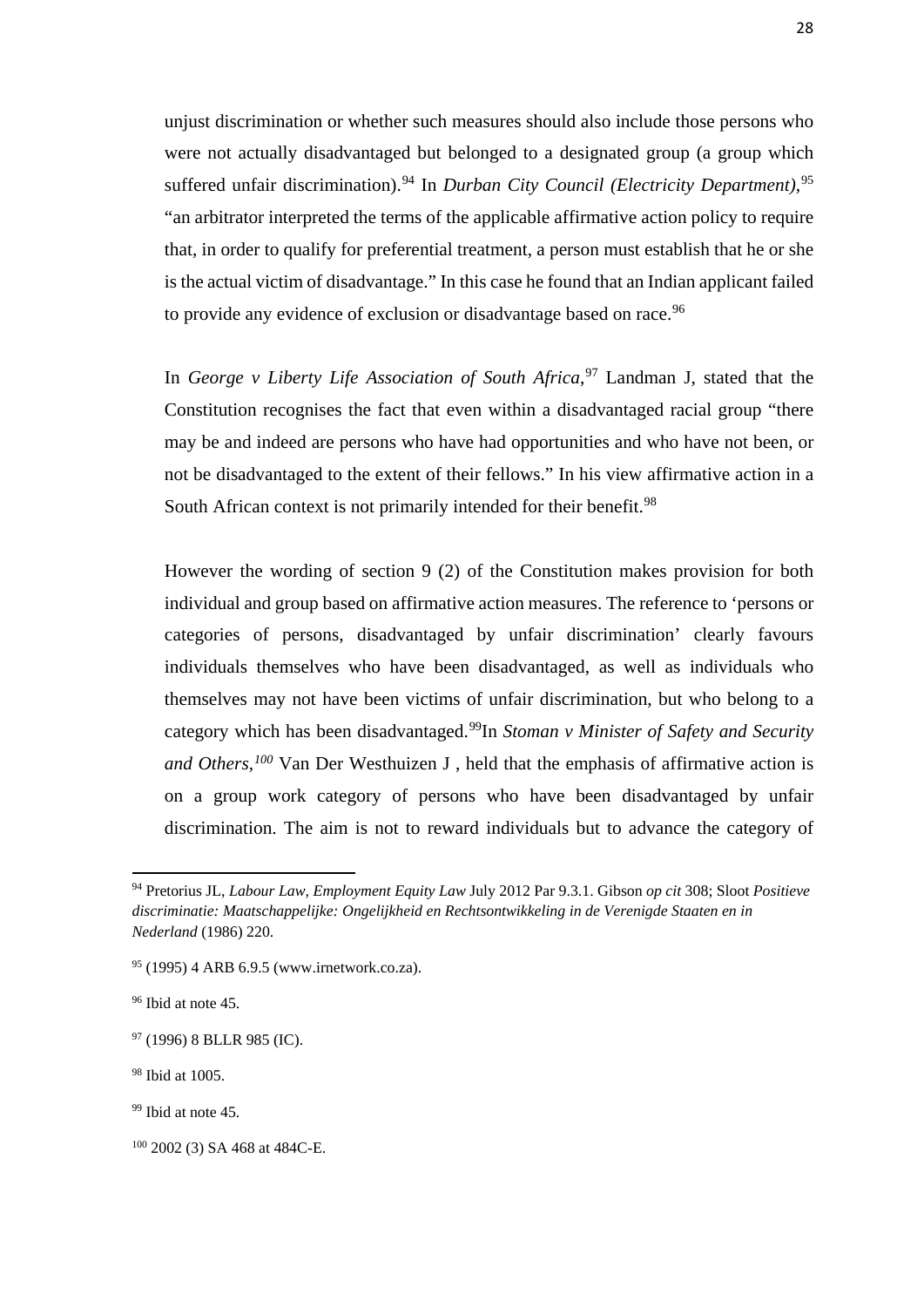unjust discrimination or whether such measures should also include those persons who were not actually disadvantaged but belonged to a designated group (a group which suffered unfair discrimination).[94] In *Durban City Council (Electricity Department)*,[95] "an arbitrator interpreted the terms of the applicable affirmative action policy to require that, in order to qualify for preferential treatment, a person must establish that he or she is the actual victim of disadvantage." In this case he found that an Indian applicant failed to provide any evidence of exclusion or disadvantage based on race.[96]

In *George v Liberty Life Association of South Africa*,[97] Landman J, stated that the Constitution recognises the fact that even within a disadvantaged racial group "there may be and indeed are persons who have had opportunities and who have not been, or not be disadvantaged to the extent of their fellows." In his view affirmative action in a South African context is not primarily intended for their benefit.[98]

However the wording of section 9 (2) of the Constitution makes provision for both individual and group based on affirmative action measures. The reference to 'persons or categories of persons, disadvantaged by unfair discrimination' clearly favours individuals themselves who have been disadvantaged, as well as individuals who themselves may not have been victims of unfair discrimination, but who belong to a category which has been disadvantaged.[99]In *Stoman v Minister of Safety and Security and Others,*[100] Van Der Westhuizen J , held that the emphasis of affirmative action is on a group work category of persons who have been disadvantaged by unfair discrimination. The aim is not to reward individuals but to advance the category of

---

[94] Pretorius JL, *Labour Law, Employment Equity Law* July 2012 Par 9.3.1. Gibson *op cit* 308; Sloot *Positieve discriminatie: Maatschappelijke: Ongelijkheid en Rechtsontwikkeling in de Verenigde Staaten en in Nederland* (1986) 220.

[95] (1995) 4 ARB 6.9.5 (www.irnetwork.co.za).

[96] Ibid at note 45.

[97] (1996) 8 BLLR 985 (IC).

[98] Ibid at 1005.

[99] Ibid at note 45.

[100] 2002 (3) SA 468 at 484C-E.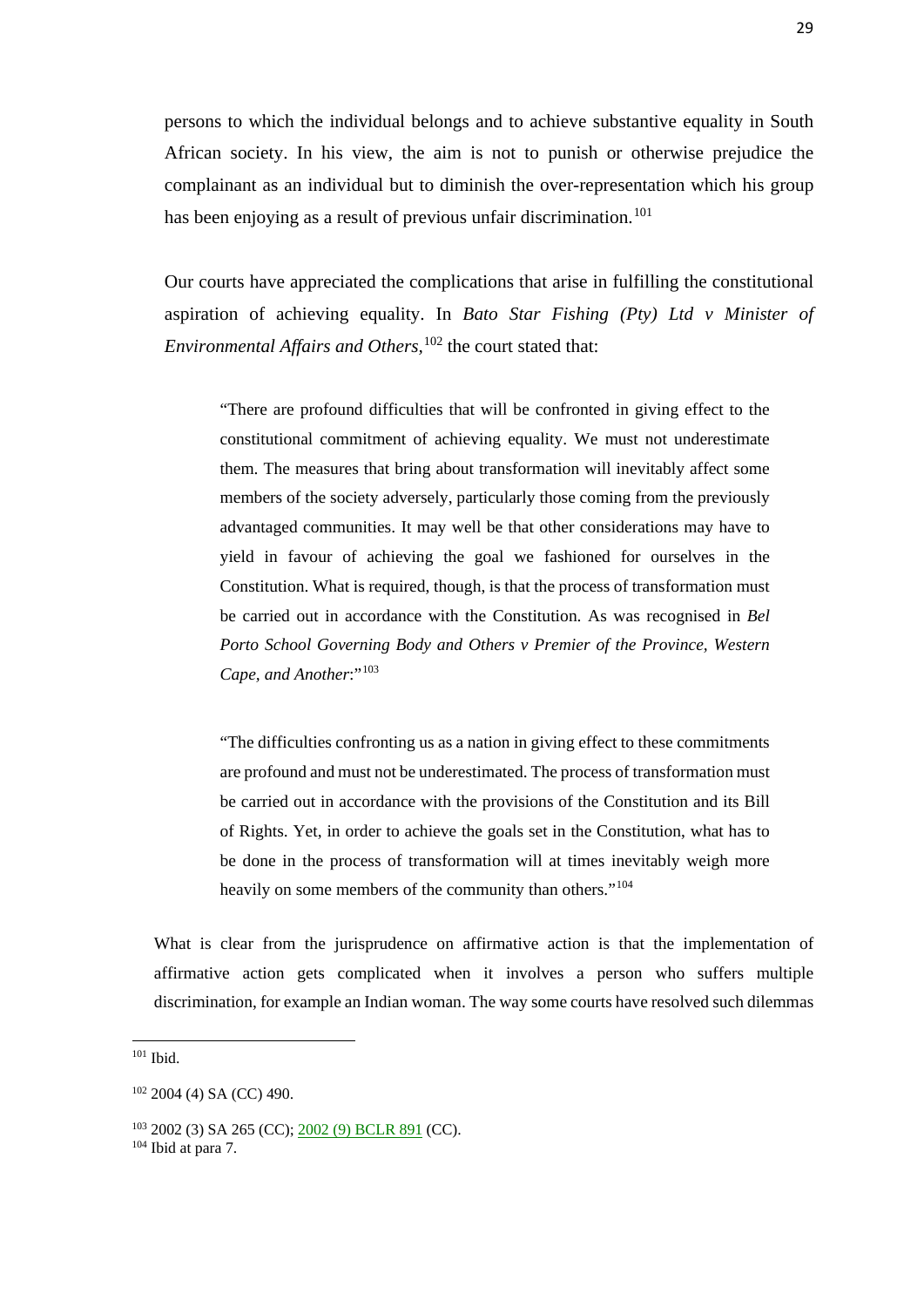persons to which the individual belongs and to achieve substantive equality in South African society. In his view, the aim is not to punish or otherwise prejudice the complainant as an individual but to diminish the over-representation which his group has been enjoying as a result of previous unfair discrimination.[101]

Our courts have appreciated the complications that arise in fulfilling the constitutional aspiration of achieving equality. In *Bato Star Fishing (Pty) Ltd v Minister of Environmental Affairs and Others,*[102] the court stated that:

> "There are profound difficulties that will be confronted in giving effect to the constitutional commitment of achieving equality. We must not underestimate them. The measures that bring about transformation will inevitably affect some members of the society adversely, particularly those coming from the previously advantaged communities. It may well be that other considerations may have to yield in favour of achieving the goal we fashioned for ourselves in the Constitution. What is required, though, is that the process of transformation must be carried out in accordance with the Constitution. As was recognised in *Bel Porto School Governing Body and Others v Premier of the Province, Western Cape, and Another*:"[103]

> "The difficulties confronting us as a nation in giving effect to these commitments are profound and must not be underestimated. The process of transformation must be carried out in accordance with the provisions of the Constitution and its Bill of Rights. Yet, in order to achieve the goals set in the Constitution, what has to be done in the process of transformation will at times inevitably weigh more heavily on some members of the community than others."[104]

What is clear from the jurisprudence on affirmative action is that the implementation of affirmative action gets complicated when it involves a person who suffers multiple discrimination, for example an Indian woman. The way some courts have resolved such dilemmas

---

[101] Ibid.

[102] 2004 (4) SA (CC) 490.

[103] 2002 (3) SA 265 (CC); 2002 (9) BCLR 891 (CC).

[104] Ibid at para 7.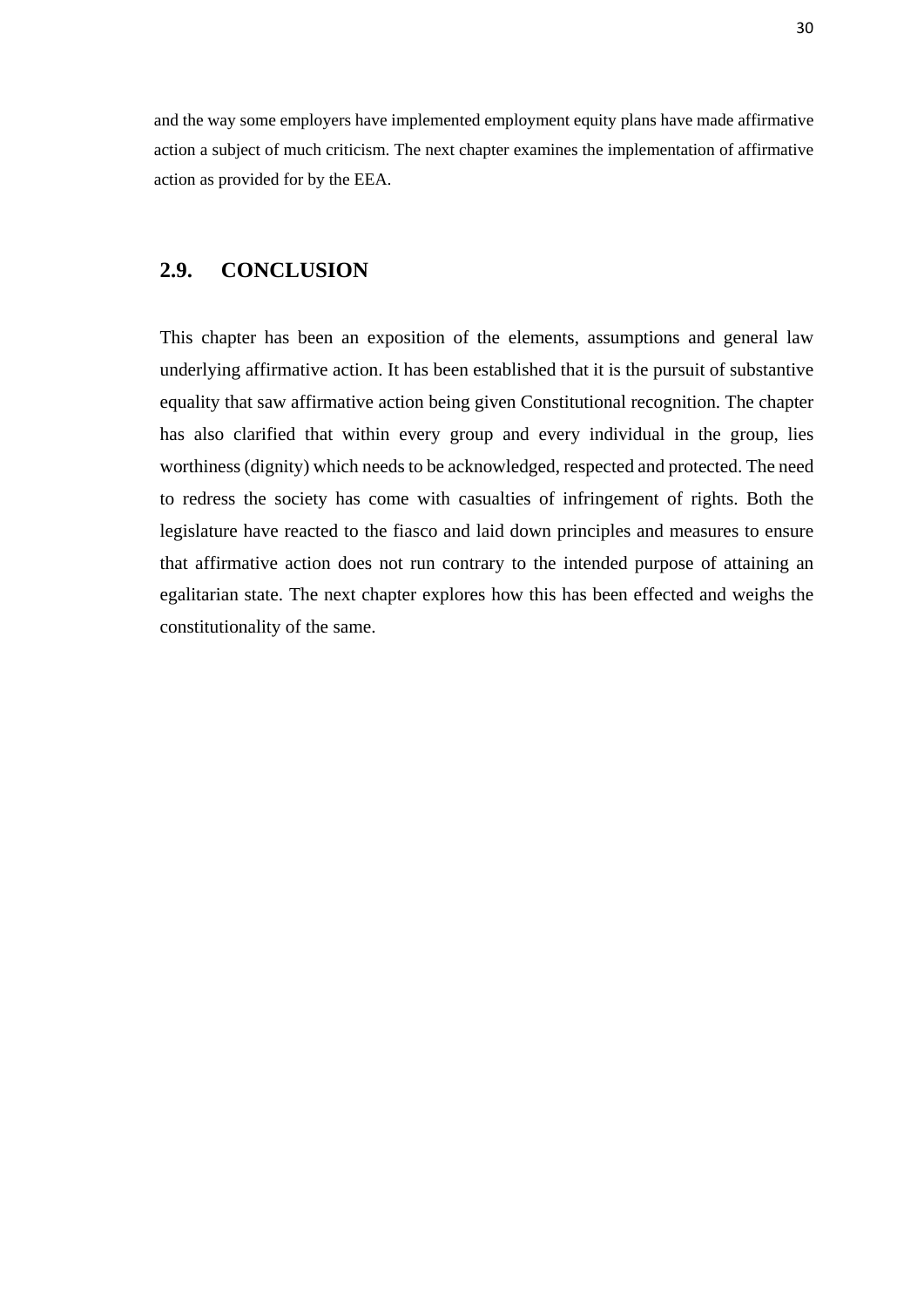and the way some employers have implemented employment equity plans have made affirmative action a subject of much criticism. The next chapter examines the implementation of affirmative action as provided for by the EEA.

## 2.9. CONCLUSION

This chapter has been an exposition of the elements, assumptions and general law underlying affirmative action. It has been established that it is the pursuit of substantive equality that saw affirmative action being given Constitutional recognition. The chapter has also clarified that within every group and every individual in the group, lies worthiness (dignity) which needs to be acknowledged, respected and protected. The need to redress the society has come with casualties of infringement of rights. Both the legislature have reacted to the fiasco and laid down principles and measures to ensure that affirmative action does not run contrary to the intended purpose of attaining an egalitarian state. The next chapter explores how this has been effected and weighs the constitutionality of the same.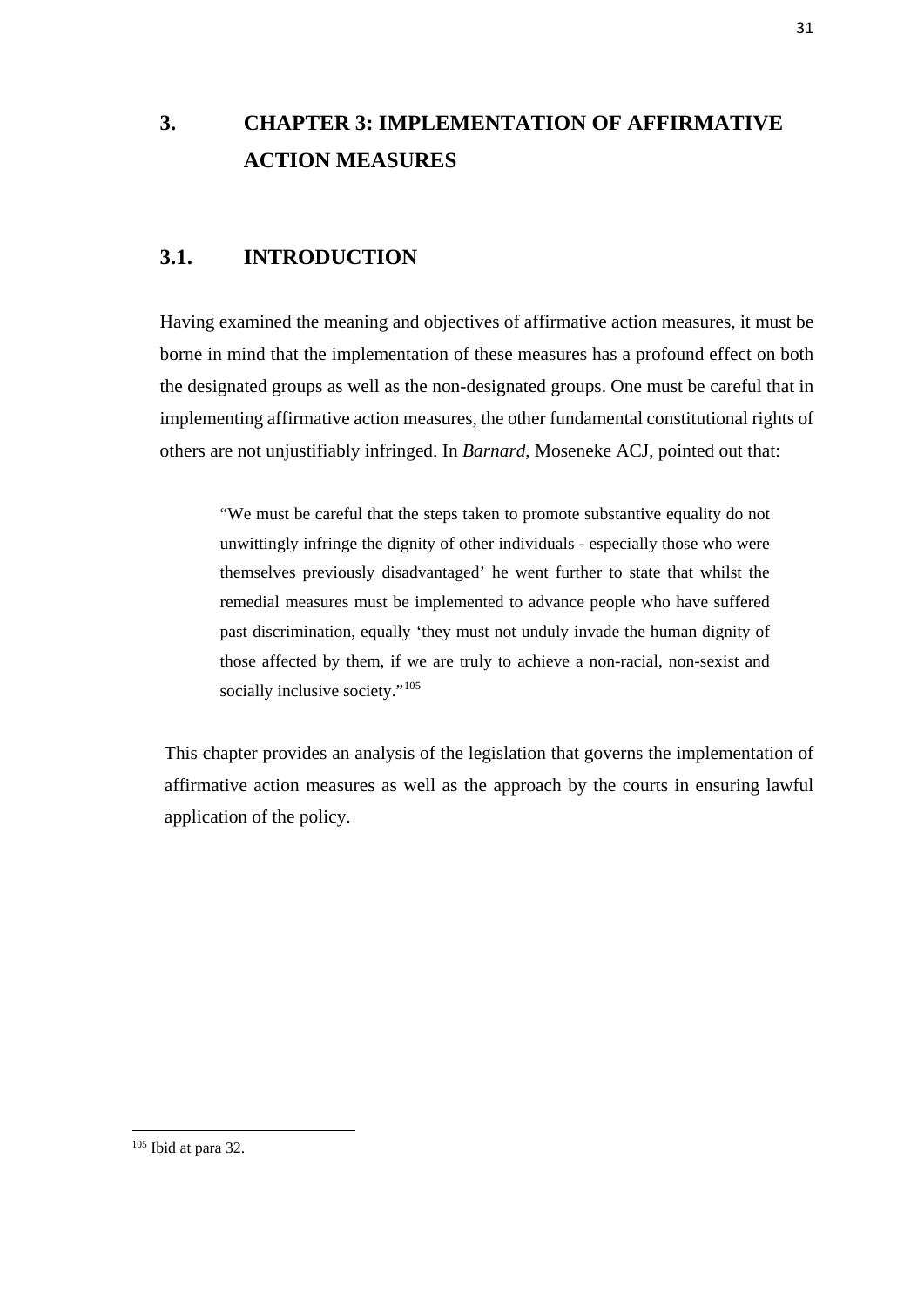# 3. CHAPTER 3: IMPLEMENTATION OF AFFIRMATIVE ACTION MEASURES

## 3.1. INTRODUCTION

Having examined the meaning and objectives of affirmative action measures, it must be borne in mind that the implementation of these measures has a profound effect on both the designated groups as well as the non-designated groups. One must be careful that in implementing affirmative action measures, the other fundamental constitutional rights of others are not unjustifiably infringed. In *Barnard*, Moseneke ACJ, pointed out that:

> "We must be careful that the steps taken to promote substantive equality do not unwittingly infringe the dignity of other individuals - especially those who were themselves previously disadvantaged' he went further to state that whilst the remedial measures must be implemented to advance people who have suffered past discrimination, equally 'they must not unduly invade the human dignity of those affected by them, if we are truly to achieve a non-racial, non-sexist and socially inclusive society."[105]

This chapter provides an analysis of the legislation that governs the implementation of affirmative action measures as well as the approach by the courts in ensuring lawful application of the policy.

---

[105] Ibid at para 32.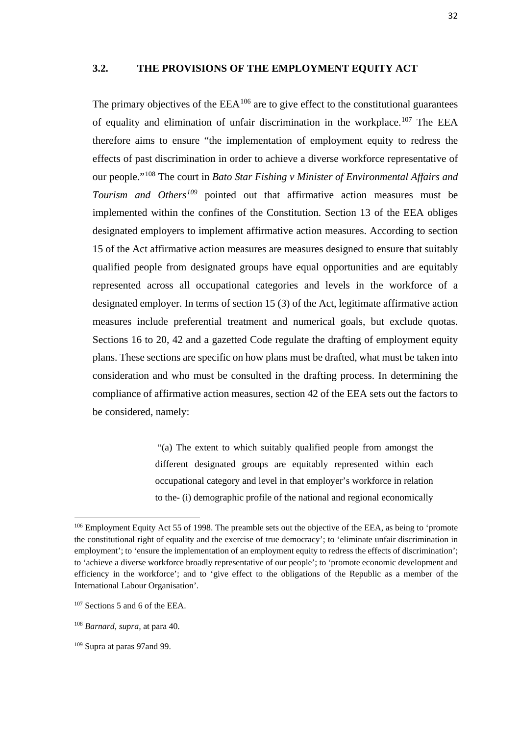### 3.2. THE PROVISIONS OF THE EMPLOYMENT EQUITY ACT

The primary objectives of the EEA[106] are to give effect to the constitutional guarantees of equality and elimination of unfair discrimination in the workplace.[107] The EEA therefore aims to ensure "the implementation of employment equity to redress the effects of past discrimination in order to achieve a diverse workforce representative of our people."[108] The court in *Bato Star Fishing v Minister of Environmental Affairs and Tourism and Others*[109] pointed out that affirmative action measures must be implemented within the confines of the Constitution. Section 13 of the EEA obliges designated employers to implement affirmative action measures. According to section 15 of the Act affirmative action measures are measures designed to ensure that suitably qualified people from designated groups have equal opportunities and are equitably represented across all occupational categories and levels in the workforce of a designated employer. In terms of section 15 (3) of the Act, legitimate affirmative action measures include preferential treatment and numerical goals, but exclude quotas. Sections 16 to 20, 42 and a gazetted Code regulate the drafting of employment equity plans. These sections are specific on how plans must be drafted, what must be taken into consideration and who must be consulted in the drafting process. In determining the compliance of affirmative action measures, section 42 of the EEA sets out the factors to be considered, namely:

> "(a) The extent to which suitably qualified people from amongst the different designated groups are equitably represented within each occupational category and level in that employer's workforce in relation to the- (i) demographic profile of the national and regional economically

---

[106] Employment Equity Act 55 of 1998. The preamble sets out the objective of the EEA, as being to 'promote the constitutional right of equality and the exercise of true democracy'; to 'eliminate unfair discrimination in employment'; to 'ensure the implementation of an employment equity to redress the effects of discrimination'; to 'achieve a diverse workforce broadly representative of our people'; to 'promote economic development and efficiency in the workforce'; and to 'give effect to the obligations of the Republic as a member of the International Labour Organisation'.

[107] Sections 5 and 6 of the EEA.

[108] *Barnard, supra,* at para 40.

[109] Supra at paras 97and 99.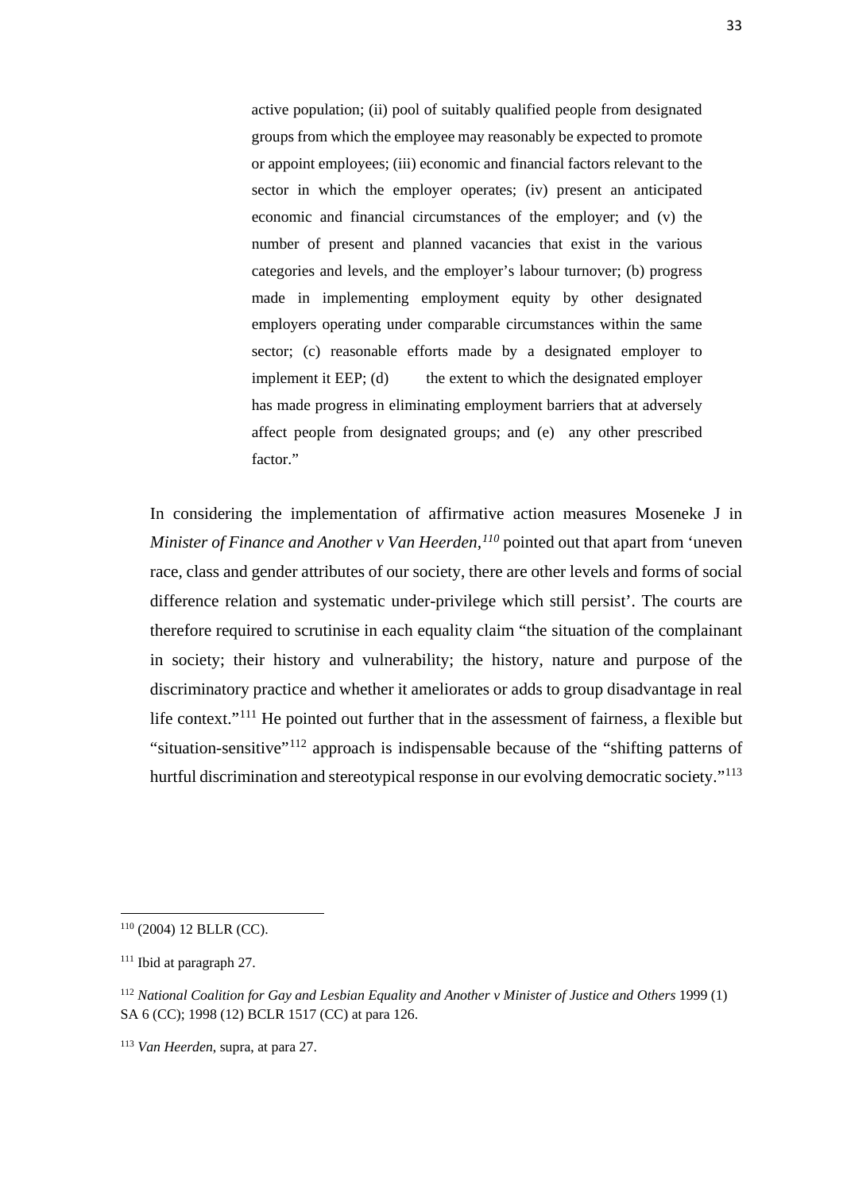> active population; (ii) pool of suitably qualified people from designated groups from which the employee may reasonably be expected to promote or appoint employees; (iii) economic and financial factors relevant to the sector in which the employer operates; (iv) present an anticipated economic and financial circumstances of the employer; and (v) the number of present and planned vacancies that exist in the various categories and levels, and the employer's labour turnover; (b) progress made in implementing employment equity by other designated employers operating under comparable circumstances within the same sector; (c) reasonable efforts made by a designated employer to implement it EEP; (d) the extent to which the designated employer has made progress in eliminating employment barriers that at adversely affect people from designated groups; and (e) any other prescribed factor."

In considering the implementation of affirmative action measures Moseneke J in *Minister of Finance and Another v Van Heerden,*[110] pointed out that apart from 'uneven race, class and gender attributes of our society, there are other levels and forms of social difference relation and systematic under-privilege which still persist'. The courts are therefore required to scrutinise in each equality claim "the situation of the complainant in society; their history and vulnerability; the history, nature and purpose of the discriminatory practice and whether it ameliorates or adds to group disadvantage in real life context."[111] He pointed out further that in the assessment of fairness, a flexible but "situation-sensitive"[112] approach is indispensable because of the "shifting patterns of hurtful discrimination and stereotypical response in our evolving democratic society."[113]

---

[110] (2004) 12 BLLR (CC).

[111] Ibid at paragraph 27.

[112] *National Coalition for Gay and Lesbian Equality and Another v Minister of Justice and Others* 1999 (1) SA 6 (CC); 1998 (12) BCLR 1517 (CC) at para 126.

[113] *Van Heerden*, supra, at para 27.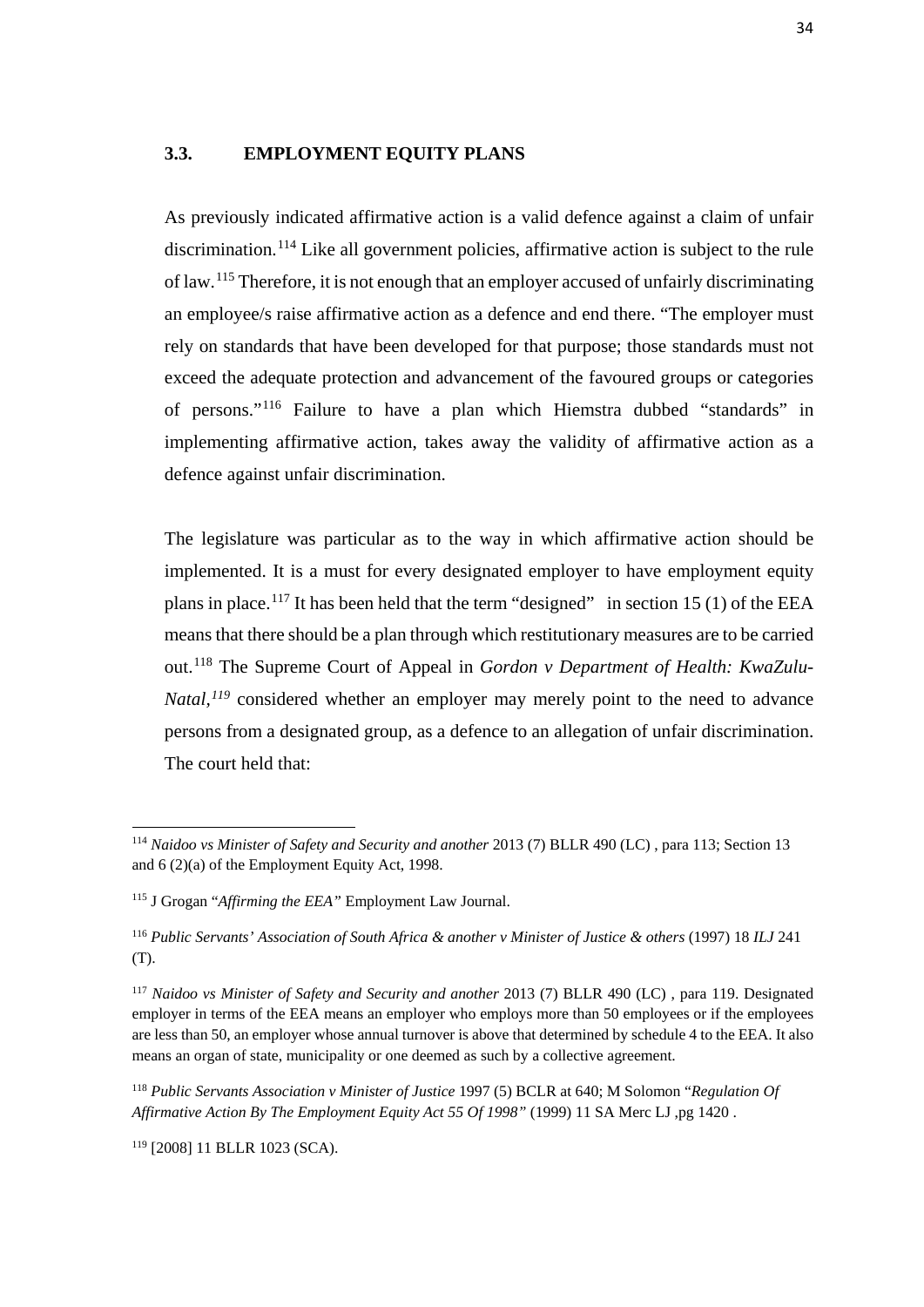### 3.3. EMPLOYMENT EQUITY PLANS

As previously indicated affirmative action is a valid defence against a claim of unfair discrimination.[114] Like all government policies, affirmative action is subject to the rule of law.[115] Therefore, it is not enough that an employer accused of unfairly discriminating an employee/s raise affirmative action as a defence and end there. "The employer must rely on standards that have been developed for that purpose; those standards must not exceed the adequate protection and advancement of the favoured groups or categories of persons."[116] Failure to have a plan which Hiemstra dubbed "standards" in implementing affirmative action, takes away the validity of affirmative action as a defence against unfair discrimination.

The legislature was particular as to the way in which affirmative action should be implemented. It is a must for every designated employer to have employment equity plans in place.[117] It has been held that the term "designed" in section 15 (1) of the EEA means that there should be a plan through which restitutionary measures are to be carried out.[118] The Supreme Court of Appeal in *Gordon v Department of Health: KwaZulu-Natal,*[119] considered whether an employer may merely point to the need to advance persons from a designated group, as a defence to an allegation of unfair discrimination. The court held that:

---

[114] *Naidoo vs Minister of Safety and Security and another* 2013 (7) BLLR 490 (LC) , para 113; Section 13 and 6 (2)(a) of the Employment Equity Act, 1998.

[115] J Grogan "*Affirming the EEA*" Employment Law Journal.

[116] *Public Servants' Association of South Africa & another v Minister of Justice & others* (1997) 18 *ILJ* 241 (T).

[117] *Naidoo vs Minister of Safety and Security and another* 2013 (7) BLLR 490 (LC) , para 119. Designated employer in terms of the EEA means an employer who employs more than 50 employees or if the employees are less than 50, an employer whose annual turnover is above that determined by schedule 4 to the EEA. It also means an organ of state, municipality or one deemed as such by a collective agreement.

[118] *Public Servants Association v Minister of Justice* 1997 (5) BCLR at 640; M Solomon "*Regulation Of Affirmative Action By The Employment Equity Act 55 Of 1998"* (1999) 11 SA Merc LJ ,pg 1420 .

[119] [2008] 11 BLLR 1023 (SCA).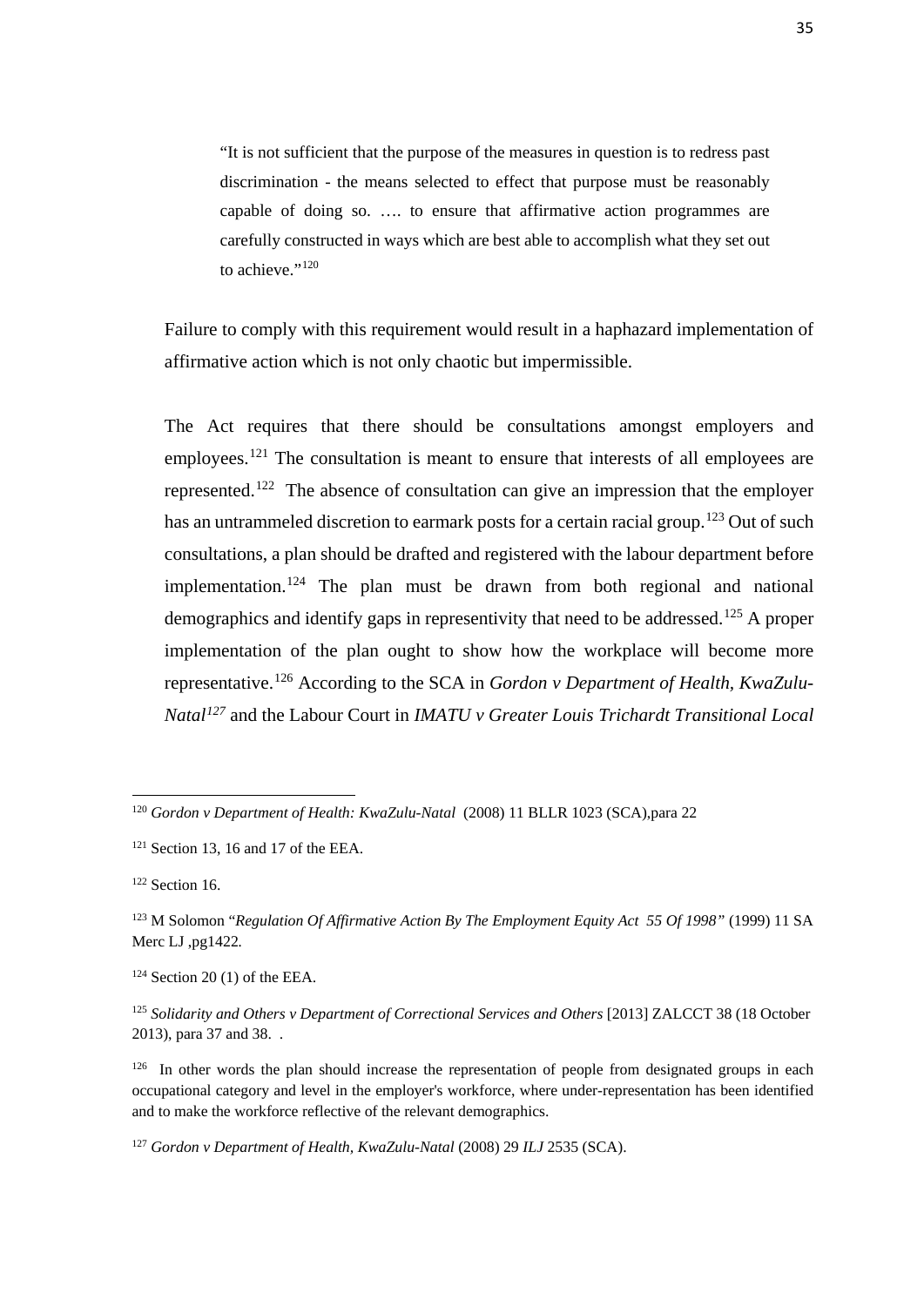> "It is not sufficient that the purpose of the measures in question is to redress past discrimination - the means selected to effect that purpose must be reasonably capable of doing so. …. to ensure that affirmative action programmes are carefully constructed in ways which are best able to accomplish what they set out to achieve."[120]

Failure to comply with this requirement would result in a haphazard implementation of affirmative action which is not only chaotic but impermissible.

The Act requires that there should be consultations amongst employers and employees.[121] The consultation is meant to ensure that interests of all employees are represented.[122] The absence of consultation can give an impression that the employer has an untrammeled discretion to earmark posts for a certain racial group.[123] Out of such consultations, a plan should be drafted and registered with the labour department before implementation.[124] The plan must be drawn from both regional and national demographics and identify gaps in representivity that need to be addressed.[125] A proper implementation of the plan ought to show how the workplace will become more representative.[126] According to the SCA in *Gordon v Department of Health, KwaZulu-Natal*[127] and the Labour Court in *IMATU v Greater Louis Trichardt Transitional Local*

---

[120] *Gordon v Department of Health: KwaZulu-Natal* (2008) 11 BLLR 1023 (SCA),para 22

[121] Section 13, 16 and 17 of the EEA.

[122] Section 16.

[123] M Solomon "*Regulation Of Affirmative Action By The Employment Equity Act 55 Of 1998*" (1999) 11 SA Merc LJ ,pg1422*.*

[124] Section 20 (1) of the EEA.

[125] *Solidarity and Others v Department of Correctional Services and Others* [2013] ZALCCT 38 (18 October 2013), para 37 and 38. .

[126] In other words the plan should increase the representation of people from designated groups in each occupational category and level in the employer's workforce, where under-representation has been identified and to make the workforce reflective of the relevant demographics.

[127] *Gordon v Department of Health, KwaZulu-Natal* (2008) 29 *ILJ* 2535 (SCA).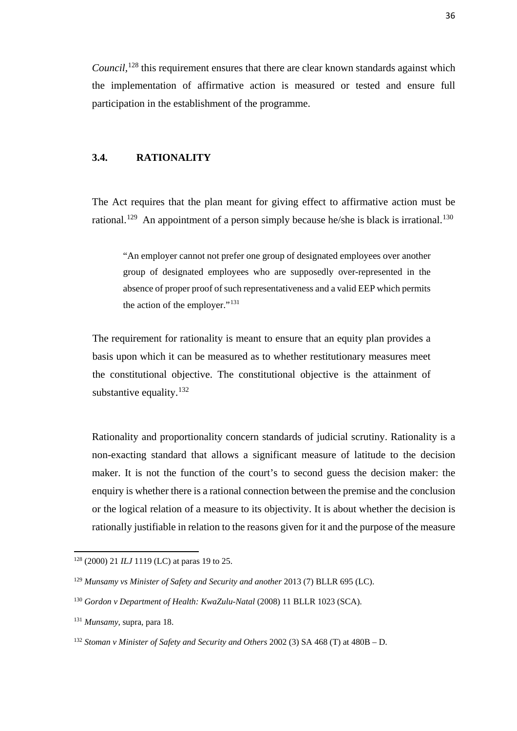*Council*,[128] this requirement ensures that there are clear known standards against which the implementation of affirmative action is measured or tested and ensure full participation in the establishment of the programme.

## 3.4. RATIONALITY

The Act requires that the plan meant for giving effect to affirmative action must be rational.[129] An appointment of a person simply because he/she is black is irrational.[130]

> "An employer cannot not prefer one group of designated employees over another group of designated employees who are supposedly over-represented in the absence of proper proof of such representativeness and a valid EEP which permits the action of the employer."[131]

The requirement for rationality is meant to ensure that an equity plan provides a basis upon which it can be measured as to whether restitutionary measures meet the constitutional objective. The constitutional objective is the attainment of substantive equality.[132]

Rationality and proportionality concern standards of judicial scrutiny. Rationality is a non-exacting standard that allows a significant measure of latitude to the decision maker. It is not the function of the court's to second guess the decision maker: the enquiry is whether there is a rational connection between the premise and the conclusion or the logical relation of a measure to its objectivity. It is about whether the decision is rationally justifiable in relation to the reasons given for it and the purpose of the measure

---

[128] (2000) 21 *ILJ* 1119 (LC) at paras 19 to 25.

[129] *Munsamy vs Minister of Safety and Security and another* 2013 (7) BLLR 695 (LC).

[130] *Gordon v Department of Health: KwaZulu-Natal* (2008) 11 BLLR 1023 (SCA).

[131] *Munsamy,* supra, para 18.

[132] *Stoman v Minister of Safety and Security and Others* 2002 (3) SA 468 (T) at 480B – D.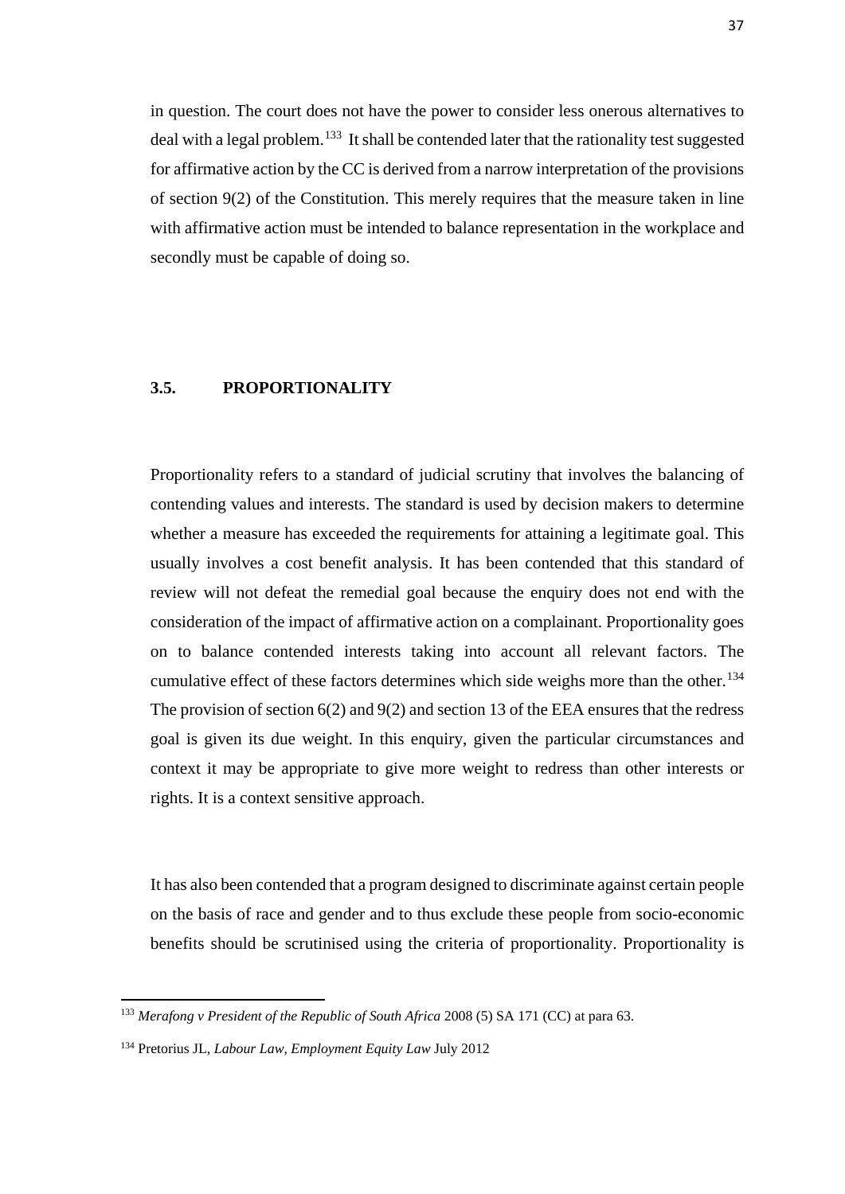in question. The court does not have the power to consider less onerous alternatives to deal with a legal problem.[133] It shall be contended later that the rationality test suggested for affirmative action by the CC is derived from a narrow interpretation of the provisions of section 9(2) of the Constitution. This merely requires that the measure taken in line with affirmative action must be intended to balance representation in the workplace and secondly must be capable of doing so.

### 3.5. PROPORTIONALITY

Proportionality refers to a standard of judicial scrutiny that involves the balancing of contending values and interests. The standard is used by decision makers to determine whether a measure has exceeded the requirements for attaining a legitimate goal. This usually involves a cost benefit analysis. It has been contended that this standard of review will not defeat the remedial goal because the enquiry does not end with the consideration of the impact of affirmative action on a complainant. Proportionality goes on to balance contended interests taking into account all relevant factors. The cumulative effect of these factors determines which side weighs more than the other.[134] The provision of section 6(2) and 9(2) and section 13 of the EEA ensures that the redress goal is given its due weight. In this enquiry, given the particular circumstances and context it may be appropriate to give more weight to redress than other interests or rights. It is a context sensitive approach.

It has also been contended that a program designed to discriminate against certain people on the basis of race and gender and to thus exclude these people from socio-economic benefits should be scrutinised using the criteria of proportionality. Proportionality is

---

[133] *Merafong v President of the Republic of South Africa* 2008 (5) SA 171 (CC) at para 63.

[134] Pretorius JL, *Labour Law, Employment Equity Law* July 2012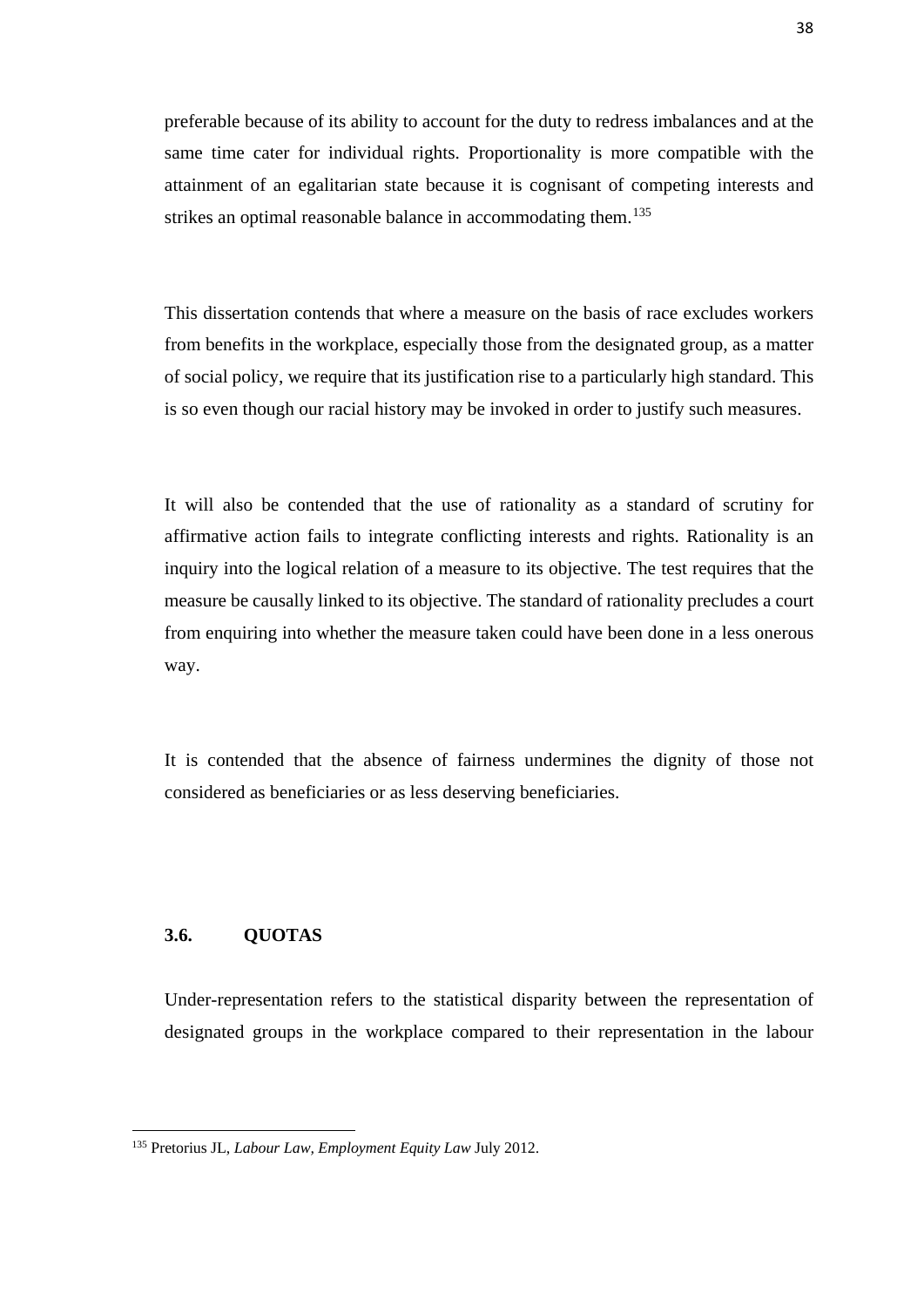preferable because of its ability to account for the duty to redress imbalances and at the same time cater for individual rights. Proportionality is more compatible with the attainment of an egalitarian state because it is cognisant of competing interests and strikes an optimal reasonable balance in accommodating them.[135]

This dissertation contends that where a measure on the basis of race excludes workers from benefits in the workplace, especially those from the designated group, as a matter of social policy, we require that its justification rise to a particularly high standard. This is so even though our racial history may be invoked in order to justify such measures.

It will also be contended that the use of rationality as a standard of scrutiny for affirmative action fails to integrate conflicting interests and rights. Rationality is an inquiry into the logical relation of a measure to its objective. The test requires that the measure be causally linked to its objective. The standard of rationality precludes a court from enquiring into whether the measure taken could have been done in a less onerous way.

It is contended that the absence of fairness undermines the dignity of those not considered as beneficiaries or as less deserving beneficiaries.

### 3.6. QUOTAS

Under-representation refers to the statistical disparity between the representation of designated groups in the workplace compared to their representation in the labour

---

[135] Pretorius JL, *Labour Law, Employment Equity Law* July 2012.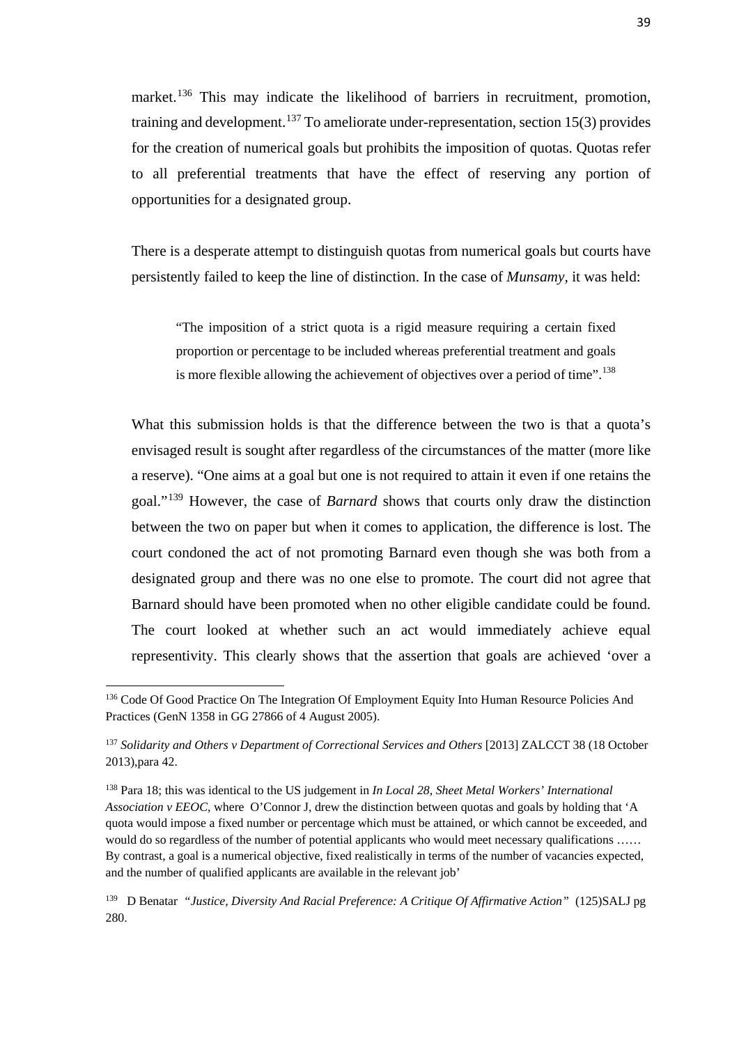market.[136] This may indicate the likelihood of barriers in recruitment, promotion, training and development.[137] To ameliorate under-representation, section 15(3) provides for the creation of numerical goals but prohibits the imposition of quotas. Quotas refer to all preferential treatments that have the effect of reserving any portion of opportunities for a designated group.

There is a desperate attempt to distinguish quotas from numerical goals but courts have persistently failed to keep the line of distinction. In the case of *Munsamy*, it was held:

> "The imposition of a strict quota is a rigid measure requiring a certain fixed proportion or percentage to be included whereas preferential treatment and goals is more flexible allowing the achievement of objectives over a period of time".[138]

What this submission holds is that the difference between the two is that a quota's envisaged result is sought after regardless of the circumstances of the matter (more like a reserve). "One aims at a goal but one is not required to attain it even if one retains the goal."[139] However, the case of *Barnard* shows that courts only draw the distinction between the two on paper but when it comes to application, the difference is lost. The court condoned the act of not promoting Barnard even though she was both from a designated group and there was no one else to promote. The court did not agree that Barnard should have been promoted when no other eligible candidate could be found. The court looked at whether such an act would immediately achieve equal representivity. This clearly shows that the assertion that goals are achieved 'over a

---

[136] Code Of Good Practice On The Integration Of Employment Equity Into Human Resource Policies And Practices (GenN 1358 in GG 27866 of 4 August 2005).

[137] *Solidarity and Others v Department of Correctional Services and Others* [2013] ZALCCT 38 (18 October 2013),para 42.

[138] Para 18; this was identical to the US judgement in *In Local 28, Sheet Metal Workers' International Association v EEOC*, where O'Connor J, drew the distinction between quotas and goals by holding that 'A quota would impose a fixed number or percentage which must be attained, or which cannot be exceeded, and would do so regardless of the number of potential applicants who would meet necessary qualifications …… By contrast, a goal is a numerical objective, fixed realistically in terms of the number of vacancies expected, and the number of qualified applicants are available in the relevant job'

[139] D Benatar *"Justice, Diversity And Racial Preference: A Critique Of Affirmative Action"* (125)SALJ pg 280.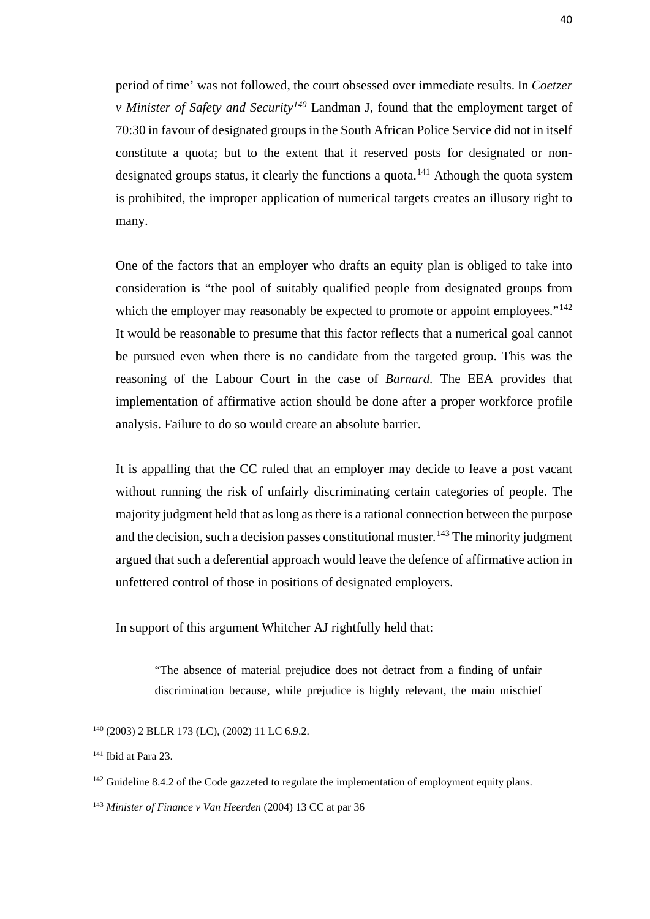period of time' was not followed, the court obsessed over immediate results. In *Coetzer v Minister of Safety and Security*[140] Landman J, found that the employment target of 70:30 in favour of designated groups in the South African Police Service did not in itself constitute a quota; but to the extent that it reserved posts for designated or non-designated groups status, it clearly the functions a quota.[141] Athough the quota system is prohibited, the improper application of numerical targets creates an illusory right to many.

One of the factors that an employer who drafts an equity plan is obliged to take into consideration is "the pool of suitably qualified people from designated groups from which the employer may reasonably be expected to promote or appoint employees."[142] It would be reasonable to presume that this factor reflects that a numerical goal cannot be pursued even when there is no candidate from the targeted group. This was the reasoning of the Labour Court in the case of *Barnard.* The EEA provides that implementation of affirmative action should be done after a proper workforce profile analysis. Failure to do so would create an absolute barrier.

It is appalling that the CC ruled that an employer may decide to leave a post vacant without running the risk of unfairly discriminating certain categories of people. The majority judgment held that as long as there is a rational connection between the purpose and the decision, such a decision passes constitutional muster.[143] The minority judgment argued that such a deferential approach would leave the defence of affirmative action in unfettered control of those in positions of designated employers.

In support of this argument Whitcher AJ rightfully held that:

> "The absence of material prejudice does not detract from a finding of unfair discrimination because, while prejudice is highly relevant, the main mischief

---

[140] (2003) 2 BLLR 173 (LC), (2002) 11 LC 6.9.2.

[141] Ibid at Para 23.

[142] Guideline 8.4.2 of the Code gazzeted to regulate the implementation of employment equity plans.

[143] *Minister of Finance v Van Heerden* (2004) 13 CC at par 36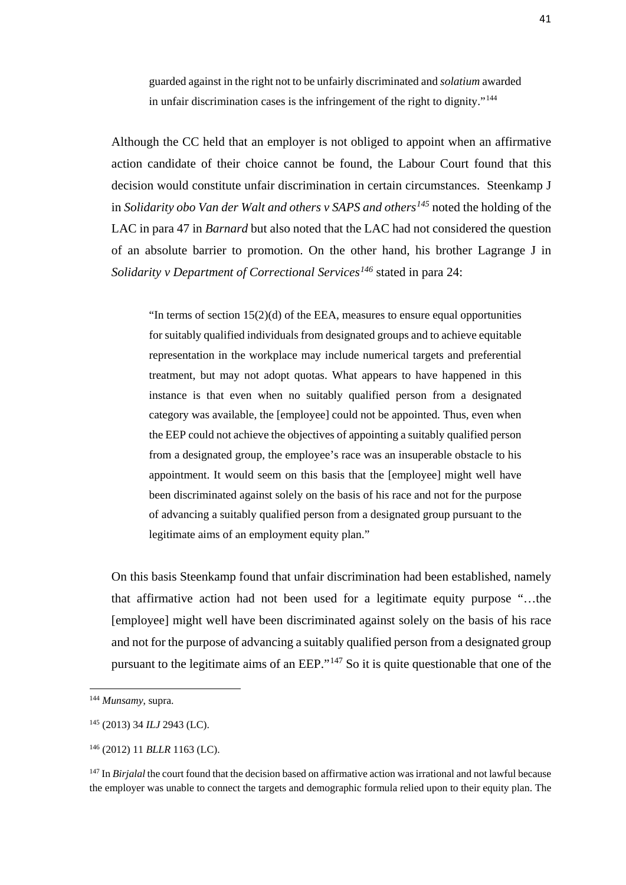> guarded against in the right not to be unfairly discriminated and *solatium* awarded in unfair discrimination cases is the infringement of the right to dignity."[144]

Although the CC held that an employer is not obliged to appoint when an affirmative action candidate of their choice cannot be found, the Labour Court found that this decision would constitute unfair discrimination in certain circumstances. Steenkamp J in *Solidarity obo Van der Walt and others v SAPS and others*[145] noted the holding of the LAC in para 47 in *Barnard* but also noted that the LAC had not considered the question of an absolute barrier to promotion. On the other hand, his brother Lagrange J in *Solidarity v Department of Correctional Services*[146] stated in para 24:

> "In terms of section 15(2)(d) of the EEA, measures to ensure equal opportunities for suitably qualified individuals from designated groups and to achieve equitable representation in the workplace may include numerical targets and preferential treatment, but may not adopt quotas. What appears to have happened in this instance is that even when no suitably qualified person from a designated category was available, the [employee] could not be appointed. Thus, even when the EEP could not achieve the objectives of appointing a suitably qualified person from a designated group, the employee's race was an insuperable obstacle to his appointment. It would seem on this basis that the [employee] might well have been discriminated against solely on the basis of his race and not for the purpose of advancing a suitably qualified person from a designated group pursuant to the legitimate aims of an employment equity plan."

On this basis Steenkamp found that unfair discrimination had been established, namely that affirmative action had not been used for a legitimate equity purpose "…the [employee] might well have been discriminated against solely on the basis of his race and not for the purpose of advancing a suitably qualified person from a designated group pursuant to the legitimate aims of an EEP."[147] So it is quite questionable that one of the

---

[144] *Munsamy*, supra.

[145] (2013) 34 *ILJ* 2943 (LC).

[146] (2012) 11 *BLLR* 1163 (LC).

[147] In *Birjalal* the court found that the decision based on affirmative action was irrational and not lawful because the employer was unable to connect the targets and demographic formula relied upon to their equity plan. The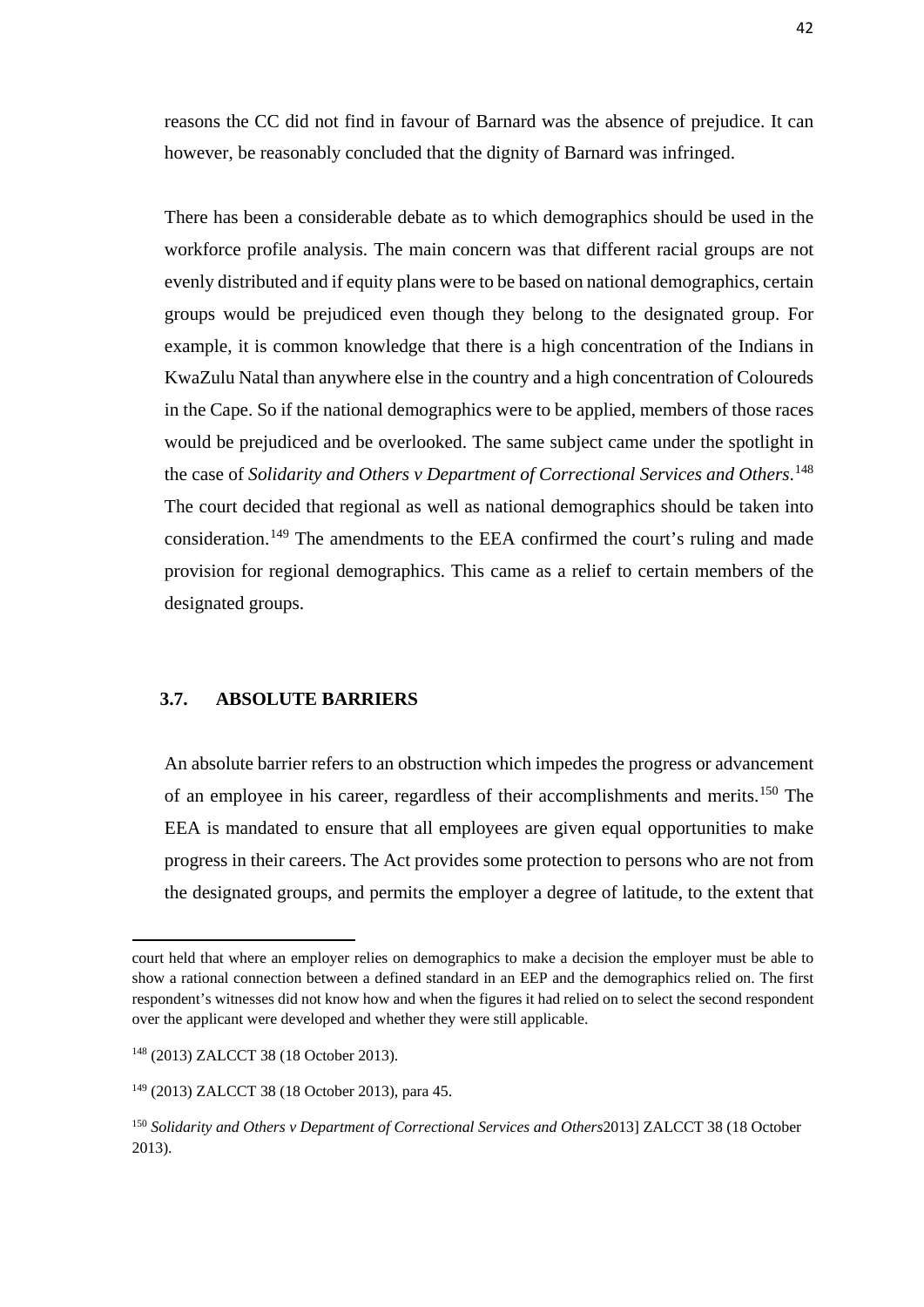reasons the CC did not find in favour of Barnard was the absence of prejudice. It can however, be reasonably concluded that the dignity of Barnard was infringed.

There has been a considerable debate as to which demographics should be used in the workforce profile analysis. The main concern was that different racial groups are not evenly distributed and if equity plans were to be based on national demographics, certain groups would be prejudiced even though they belong to the designated group. For example, it is common knowledge that there is a high concentration of the Indians in KwaZulu Natal than anywhere else in the country and a high concentration of Coloureds in the Cape. So if the national demographics were to be applied, members of those races would be prejudiced and be overlooked. The same subject came under the spotlight in the case of *Solidarity and Others v Department of Correctional Services and Others*.[148] The court decided that regional as well as national demographics should be taken into consideration.[149] The amendments to the EEA confirmed the court's ruling and made provision for regional demographics. This came as a relief to certain members of the designated groups.

## 3.7. ABSOLUTE BARRIERS

An absolute barrier refers to an obstruction which impedes the progress or advancement of an employee in his career, regardless of their accomplishments and merits.[150] The EEA is mandated to ensure that all employees are given equal opportunities to make progress in their careers. The Act provides some protection to persons who are not from the designated groups, and permits the employer a degree of latitude, to the extent that

---

court held that where an employer relies on demographics to make a decision the employer must be able to show a rational connection between a defined standard in an EEP and the demographics relied on. The first respondent's witnesses did not know how and when the figures it had relied on to select the second respondent over the applicant were developed and whether they were still applicable.

[148] (2013) ZALCCT 38 (18 October 2013).

[149] (2013) ZALCCT 38 (18 October 2013), para 45.

[150] *Solidarity and Others v Department of Correctional Services and Others*2013] ZALCCT 38 (18 October 2013).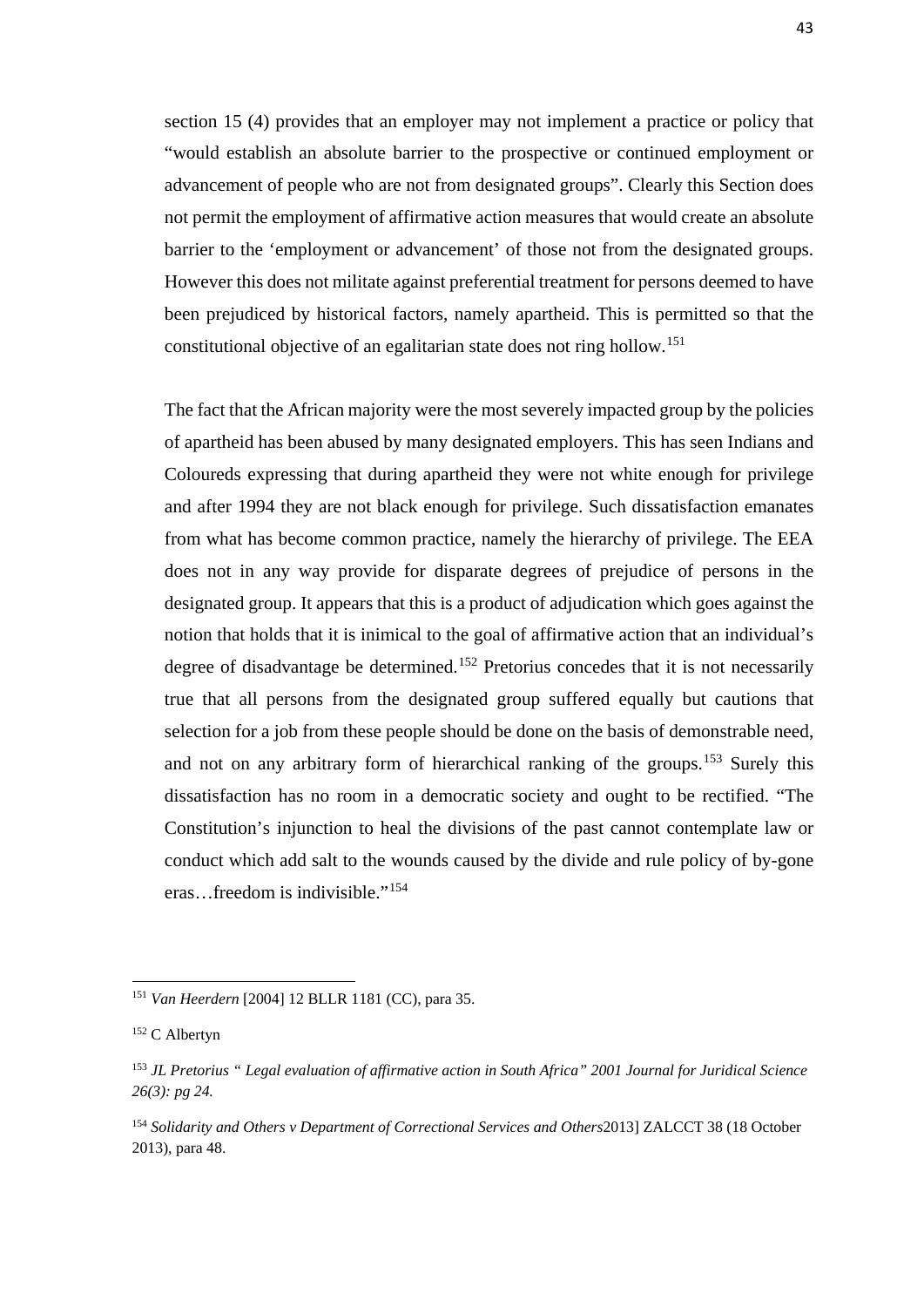section 15 (4) provides that an employer may not implement a practice or policy that "would establish an absolute barrier to the prospective or continued employment or advancement of people who are not from designated groups". Clearly this Section does not permit the employment of affirmative action measures that would create an absolute barrier to the 'employment or advancement' of those not from the designated groups. However this does not militate against preferential treatment for persons deemed to have been prejudiced by historical factors, namely apartheid. This is permitted so that the constitutional objective of an egalitarian state does not ring hollow.[151]

The fact that the African majority were the most severely impacted group by the policies of apartheid has been abused by many designated employers. This has seen Indians and Coloureds expressing that during apartheid they were not white enough for privilege and after 1994 they are not black enough for privilege. Such dissatisfaction emanates from what has become common practice, namely the hierarchy of privilege. The EEA does not in any way provide for disparate degrees of prejudice of persons in the designated group. It appears that this is a product of adjudication which goes against the notion that holds that it is inimical to the goal of affirmative action that an individual's degree of disadvantage be determined.[152] Pretorius concedes that it is not necessarily true that all persons from the designated group suffered equally but cautions that selection for a job from these people should be done on the basis of demonstrable need, and not on arbitrary form of hierarchical ranking of the groups.[153] Surely this dissatisfaction has no room in a democratic society and ought to be rectified. "The Constitution's injunction to heal the divisions of the past cannot contemplate law or conduct which add salt to the wounds caused by the divide and rule policy of by-gone eras…freedom is indivisible."[154]

---

[151] *Van Heerdern* [2004] 12 BLLR 1181 (CC), para 35.

[152] C Albertyn

[153] *JL Pretorius " Legal evaluation of affirmative action in South Africa" 2001 Journal for Juridical Science 26(3): pg 24.*

[154] *Solidarity and Others v Department of Correctional Services and Others*2013] ZALCCT 38 (18 October 2013), para 48.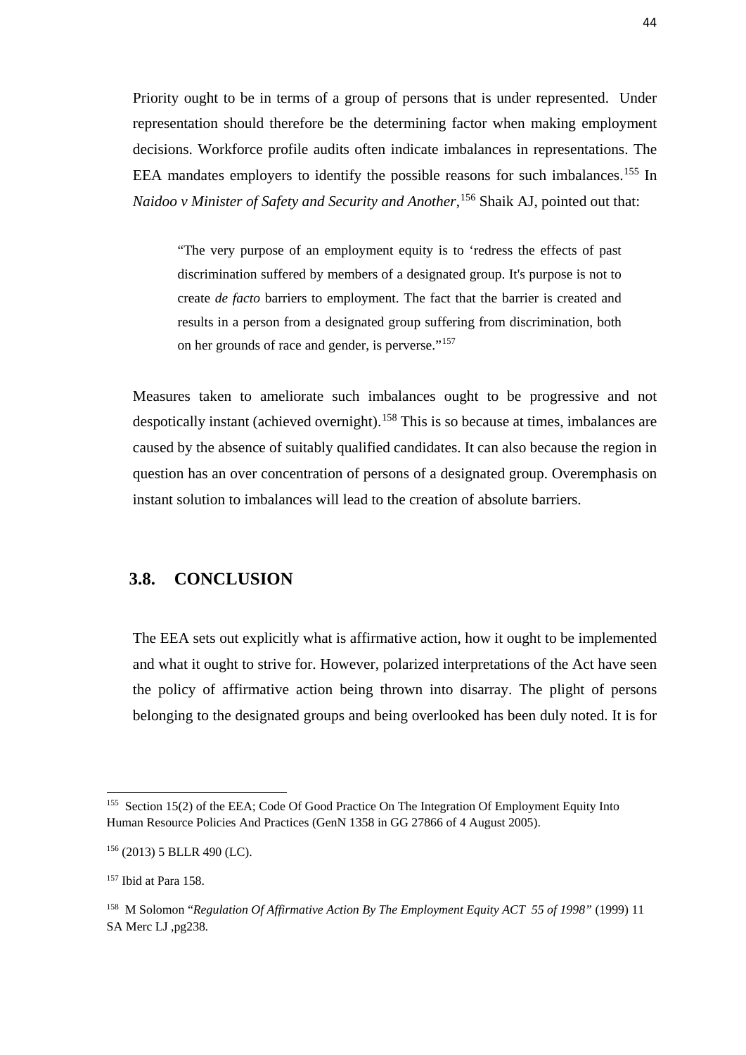Priority ought to be in terms of a group of persons that is under represented. Under representation should therefore be the determining factor when making employment decisions. Workforce profile audits often indicate imbalances in representations. The EEA mandates employers to identify the possible reasons for such imbalances.[155] In *Naidoo v Minister of Safety and Security and Another*,[156] Shaik AJ, pointed out that:

> "The very purpose of an employment equity is to 'redress the effects of past discrimination suffered by members of a designated group. It's purpose is not to create *de facto* barriers to employment. The fact that the barrier is created and results in a person from a designated group suffering from discrimination, both on her grounds of race and gender, is perverse."[157]

Measures taken to ameliorate such imbalances ought to be progressive and not despotically instant (achieved overnight).[158] This is so because at times, imbalances are caused by the absence of suitably qualified candidates. It can also because the region in question has an over concentration of persons of a designated group. Overemphasis on instant solution to imbalances will lead to the creation of absolute barriers.

## 3.8. CONCLUSION

The EEA sets out explicitly what is affirmative action, how it ought to be implemented and what it ought to strive for. However, polarized interpretations of the Act have seen the policy of affirmative action being thrown into disarray. The plight of persons belonging to the designated groups and being overlooked has been duly noted. It is for

---

[155] Section 15(2) of the EEA; Code Of Good Practice On The Integration Of Employment Equity Into Human Resource Policies And Practices (GenN 1358 in GG 27866 of 4 August 2005).

[156] (2013) 5 BLLR 490 (LC).

[157] Ibid at Para 158.

[158] M Solomon "*Regulation Of Affirmative Action By The Employment Equity ACT 55 of 1998"* (1999) 11 SA Merc LJ ,pg238.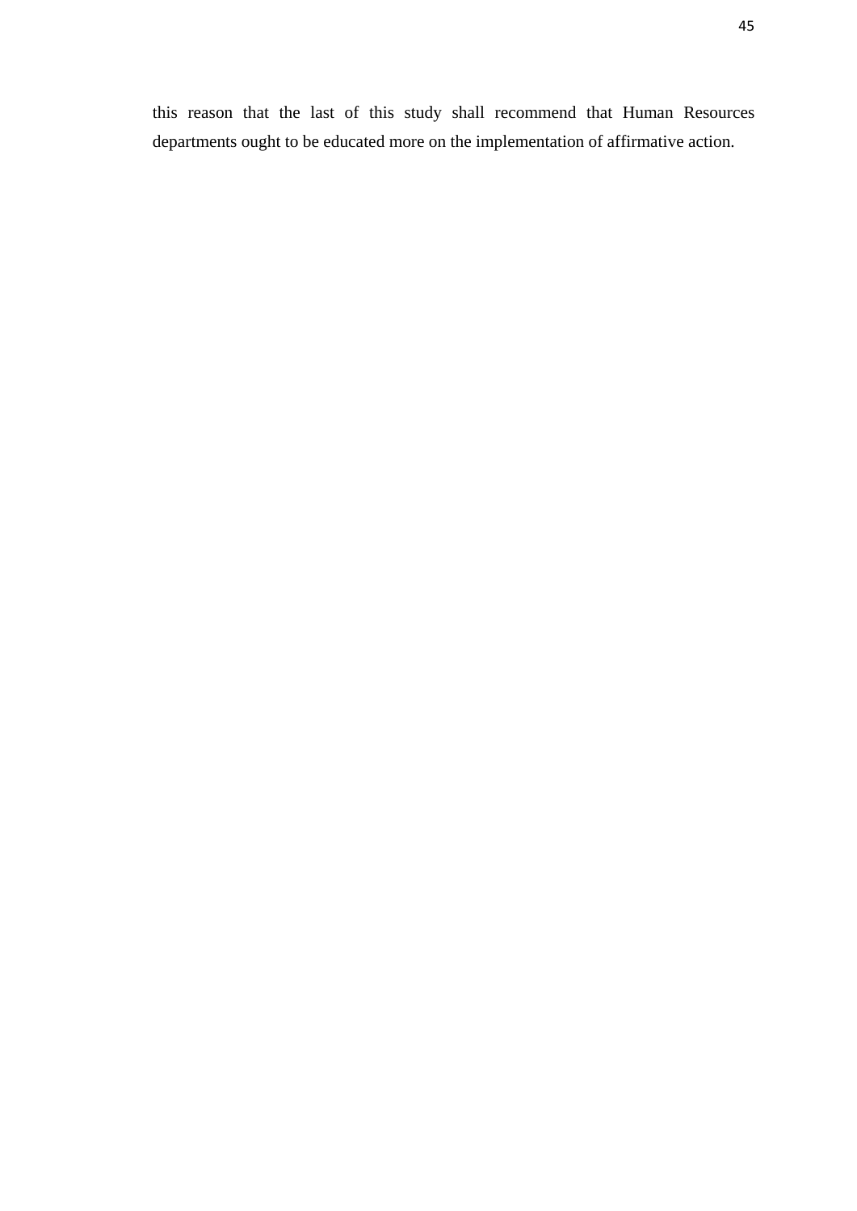this reason that the last of this study shall recommend that Human Resources departments ought to be educated more on the implementation of affirmative action.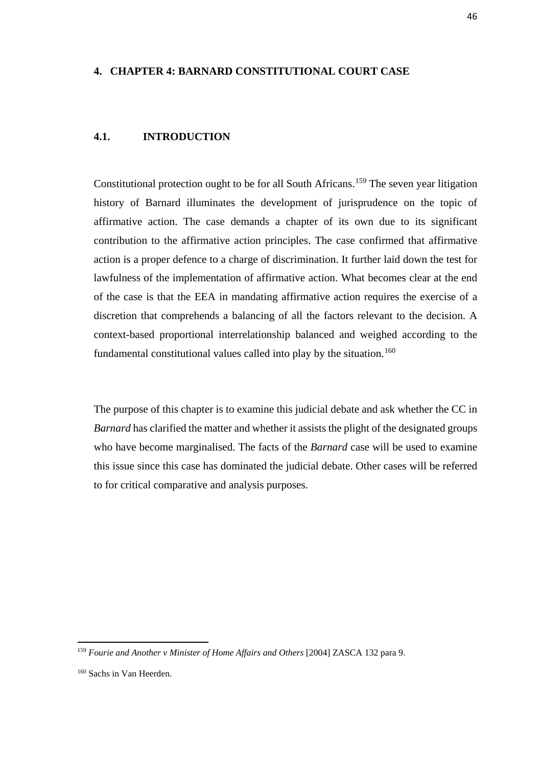# 4. CHAPTER 4: BARNARD CONSTITUTIONAL COURT CASE

## 4.1. INTRODUCTION

Constitutional protection ought to be for all South Africans.[159] The seven year litigation history of Barnard illuminates the development of jurisprudence on the topic of affirmative action. The case demands a chapter of its own due to its significant contribution to the affirmative action principles. The case confirmed that affirmative action is a proper defence to a charge of discrimination. It further laid down the test for lawfulness of the implementation of affirmative action. What becomes clear at the end of the case is that the EEA in mandating affirmative action requires the exercise of a discretion that comprehends a balancing of all the factors relevant to the decision. A context-based proportional interrelationship balanced and weighed according to the fundamental constitutional values called into play by the situation.[160]

The purpose of this chapter is to examine this judicial debate and ask whether the CC in *Barnard* has clarified the matter and whether it assists the plight of the designated groups who have become marginalised. The facts of the *Barnard* case will be used to examine this issue since this case has dominated the judicial debate. Other cases will be referred to for critical comparative and analysis purposes.

---

[159] *Fourie and Another v Minister of Home Affairs and Others* [2004] ZASCA 132 para 9.

[160] Sachs in Van Heerden.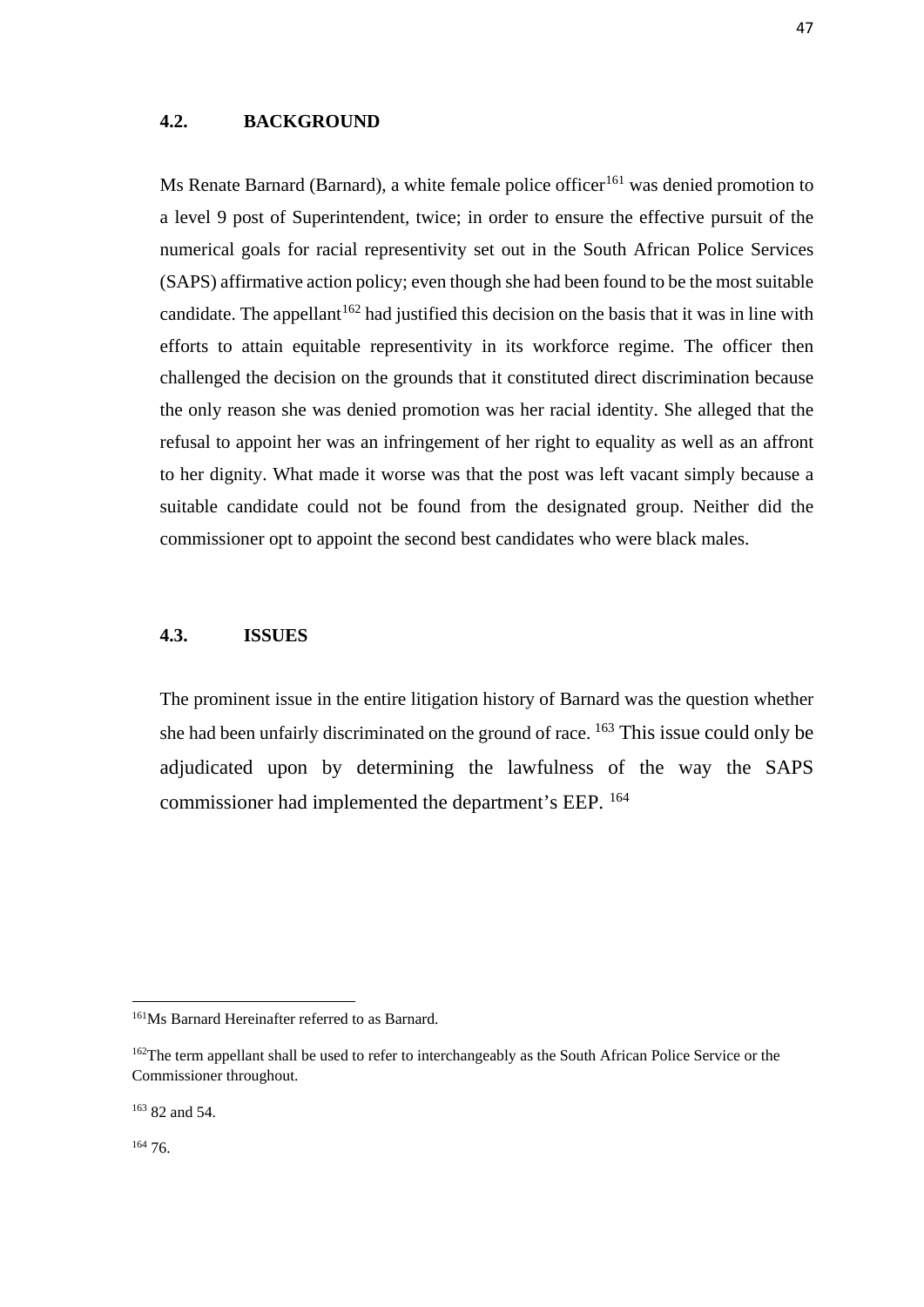## 4.2. BACKGROUND

Ms Renate Barnard (Barnard), a white female police officer[161] was denied promotion to a level 9 post of Superintendent, twice; in order to ensure the effective pursuit of the numerical goals for racial representivity set out in the South African Police Services (SAPS) affirmative action policy; even though she had been found to be the most suitable candidate. The appellant[162] had justified this decision on the basis that it was in line with efforts to attain equitable representivity in its workforce regime. The officer then challenged the decision on the grounds that it constituted direct discrimination because the only reason she was denied promotion was her racial identity. She alleged that the refusal to appoint her was an infringement of her right to equality as well as an affront to her dignity. What made it worse was that the post was left vacant simply because a suitable candidate could not be found from the designated group. Neither did the commissioner opt to appoint the second best candidates who were black males.

## 4.3. ISSUES

The prominent issue in the entire litigation history of Barnard was the question whether she had been unfairly discriminated on the ground of race. [163] This issue could only be adjudicated upon by determining the lawfulness of the way the SAPS commissioner had implemented the department's EEP. [164]

---

[161] Ms Barnard Hereinafter referred to as Barnard.

[162] The term appellant shall be used to refer to interchangeably as the South African Police Service or the Commissioner throughout.

[163] 82 and 54.

[164] 76.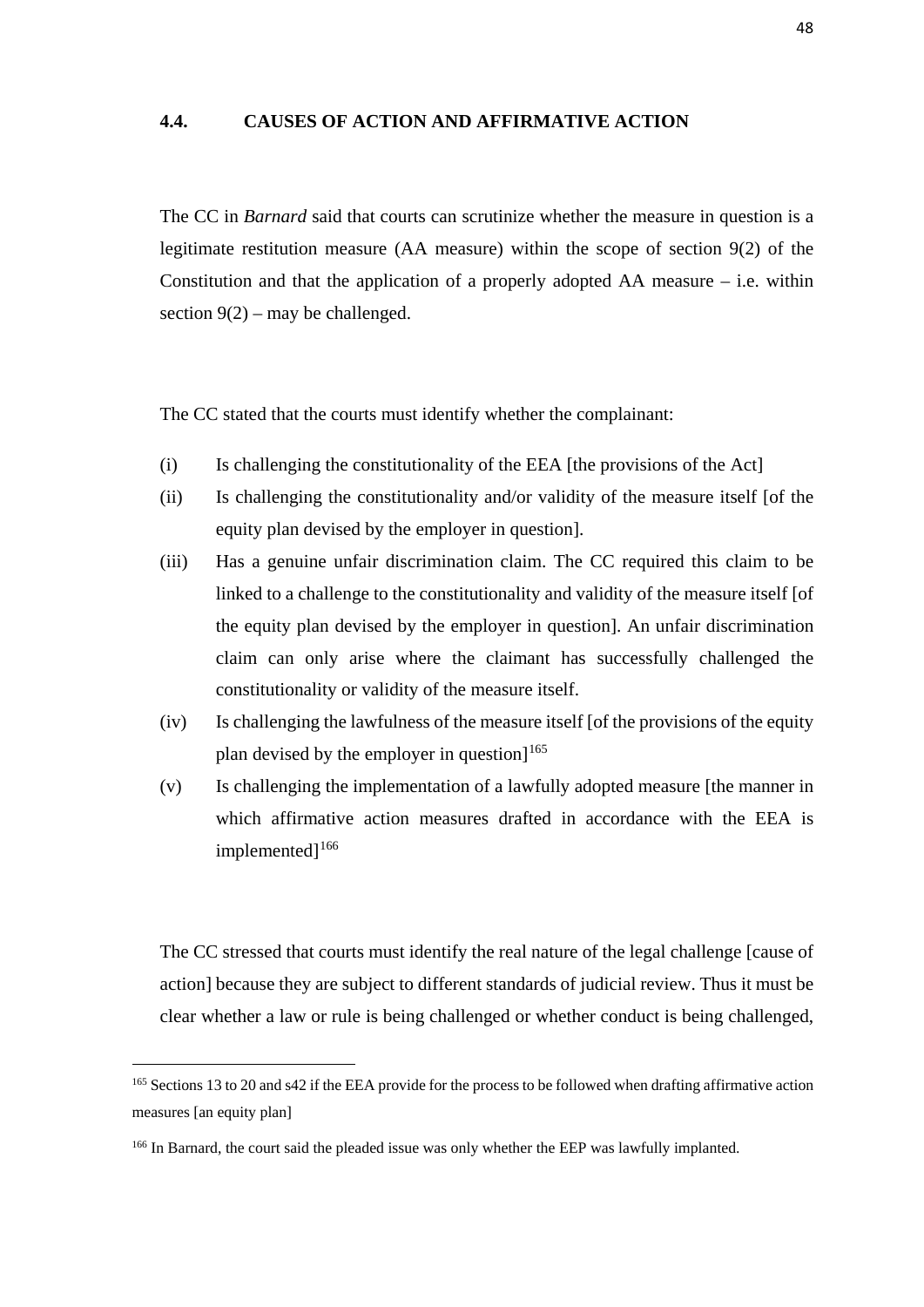### 4.4. CAUSES OF ACTION AND AFFIRMATIVE ACTION

The CC in *Barnard* said that courts can scrutinize whether the measure in question is a legitimate restitution measure (AA measure) within the scope of section 9(2) of the Constitution and that the application of a properly adopted AA measure – i.e. within section 9(2) – may be challenged.

The CC stated that the courts must identify whether the complainant:

(i) Is challenging the constitutionality of the EEA [the provisions of the Act]

(ii) Is challenging the constitutionality and/or validity of the measure itself [of the equity plan devised by the employer in question].

(iii) Has a genuine unfair discrimination claim. The CC required this claim to be linked to a challenge to the constitutionality and validity of the measure itself [of the equity plan devised by the employer in question]. An unfair discrimination claim can only arise where the claimant has successfully challenged the constitutionality or validity of the measure itself.

(iv) Is challenging the lawfulness of the measure itself [of the provisions of the equity plan devised by the employer in question][165]

(v) Is challenging the implementation of a lawfully adopted measure [the manner in which affirmative action measures drafted in accordance with the EEA is implemented][166]

The CC stressed that courts must identify the real nature of the legal challenge [cause of action] because they are subject to different standards of judicial review. Thus it must be clear whether a law or rule is being challenged or whether conduct is being challenged,

---

[165] Sections 13 to 20 and s42 if the EEA provide for the process to be followed when drafting affirmative action measures [an equity plan]

[166] In Barnard, the court said the pleaded issue was only whether the EEP was lawfully implanted.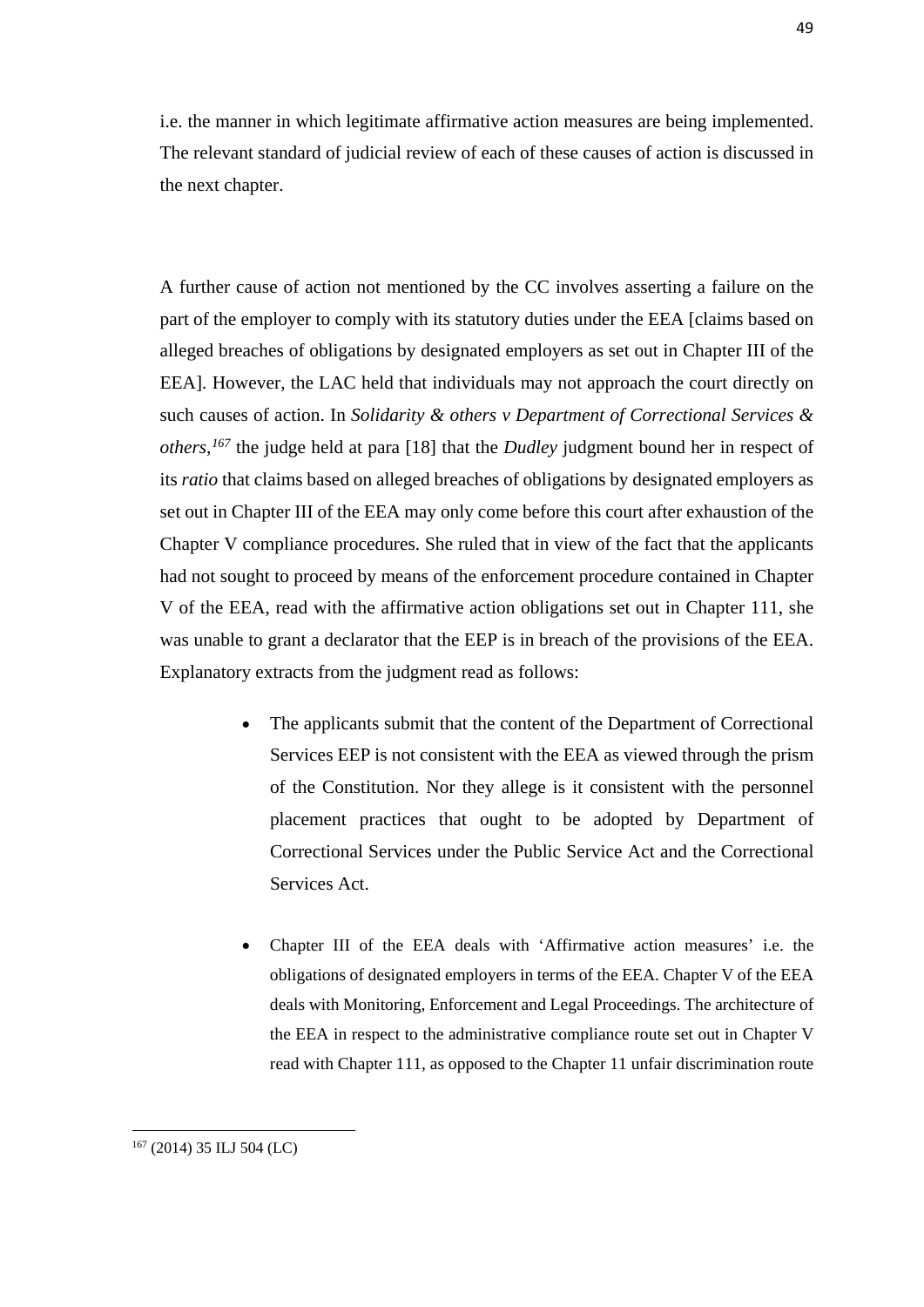i.e. the manner in which legitimate affirmative action measures are being implemented. The relevant standard of judicial review of each of these causes of action is discussed in the next chapter.

A further cause of action not mentioned by the CC involves asserting a failure on the part of the employer to comply with its statutory duties under the EEA [claims based on alleged breaches of obligations by designated employers as set out in Chapter III of the EEA]. However, the LAC held that individuals may not approach the court directly on such causes of action. In *Solidarity & others v Department of Correctional Services & others,*[167] the judge held at para [18] that the *Dudley* judgment bound her in respect of its *ratio* that claims based on alleged breaches of obligations by designated employers as set out in Chapter III of the EEA may only come before this court after exhaustion of the Chapter V compliance procedures. She ruled that in view of the fact that the applicants had not sought to proceed by means of the enforcement procedure contained in Chapter V of the EEA, read with the affirmative action obligations set out in Chapter 111, she was unable to grant a declarator that the EEP is in breach of the provisions of the EEA. Explanatory extracts from the judgment read as follows:

- The applicants submit that the content of the Department of Correctional Services EEP is not consistent with the EEA as viewed through the prism of the Constitution. Nor they allege is it consistent with the personnel placement practices that ought to be adopted by Department of Correctional Services under the Public Service Act and the Correctional Services Act.

- Chapter III of the EEA deals with 'Affirmative action measures' i.e. the obligations of designated employers in terms of the EEA. Chapter V of the EEA deals with Monitoring, Enforcement and Legal Proceedings. The architecture of the EEA in respect to the administrative compliance route set out in Chapter V read with Chapter 111, as opposed to the Chapter 11 unfair discrimination route

---

[167] (2014) 35 ILJ 504 (LC)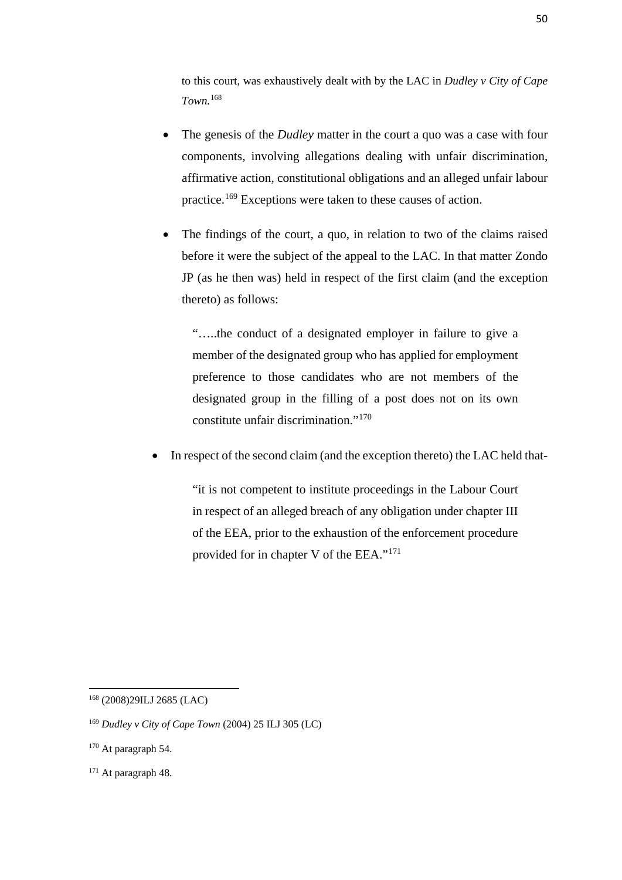to this court, was exhaustively dealt with by the LAC in *Dudley v City of Cape Town.*[168]

- The genesis of the *Dudley* matter in the court a quo was a case with four components, involving allegations dealing with unfair discrimination, affirmative action, constitutional obligations and an alleged unfair labour practice.[169] Exceptions were taken to these causes of action.

- The findings of the court, a quo, in relation to two of the claims raised before it were the subject of the appeal to the LAC. In that matter Zondo JP (as he then was) held in respect of the first claim (and the exception thereto) as follows:

  > "…..the conduct of a designated employer in failure to give a member of the designated group who has applied for employment preference to those candidates who are not members of the designated group in the filling of a post does not on its own constitute unfair discrimination."[170]

- In respect of the second claim (and the exception thereto) the LAC held that-

  > "it is not competent to institute proceedings in the Labour Court in respect of an alleged breach of any obligation under chapter III of the EEA, prior to the exhaustion of the enforcement procedure provided for in chapter V of the EEA."[171]

---

[168] (2008)29ILJ 2685 (LAC)

[169] *Dudley v City of Cape Town* (2004) 25 ILJ 305 (LC)

[170] At paragraph 54.

[171] At paragraph 48.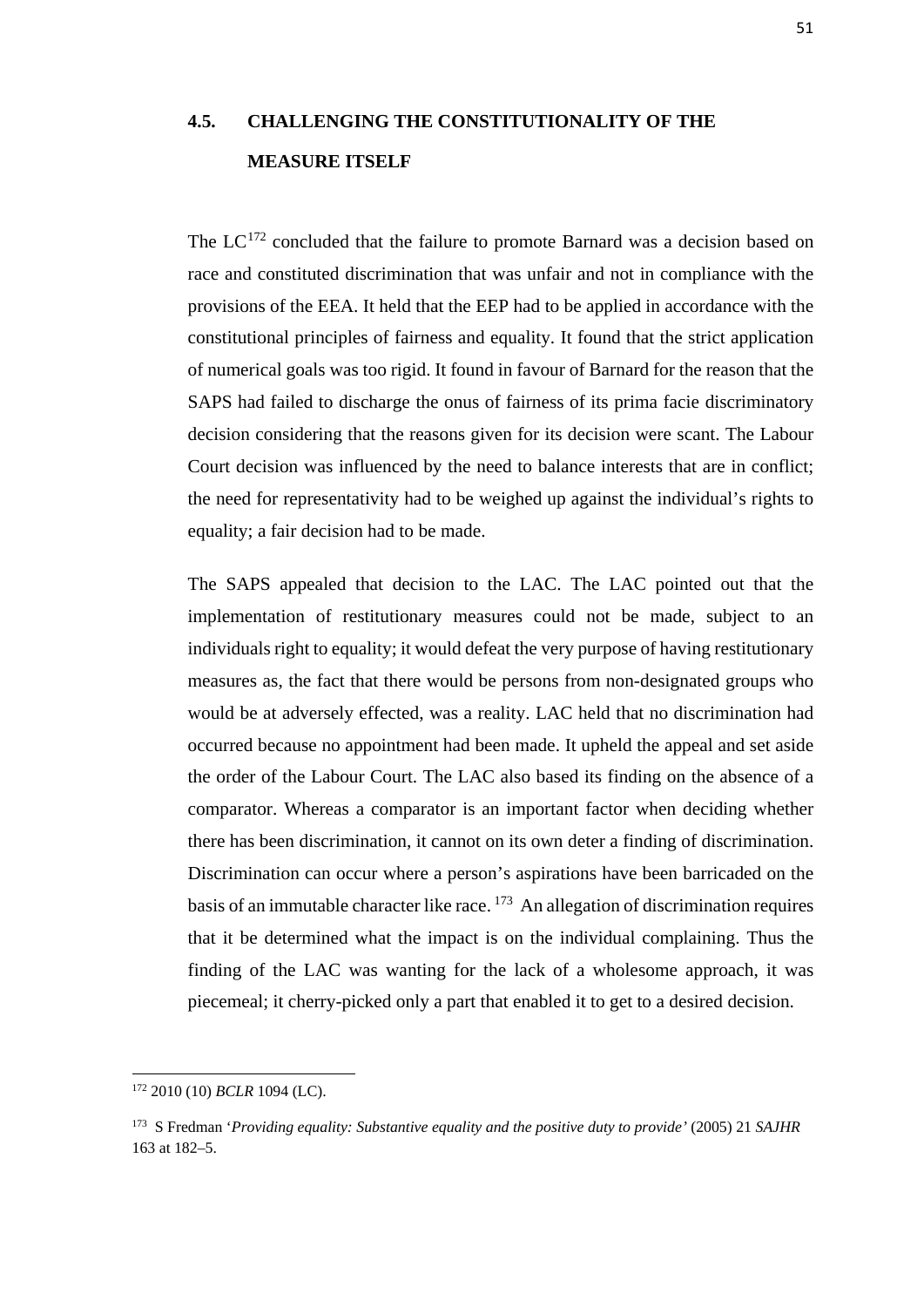## 4.5. CHALLENGING THE CONSTITUTIONALITY OF THE MEASURE ITSELF

The LC[172] concluded that the failure to promote Barnard was a decision based on race and constituted discrimination that was unfair and not in compliance with the provisions of the EEA. It held that the EEP had to be applied in accordance with the constitutional principles of fairness and equality. It found that the strict application of numerical goals was too rigid. It found in favour of Barnard for the reason that the SAPS had failed to discharge the onus of fairness of its prima facie discriminatory decision considering that the reasons given for its decision were scant. The Labour Court decision was influenced by the need to balance interests that are in conflict; the need for representativity had to be weighed up against the individual's rights to equality; a fair decision had to be made.

The SAPS appealed that decision to the LAC. The LAC pointed out that the implementation of restitutionary measures could not be made, subject to an individuals right to equality; it would defeat the very purpose of having restitutionary measures as, the fact that there would be persons from non-designated groups who would be at adversely effected, was a reality. LAC held that no discrimination had occurred because no appointment had been made. It upheld the appeal and set aside the order of the Labour Court. The LAC also based its finding on the absence of a comparator. Whereas a comparator is an important factor when deciding whether there has been discrimination, it cannot on its own deter a finding of discrimination. Discrimination can occur where a person's aspirations have been barricaded on the basis of an immutable character like race. [173] An allegation of discrimination requires that it be determined what the impact is on the individual complaining. Thus the finding of the LAC was wanting for the lack of a wholesome approach, it was piecemeal; it cherry-picked only a part that enabled it to get to a desired decision.

---

[172] 2010 (10) *BCLR* 1094 (LC).

[173] S Fredman '*Providing equality: Substantive equality and the positive duty to provide'* (2005) 21 *SAJHR* 163 at 182–5.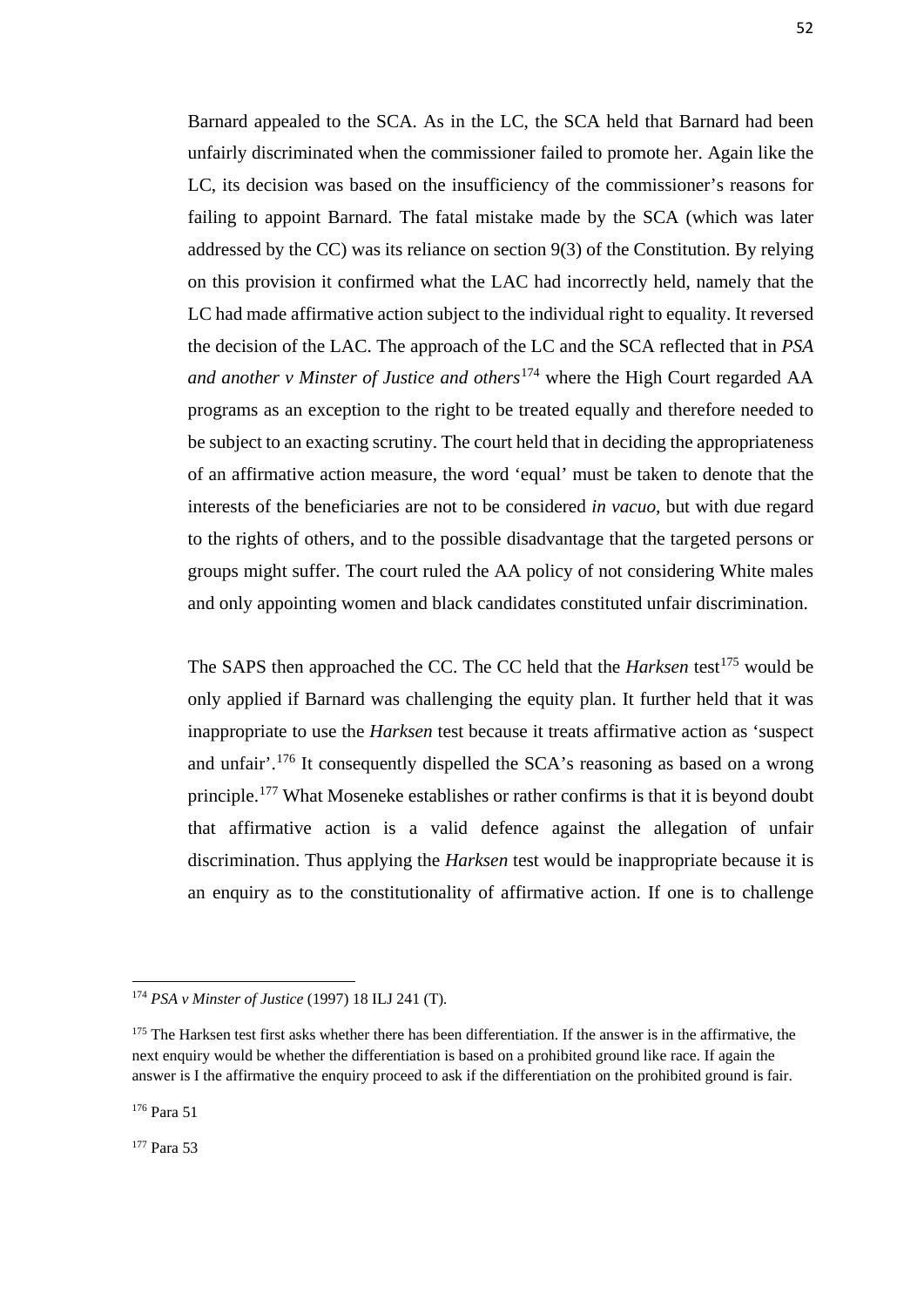Barnard appealed to the SCA. As in the LC, the SCA held that Barnard had been unfairly discriminated when the commissioner failed to promote her. Again like the LC, its decision was based on the insufficiency of the commissioner's reasons for failing to appoint Barnard. The fatal mistake made by the SCA (which was later addressed by the CC) was its reliance on section 9(3) of the Constitution. By relying on this provision it confirmed what the LAC had incorrectly held, namely that the LC had made affirmative action subject to the individual right to equality. It reversed the decision of the LAC. The approach of the LC and the SCA reflected that in *PSA and another v Minster of Justice and others*[174] where the High Court regarded AA programs as an exception to the right to be treated equally and therefore needed to be subject to an exacting scrutiny. The court held that in deciding the appropriateness of an affirmative action measure, the word 'equal' must be taken to denote that the interests of the beneficiaries are not to be considered *in vacuo*, but with due regard to the rights of others, and to the possible disadvantage that the targeted persons or groups might suffer. The court ruled the AA policy of not considering White males and only appointing women and black candidates constituted unfair discrimination.

The SAPS then approached the CC. The CC held that the *Harksen* test[175] would be only applied if Barnard was challenging the equity plan. It further held that it was inappropriate to use the *Harksen* test because it treats affirmative action as 'suspect and unfair'.[176] It consequently dispelled the SCA's reasoning as based on a wrong principle.[177] What Moseneke establishes or rather confirms is that it is beyond doubt that affirmative action is a valid defence against the allegation of unfair discrimination. Thus applying the *Harksen* test would be inappropriate because it is an enquiry as to the constitutionality of affirmative action. If one is to challenge

---

[174] *PSA v Minster of Justice* (1997) 18 ILJ 241 (T).

[175] The Harksen test first asks whether there has been differentiation. If the answer is in the affirmative, the next enquiry would be whether the differentiation is based on a prohibited ground like race. If again the answer is I the affirmative the enquiry proceed to ask if the differentiation on the prohibited ground is fair.

[176] Para 51

[177] Para 53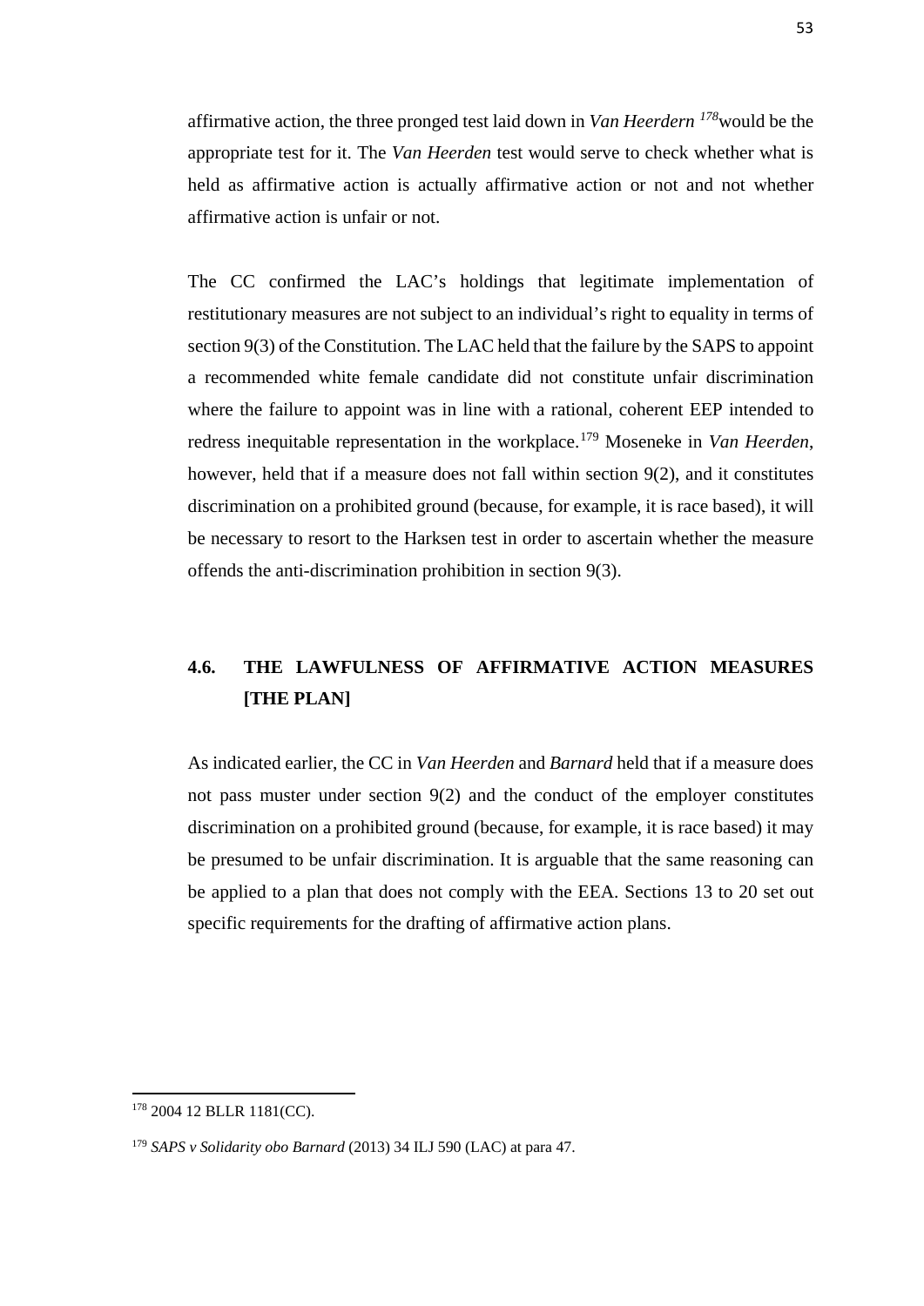affirmative action, the three pronged test laid down in *Van Heerdern* [178]would be the appropriate test for it. The *Van Heerden* test would serve to check whether what is held as affirmative action is actually affirmative action or not and not whether affirmative action is unfair or not.

The CC confirmed the LAC's holdings that legitimate implementation of restitutionary measures are not subject to an individual's right to equality in terms of section 9(3) of the Constitution. The LAC held that the failure by the SAPS to appoint a recommended white female candidate did not constitute unfair discrimination where the failure to appoint was in line with a rational, coherent EEP intended to redress inequitable representation in the workplace.[179] Moseneke in *Van Heerden*, however, held that if a measure does not fall within section 9(2), and it constitutes discrimination on a prohibited ground (because, for example, it is race based), it will be necessary to resort to the Harksen test in order to ascertain whether the measure offends the anti-discrimination prohibition in section 9(3).

## 4.6. THE LAWFULNESS OF AFFIRMATIVE ACTION MEASURES [THE PLAN]

As indicated earlier, the CC in *Van Heerden* and *Barnard* held that if a measure does not pass muster under section 9(2) and the conduct of the employer constitutes discrimination on a prohibited ground (because, for example, it is race based) it may be presumed to be unfair discrimination. It is arguable that the same reasoning can be applied to a plan that does not comply with the EEA. Sections 13 to 20 set out specific requirements for the drafting of affirmative action plans.

---

[178] 2004 12 BLLR 1181(CC).

[179] *SAPS v Solidarity obo Barnard* (2013) 34 ILJ 590 (LAC) at para 47.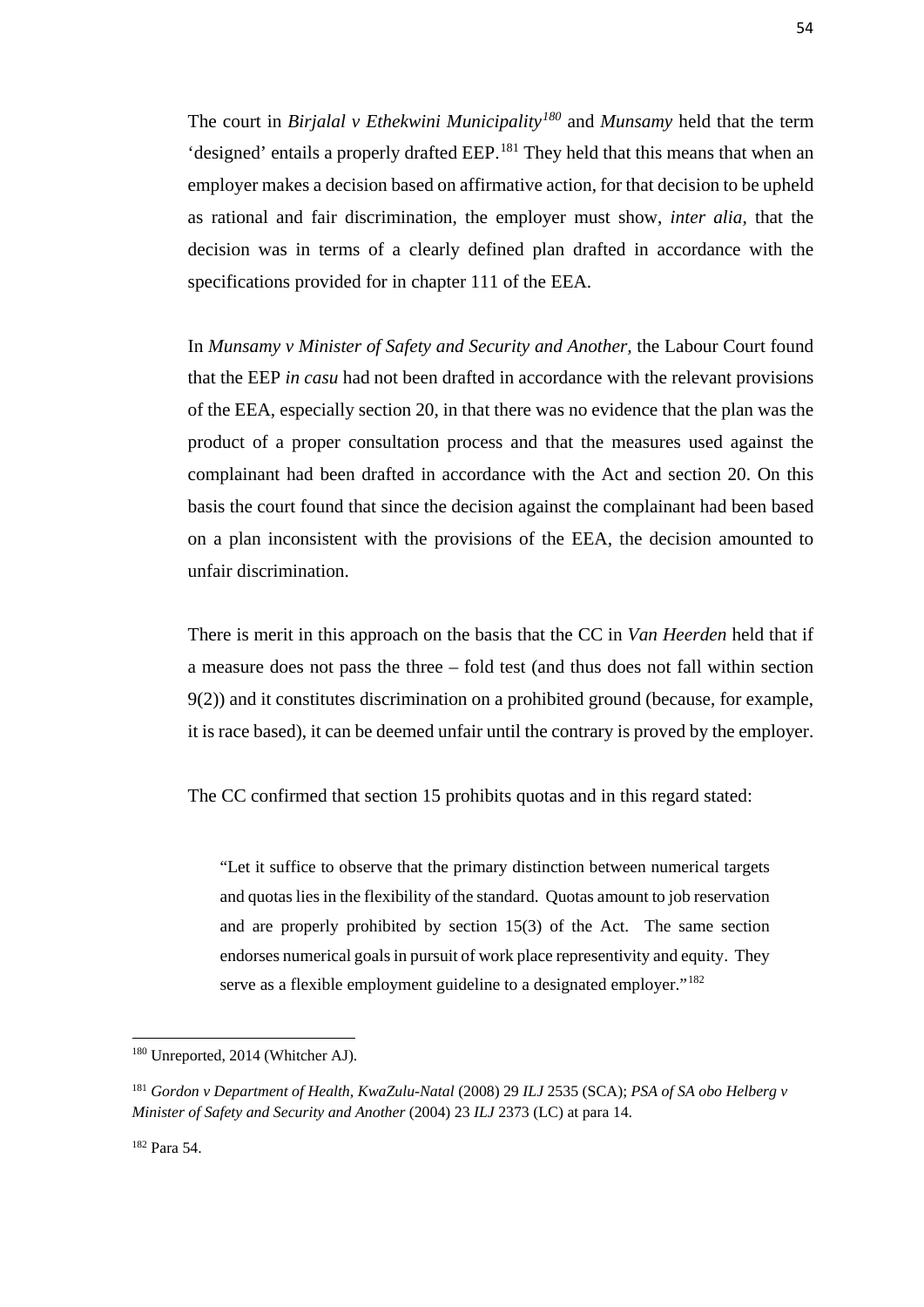The court in *Birjalal v Ethekwini Municipality*[180] and *Munsamy* held that the term 'designed' entails a properly drafted EEP.[181] They held that this means that when an employer makes a decision based on affirmative action, for that decision to be upheld as rational and fair discrimination, the employer must show, *inter alia*, that the decision was in terms of a clearly defined plan drafted in accordance with the specifications provided for in chapter 111 of the EEA.

In *Munsamy v Minister of Safety and Security and Another*, the Labour Court found that the EEP *in casu* had not been drafted in accordance with the relevant provisions of the EEA, especially section 20, in that there was no evidence that the plan was the product of a proper consultation process and that the measures used against the complainant had been drafted in accordance with the Act and section 20. On this basis the court found that since the decision against the complainant had been based on a plan inconsistent with the provisions of the EEA, the decision amounted to unfair discrimination.

There is merit in this approach on the basis that the CC in *Van Heerden* held that if a measure does not pass the three – fold test (and thus does not fall within section 9(2)) and it constitutes discrimination on a prohibited ground (because, for example, it is race based), it can be deemed unfair until the contrary is proved by the employer.

The CC confirmed that section 15 prohibits quotas and in this regard stated:

> "Let it suffice to observe that the primary distinction between numerical targets and quotas lies in the flexibility of the standard. Quotas amount to job reservation and are properly prohibited by section 15(3) of the Act. The same section endorses numerical goals in pursuit of work place representivity and equity. They serve as a flexible employment guideline to a designated employer."[182]

---

[180] Unreported, 2014 (Whitcher AJ).

[181] *Gordon v Department of Health, KwaZulu-Natal* (2008) 29 *ILJ* 2535 (SCA); *PSA of SA obo Helberg v Minister of Safety and Security and Another* (2004) 23 *ILJ* 2373 (LC) at para 14.

[182] Para 54.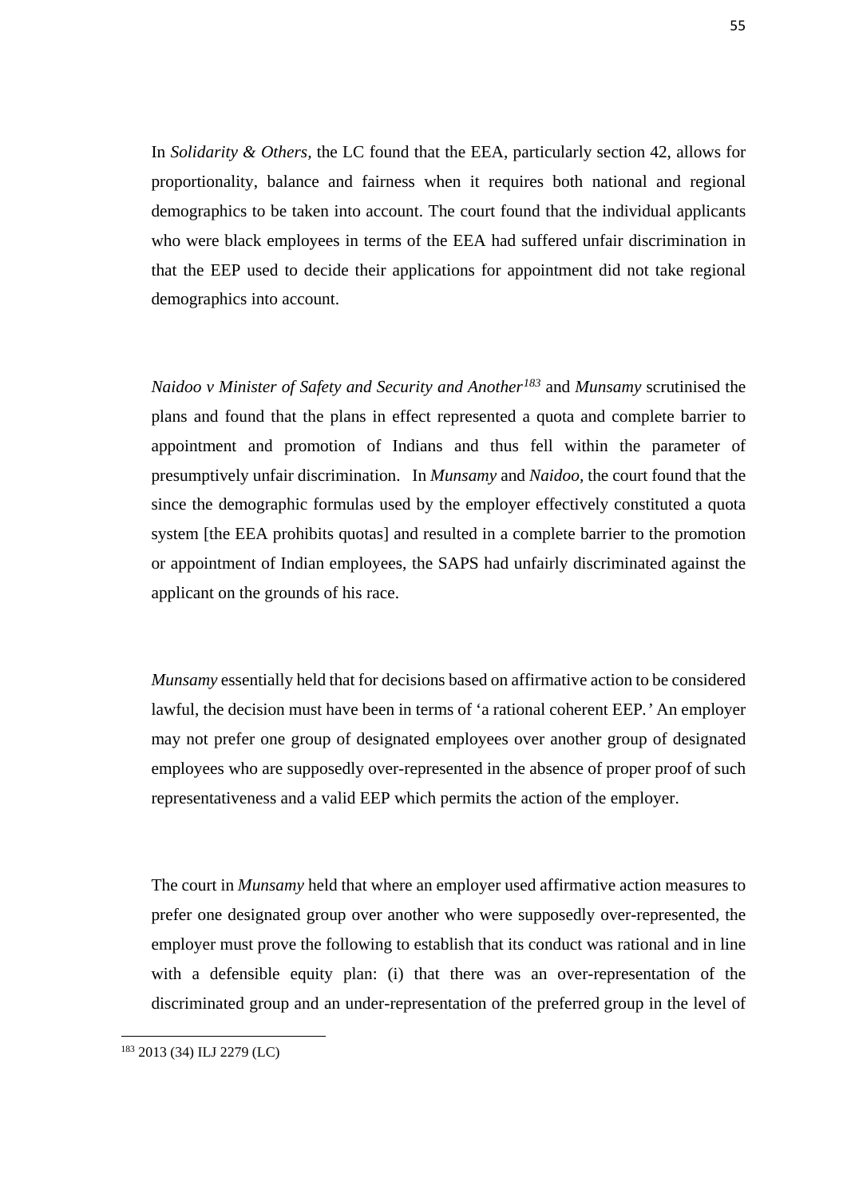In *Solidarity & Others*, the LC found that the EEA, particularly section 42, allows for proportionality, balance and fairness when it requires both national and regional demographics to be taken into account. The court found that the individual applicants who were black employees in terms of the EEA had suffered unfair discrimination in that the EEP used to decide their applications for appointment did not take regional demographics into account.

*Naidoo v Minister of Safety and Security and Another*[183] and *Munsamy* scrutinised the plans and found that the plans in effect represented a quota and complete barrier to appointment and promotion of Indians and thus fell within the parameter of presumptively unfair discrimination. In *Munsamy* and *Naidoo*, the court found that the since the demographic formulas used by the employer effectively constituted a quota system [the EEA prohibits quotas] and resulted in a complete barrier to the promotion or appointment of Indian employees, the SAPS had unfairly discriminated against the applicant on the grounds of his race.

*Munsamy* essentially held that for decisions based on affirmative action to be considered lawful, the decision must have been in terms of 'a rational coherent EEP.' An employer may not prefer one group of designated employees over another group of designated employees who are supposedly over-represented in the absence of proper proof of such representativeness and a valid EEP which permits the action of the employer.

The court in *Munsamy* held that where an employer used affirmative action measures to prefer one designated group over another who were supposedly over-represented, the employer must prove the following to establish that its conduct was rational and in line with a defensible equity plan: (i) that there was an over-representation of the discriminated group and an under-representation of the preferred group in the level of

---

[183] 2013 (34) ILJ 2279 (LC)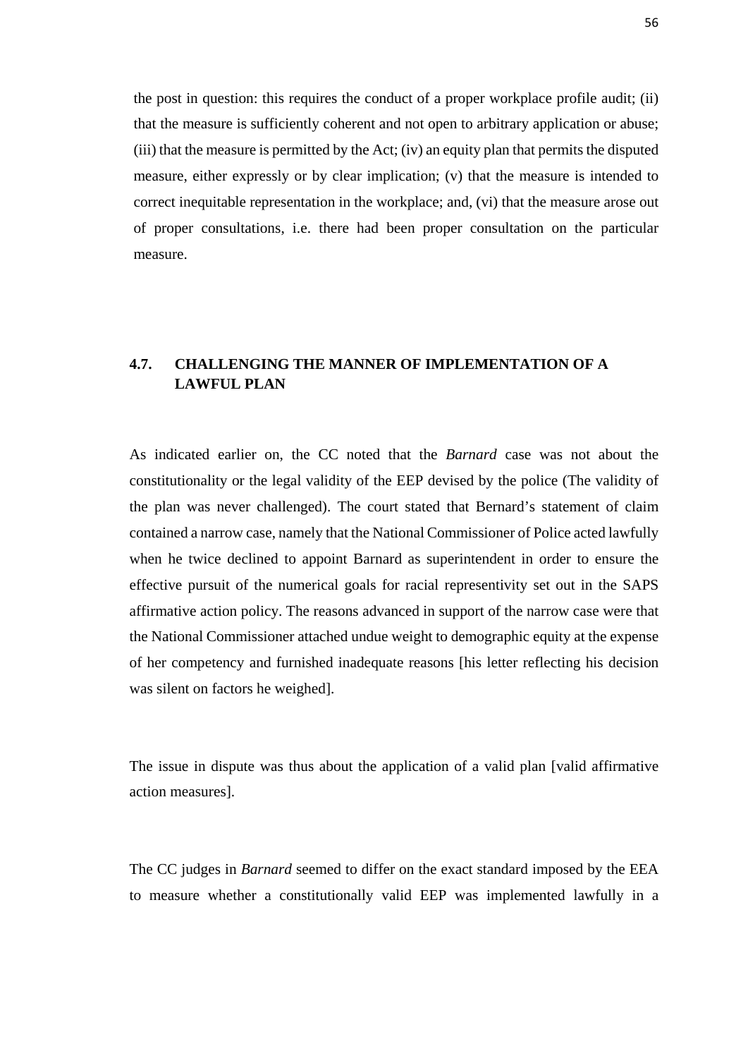the post in question: this requires the conduct of a proper workplace profile audit; (ii) that the measure is sufficiently coherent and not open to arbitrary application or abuse; (iii) that the measure is permitted by the Act; (iv) an equity plan that permits the disputed measure, either expressly or by clear implication; (v) that the measure is intended to correct inequitable representation in the workplace; and, (vi) that the measure arose out of proper consultations, i.e. there had been proper consultation on the particular measure.

## 4.7. CHALLENGING THE MANNER OF IMPLEMENTATION OF A LAWFUL PLAN

As indicated earlier on, the CC noted that the *Barnard* case was not about the constitutionality or the legal validity of the EEP devised by the police (The validity of the plan was never challenged). The court stated that Bernard's statement of claim contained a narrow case, namely that the National Commissioner of Police acted lawfully when he twice declined to appoint Barnard as superintendent in order to ensure the effective pursuit of the numerical goals for racial representivity set out in the SAPS affirmative action policy. The reasons advanced in support of the narrow case were that the National Commissioner attached undue weight to demographic equity at the expense of her competency and furnished inadequate reasons [his letter reflecting his decision was silent on factors he weighed].

The issue in dispute was thus about the application of a valid plan [valid affirmative action measures].

The CC judges in *Barnard* seemed to differ on the exact standard imposed by the EEA to measure whether a constitutionally valid EEP was implemented lawfully in a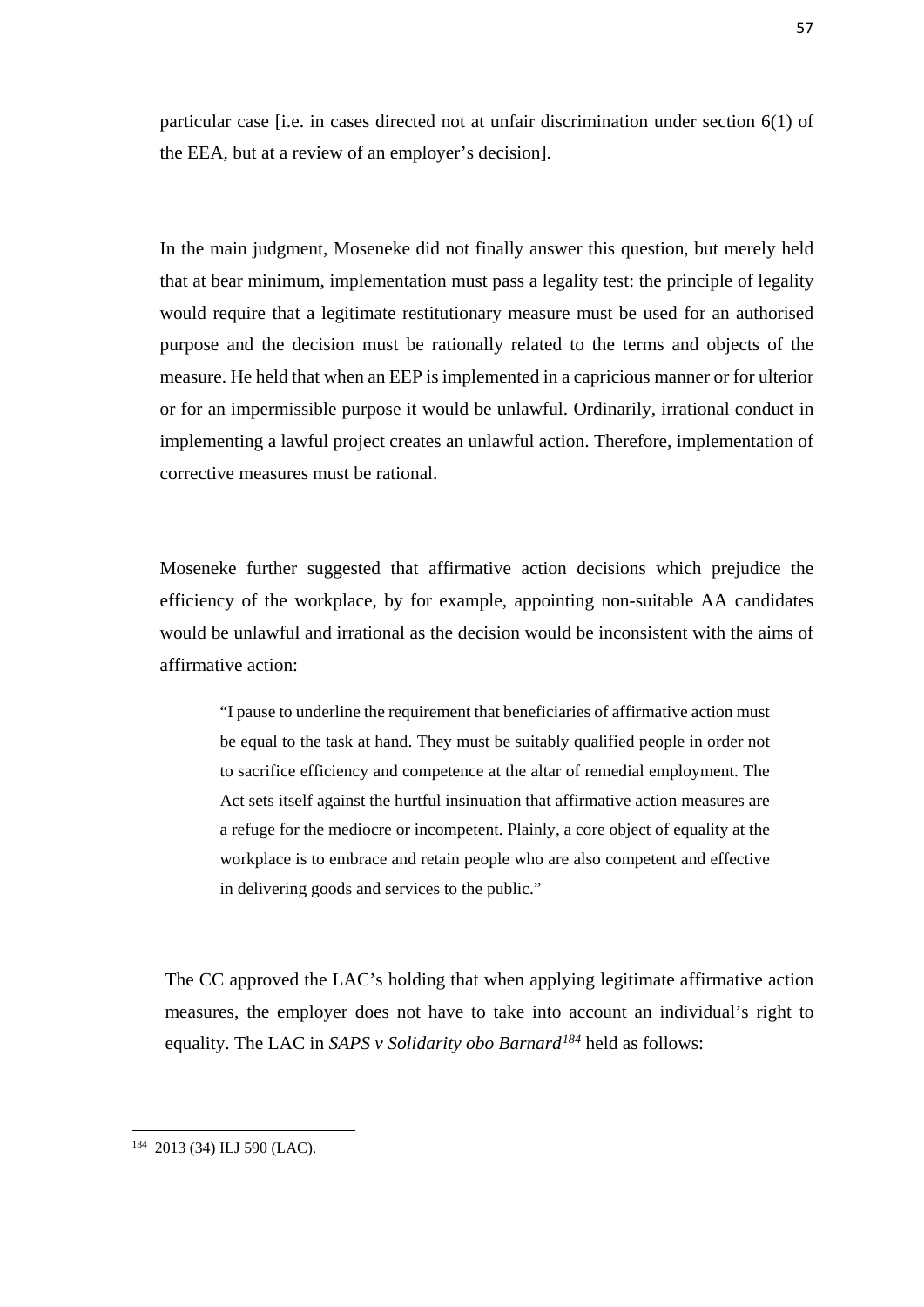particular case [i.e. in cases directed not at unfair discrimination under section 6(1) of the EEA, but at a review of an employer's decision].

In the main judgment, Moseneke did not finally answer this question, but merely held that at bear minimum, implementation must pass a legality test: the principle of legality would require that a legitimate restitutionary measure must be used for an authorised purpose and the decision must be rationally related to the terms and objects of the measure. He held that when an EEP is implemented in a capricious manner or for ulterior or for an impermissible purpose it would be unlawful. Ordinarily, irrational conduct in implementing a lawful project creates an unlawful action. Therefore, implementation of corrective measures must be rational.

Moseneke further suggested that affirmative action decisions which prejudice the efficiency of the workplace, by for example, appointing non-suitable AA candidates would be unlawful and irrational as the decision would be inconsistent with the aims of affirmative action:

> "I pause to underline the requirement that beneficiaries of affirmative action must be equal to the task at hand. They must be suitably qualified people in order not to sacrifice efficiency and competence at the altar of remedial employment. The Act sets itself against the hurtful insinuation that affirmative action measures are a refuge for the mediocre or incompetent. Plainly, a core object of equality at the workplace is to embrace and retain people who are also competent and effective in delivering goods and services to the public."

The CC approved the LAC's holding that when applying legitimate affirmative action measures, the employer does not have to take into account an individual's right to equality. The LAC in *SAPS v Solidarity obo Barnard*[184] held as follows:

---

[184] 2013 (34) ILJ 590 (LAC).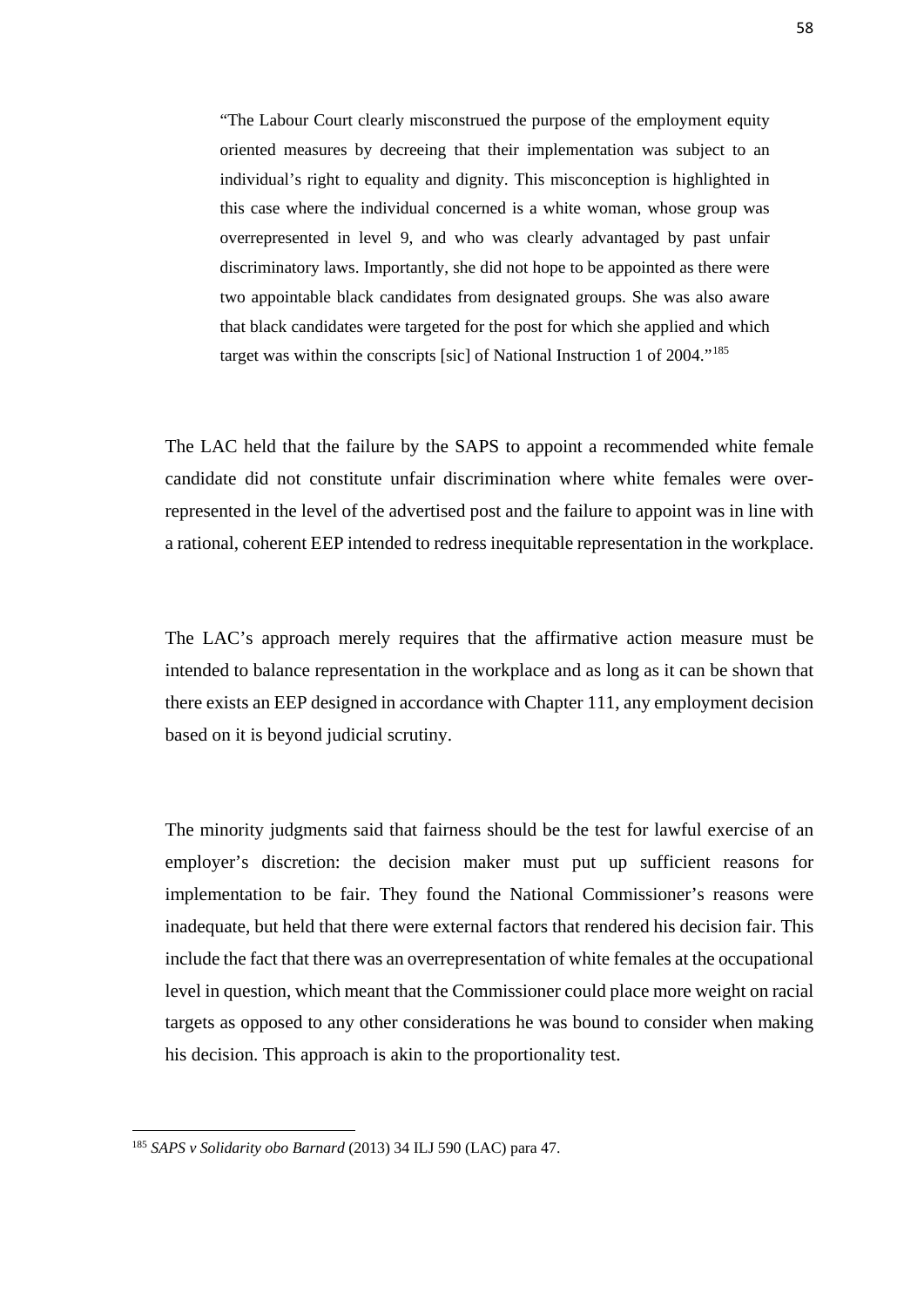> "The Labour Court clearly misconstrued the purpose of the employment equity oriented measures by decreeing that their implementation was subject to an individual's right to equality and dignity. This misconception is highlighted in this case where the individual concerned is a white woman, whose group was overrepresented in level 9, and who was clearly advantaged by past unfair discriminatory laws. Importantly, she did not hope to be appointed as there were two appointable black candidates from designated groups. She was also aware that black candidates were targeted for the post for which she applied and which target was within the conscripts [sic] of National Instruction 1 of 2004."[185]

The LAC held that the failure by the SAPS to appoint a recommended white female candidate did not constitute unfair discrimination where white females were over-represented in the level of the advertised post and the failure to appoint was in line with a rational, coherent EEP intended to redress inequitable representation in the workplace.

The LAC's approach merely requires that the affirmative action measure must be intended to balance representation in the workplace and as long as it can be shown that there exists an EEP designed in accordance with Chapter 111, any employment decision based on it is beyond judicial scrutiny.

The minority judgments said that fairness should be the test for lawful exercise of an employer's discretion: the decision maker must put up sufficient reasons for implementation to be fair. They found the National Commissioner's reasons were inadequate, but held that there were external factors that rendered his decision fair. This include the fact that there was an overrepresentation of white females at the occupational level in question, which meant that the Commissioner could place more weight on racial targets as opposed to any other considerations he was bound to consider when making his decision. This approach is akin to the proportionality test.

---

[185] *SAPS v Solidarity obo Barnard* (2013) 34 ILJ 590 (LAC) para 47.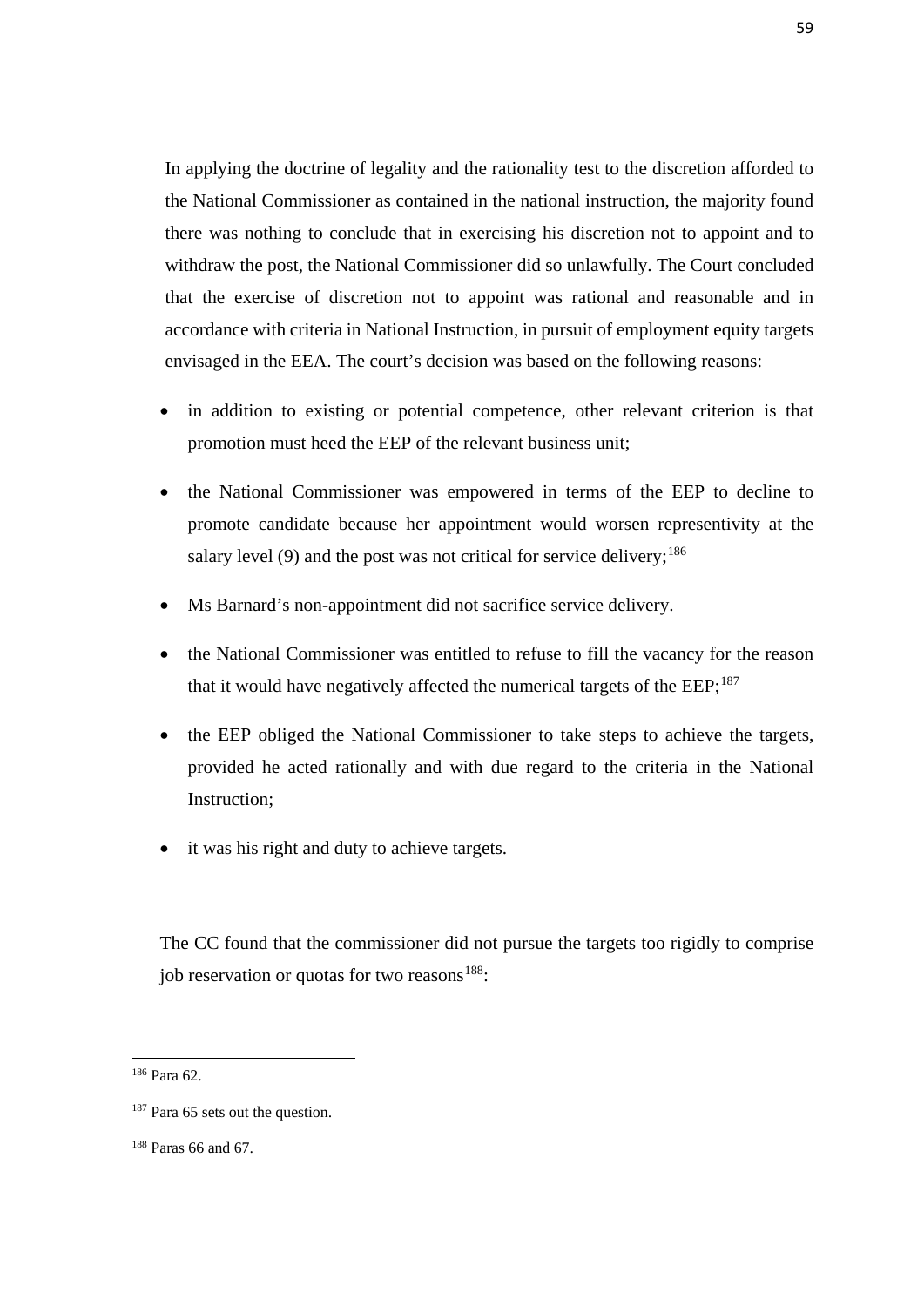In applying the doctrine of legality and the rationality test to the discretion afforded to the National Commissioner as contained in the national instruction, the majority found there was nothing to conclude that in exercising his discretion not to appoint and to withdraw the post, the National Commissioner did so unlawfully. The Court concluded that the exercise of discretion not to appoint was rational and reasonable and in accordance with criteria in National Instruction, in pursuit of employment equity targets envisaged in the EEA. The court's decision was based on the following reasons:

- in addition to existing or potential competence, other relevant criterion is that promotion must heed the EEP of the relevant business unit;
- the National Commissioner was empowered in terms of the EEP to decline to promote candidate because her appointment would worsen representivity at the salary level (9) and the post was not critical for service delivery;[186]
- Ms Barnard's non-appointment did not sacrifice service delivery.
- the National Commissioner was entitled to refuse to fill the vacancy for the reason that it would have negatively affected the numerical targets of the EEP;[187]
- the EEP obliged the National Commissioner to take steps to achieve the targets, provided he acted rationally and with due regard to the criteria in the National Instruction;
- it was his right and duty to achieve targets.

The CC found that the commissioner did not pursue the targets too rigidly to comprise job reservation or quotas for two reasons[188]:

[186] Para 62.

[187] Para 65 sets out the question.

[188] Paras 66 and 67.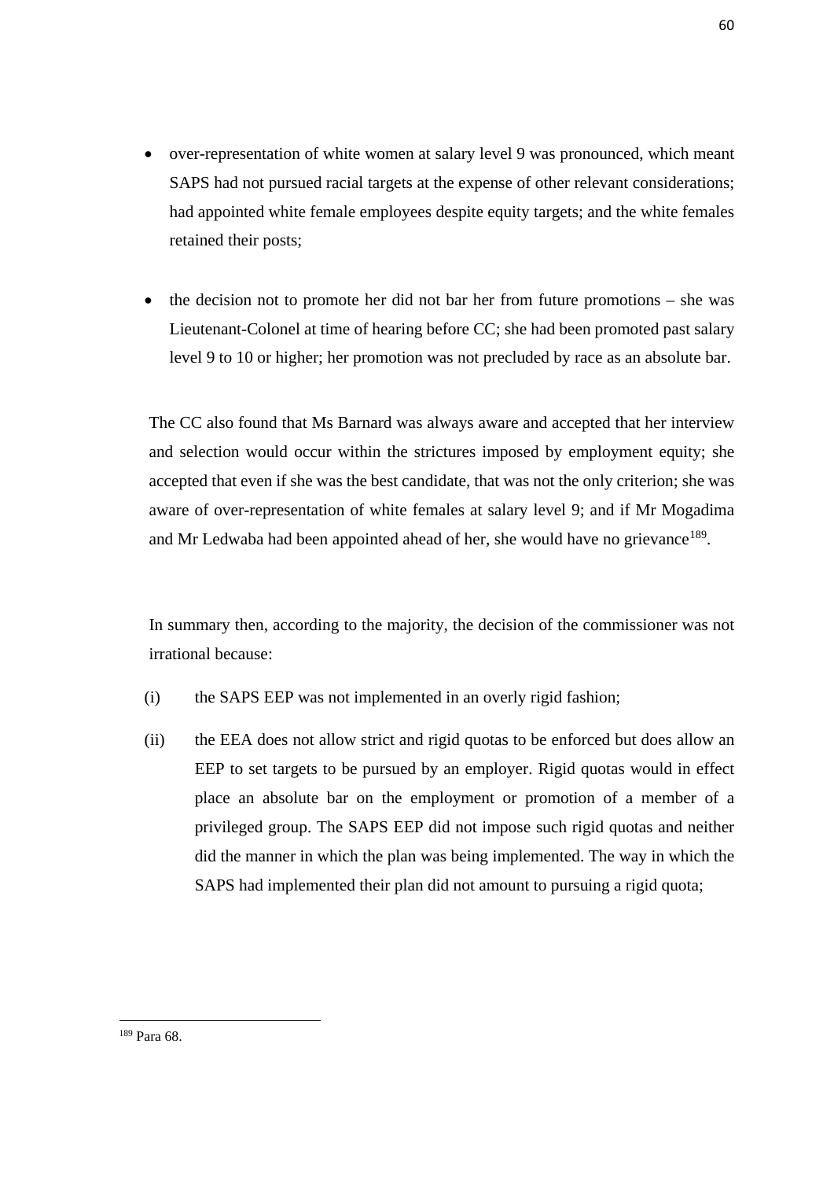- over-representation of white women at salary level 9 was pronounced, which meant SAPS had not pursued racial targets at the expense of other relevant considerations; had appointed white female employees despite equity targets; and the white females retained their posts;

- the decision not to promote her did not bar her from future promotions – she was Lieutenant-Colonel at time of hearing before CC; she had been promoted past salary level 9 to 10 or higher; her promotion was not precluded by race as an absolute bar.

The CC also found that Ms Barnard was always aware and accepted that her interview and selection would occur within the strictures imposed by employment equity; she accepted that even if she was the best candidate, that was not the only criterion; she was aware of over-representation of white females at salary level 9; and if Mr Mogadima and Mr Ledwaba had been appointed ahead of her, she would have no grievance[189].

In summary then, according to the majority, the decision of the commissioner was not irrational because:

(i) the SAPS EEP was not implemented in an overly rigid fashion;

(ii) the EEA does not allow strict and rigid quotas to be enforced but does allow an EEP to set targets to be pursued by an employer. Rigid quotas would in effect place an absolute bar on the employment or promotion of a member of a privileged group. The SAPS EEP did not impose such rigid quotas and neither did the manner in which the plan was being implemented. The way in which the SAPS had implemented their plan did not amount to pursuing a rigid quota;

[189] Para 68.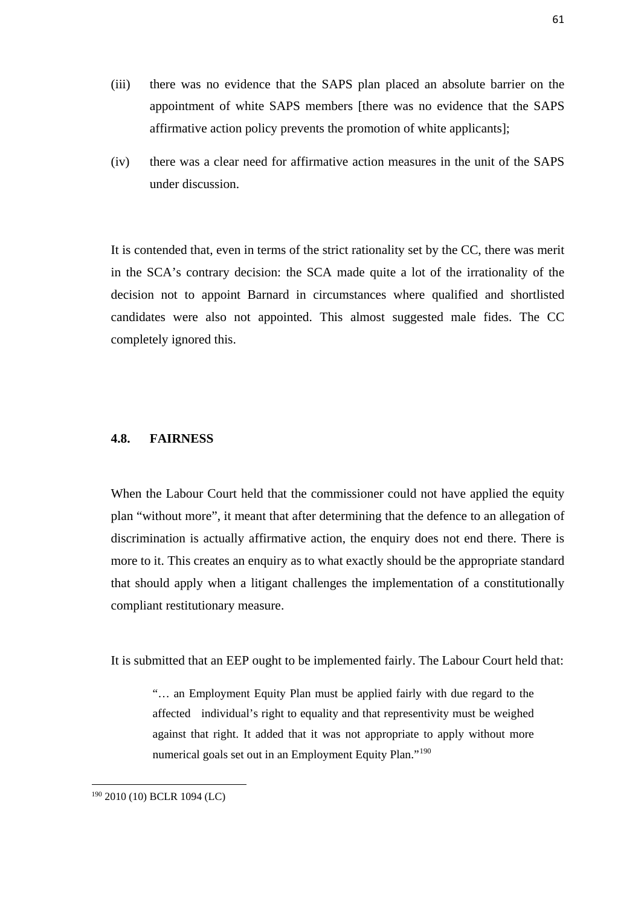(iii) there was no evidence that the SAPS plan placed an absolute barrier on the appointment of white SAPS members [there was no evidence that the SAPS affirmative action policy prevents the promotion of white applicants];

(iv) there was a clear need for affirmative action measures in the unit of the SAPS under discussion.

It is contended that, even in terms of the strict rationality set by the CC, there was merit in the SCA's contrary decision: the SCA made quite a lot of the irrationality of the decision not to appoint Barnard in circumstances where qualified and shortlisted candidates were also not appointed. This almost suggested male fides. The CC completely ignored this.

## 4.8. FAIRNESS

When the Labour Court held that the commissioner could not have applied the equity plan "without more", it meant that after determining that the defence to an allegation of discrimination is actually affirmative action, the enquiry does not end there. There is more to it. This creates an enquiry as to what exactly should be the appropriate standard that should apply when a litigant challenges the implementation of a constitutionally compliant restitutionary measure.

It is submitted that an EEP ought to be implemented fairly. The Labour Court held that:

> "… an Employment Equity Plan must be applied fairly with due regard to the affected individual's right to equality and that representivity must be weighed against that right. It added that it was not appropriate to apply without more numerical goals set out in an Employment Equity Plan."[190]

[190] 2010 (10) BCLR 1094 (LC)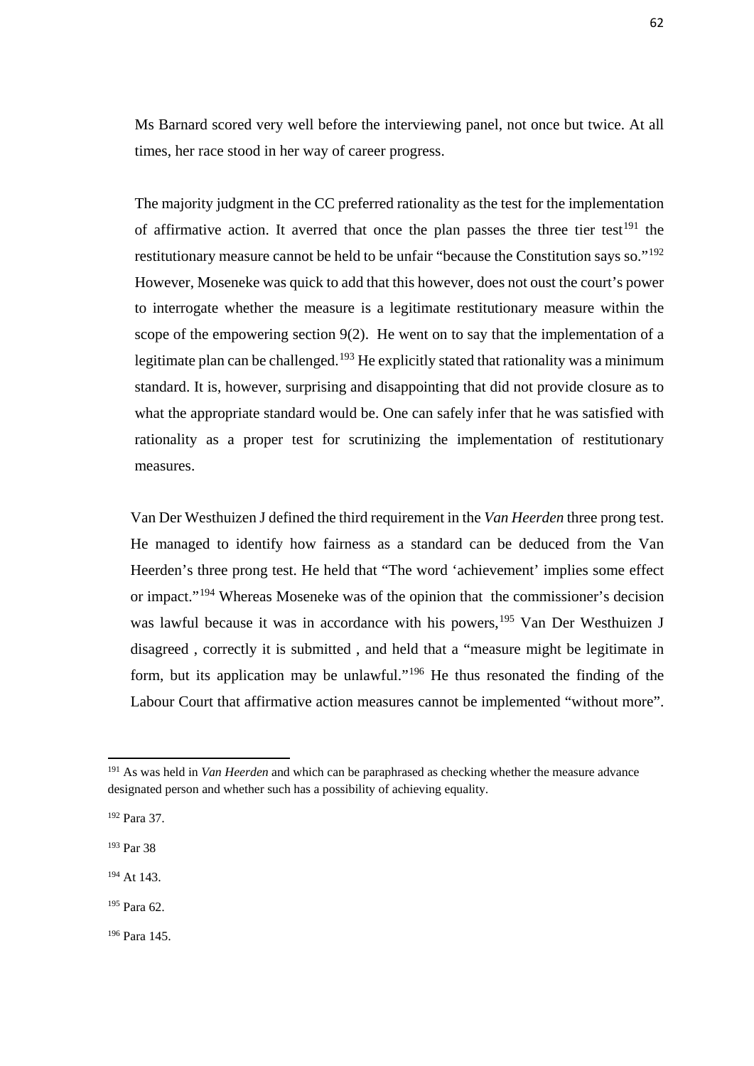Ms Barnard scored very well before the interviewing panel, not once but twice. At all times, her race stood in her way of career progress.

The majority judgment in the CC preferred rationality as the test for the implementation of affirmative action. It averred that once the plan passes the three tier test[191] the restitutionary measure cannot be held to be unfair "because the Constitution says so."[192] However, Moseneke was quick to add that this however, does not oust the court's power to interrogate whether the measure is a legitimate restitutionary measure within the scope of the empowering section 9(2). He went on to say that the implementation of a legitimate plan can be challenged.[193] He explicitly stated that rationality was a minimum standard. It is, however, surprising and disappointing that did not provide closure as to what the appropriate standard would be. One can safely infer that he was satisfied with rationality as a proper test for scrutinizing the implementation of restitutionary measures.

Van Der Westhuizen J defined the third requirement in the *Van Heerden* three prong test. He managed to identify how fairness as a standard can be deduced from the Van Heerden's three prong test. He held that "The word 'achievement' implies some effect or impact."[194] Whereas Moseneke was of the opinion that the commissioner's decision was lawful because it was in accordance with his powers,[195] Van Der Westhuizen J disagreed , correctly it is submitted , and held that a "measure might be legitimate in form, but its application may be unlawful."[196] He thus resonated the finding of the Labour Court that affirmative action measures cannot be implemented "without more".

---

[191] As was held in *Van Heerden* and which can be paraphrased as checking whether the measure advance designated person and whether such has a possibility of achieving equality.

[192] Para 37.

[193] Par 38

[194] At 143.

[195] Para 62.

[196] Para 145.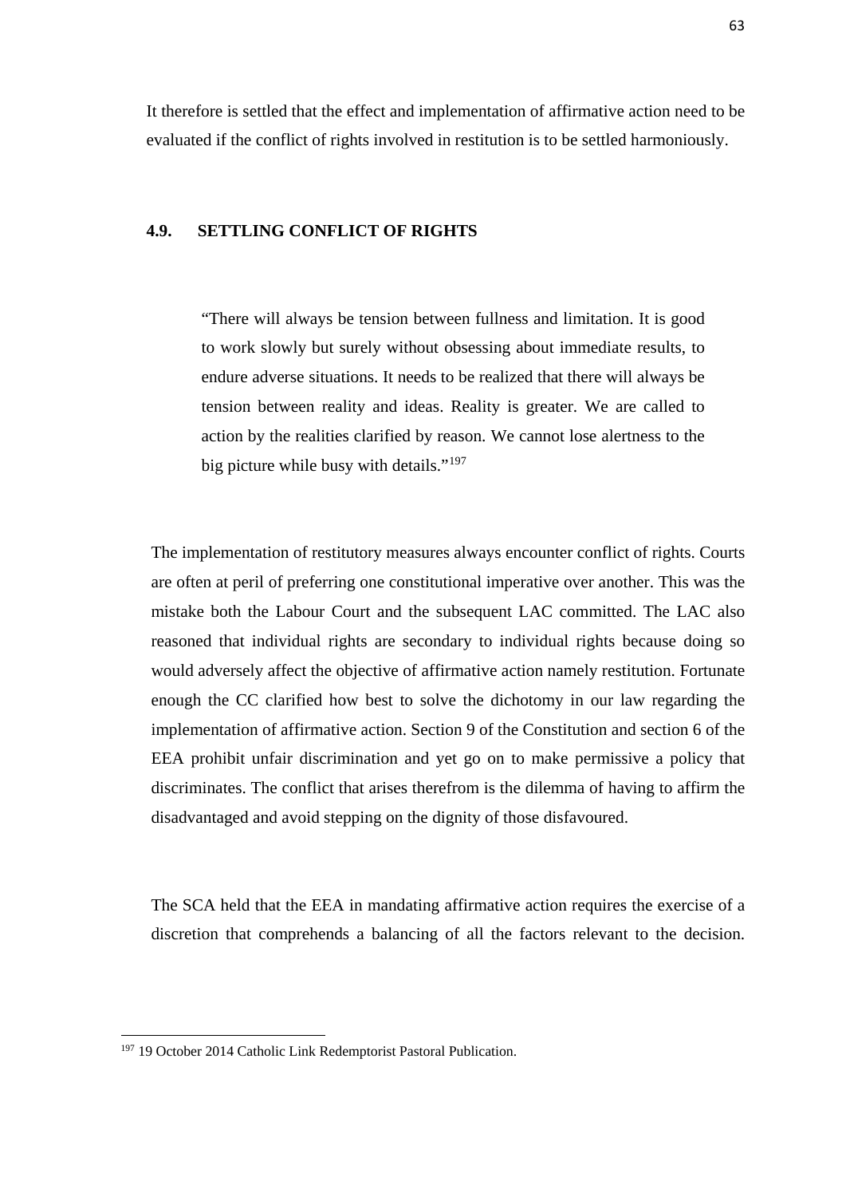It therefore is settled that the effect and implementation of affirmative action need to be evaluated if the conflict of rights involved in restitution is to be settled harmoniously.

## 4.9. SETTLING CONFLICT OF RIGHTS

> "There will always be tension between fullness and limitation. It is good to work slowly but surely without obsessing about immediate results, to endure adverse situations. It needs to be realized that there will always be tension between reality and ideas. Reality is greater. We are called to action by the realities clarified by reason. We cannot lose alertness to the big picture while busy with details."[197]

The implementation of restitutory measures always encounter conflict of rights. Courts are often at peril of preferring one constitutional imperative over another. This was the mistake both the Labour Court and the subsequent LAC committed. The LAC also reasoned that individual rights are secondary to individual rights because doing so would adversely affect the objective of affirmative action namely restitution. Fortunate enough the CC clarified how best to solve the dichotomy in our law regarding the implementation of affirmative action. Section 9 of the Constitution and section 6 of the EEA prohibit unfair discrimination and yet go on to make permissive a policy that discriminates. The conflict that arises therefrom is the dilemma of having to affirm the disadvantaged and avoid stepping on the dignity of those disfavoured.

The SCA held that the EEA in mandating affirmative action requires the exercise of a discretion that comprehends a balancing of all the factors relevant to the decision.

---

[197] 19 October 2014 Catholic Link Redemptorist Pastoral Publication.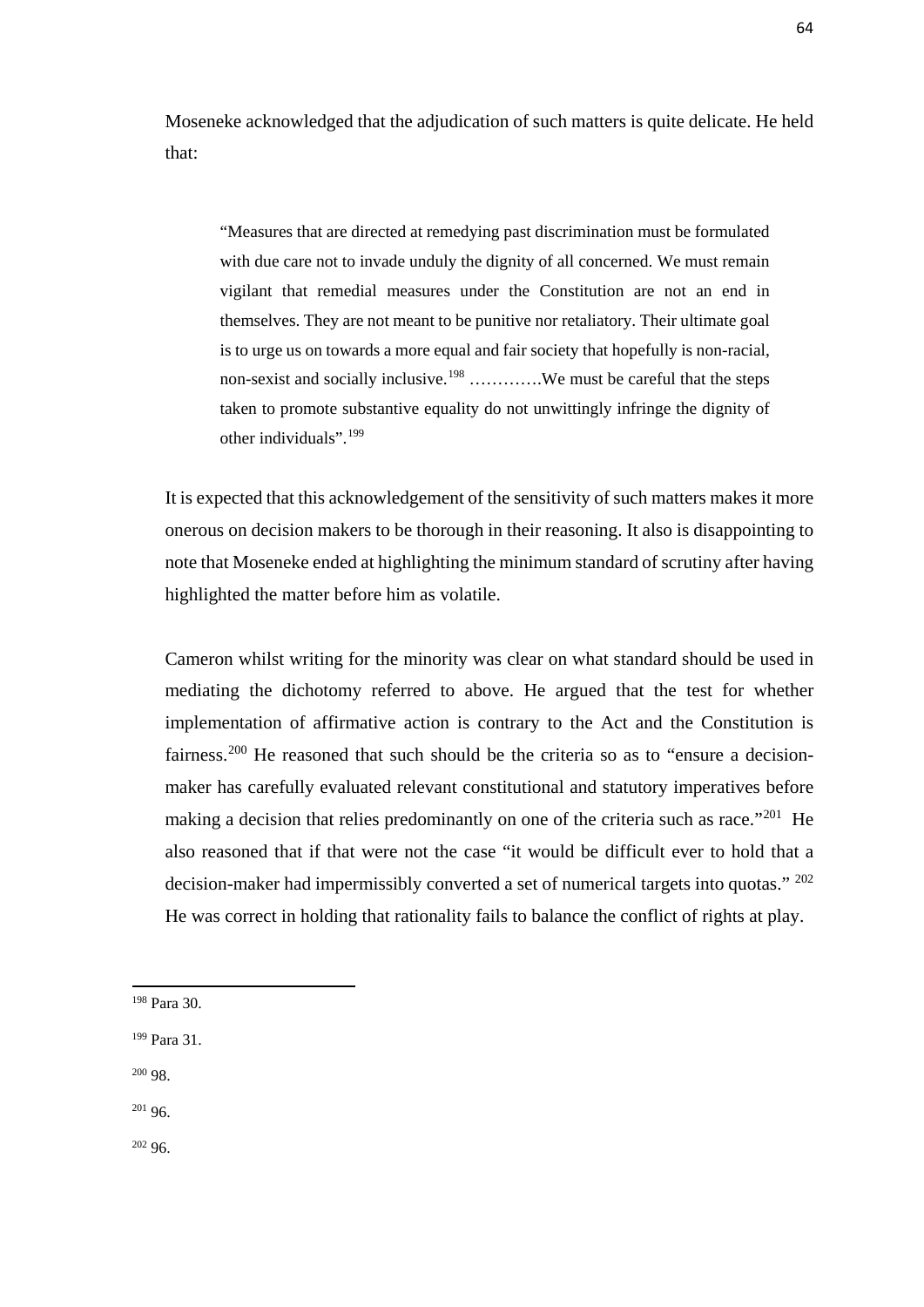Moseneke acknowledged that the adjudication of such matters is quite delicate. He held that:

> "Measures that are directed at remedying past discrimination must be formulated with due care not to invade unduly the dignity of all concerned. We must remain vigilant that remedial measures under the Constitution are not an end in themselves. They are not meant to be punitive nor retaliatory. Their ultimate goal is to urge us on towards a more equal and fair society that hopefully is non-racial, non-sexist and socially inclusive.[198] …………We must be careful that the steps taken to promote substantive equality do not unwittingly infringe the dignity of other individuals".[199]

It is expected that this acknowledgement of the sensitivity of such matters makes it more onerous on decision makers to be thorough in their reasoning. It also is disappointing to note that Moseneke ended at highlighting the minimum standard of scrutiny after having highlighted the matter before him as volatile.

Cameron whilst writing for the minority was clear on what standard should be used in mediating the dichotomy referred to above. He argued that the test for whether implementation of affirmative action is contrary to the Act and the Constitution is fairness.[200] He reasoned that such should be the criteria so as to "ensure a decision-maker has carefully evaluated relevant constitutional and statutory imperatives before making a decision that relies predominantly on one of the criteria such as race."[201] He also reasoned that if that were not the case "it would be difficult ever to hold that a decision-maker had impermissibly converted a set of numerical targets into quotas." [202] He was correct in holding that rationality fails to balance the conflict of rights at play.

---

[198] Para 30.

[199] Para 31.

[200] 98.

[201] 96.

[202] 96.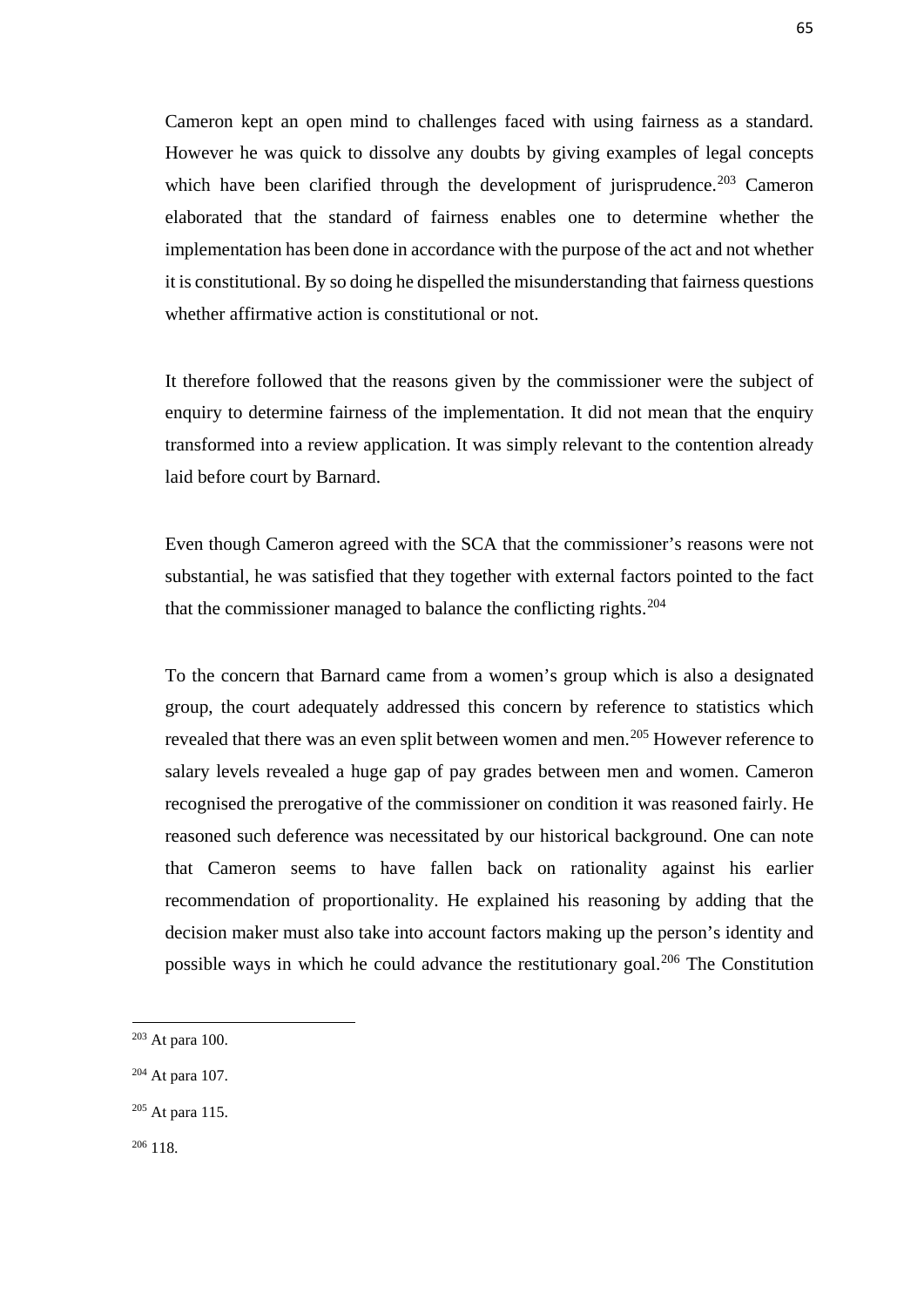Cameron kept an open mind to challenges faced with using fairness as a standard. However he was quick to dissolve any doubts by giving examples of legal concepts which have been clarified through the development of jurisprudence.[203] Cameron elaborated that the standard of fairness enables one to determine whether the implementation has been done in accordance with the purpose of the act and not whether it is constitutional. By so doing he dispelled the misunderstanding that fairness questions whether affirmative action is constitutional or not.

It therefore followed that the reasons given by the commissioner were the subject of enquiry to determine fairness of the implementation. It did not mean that the enquiry transformed into a review application. It was simply relevant to the contention already laid before court by Barnard.

Even though Cameron agreed with the SCA that the commissioner's reasons were not substantial, he was satisfied that they together with external factors pointed to the fact that the commissioner managed to balance the conflicting rights.[204]

To the concern that Barnard came from a women's group which is also a designated group, the court adequately addressed this concern by reference to statistics which revealed that there was an even split between women and men.[205] However reference to salary levels revealed a huge gap of pay grades between men and women. Cameron recognised the prerogative of the commissioner on condition it was reasoned fairly. He reasoned such deference was necessitated by our historical background. One can note that Cameron seems to have fallen back on rationality against his earlier recommendation of proportionality. He explained his reasoning by adding that the decision maker must also take into account factors making up the person's identity and possible ways in which he could advance the restitutionary goal.[206] The Constitution

---

[203] At para 100.

[204] At para 107.

[205] At para 115.

[206] 118.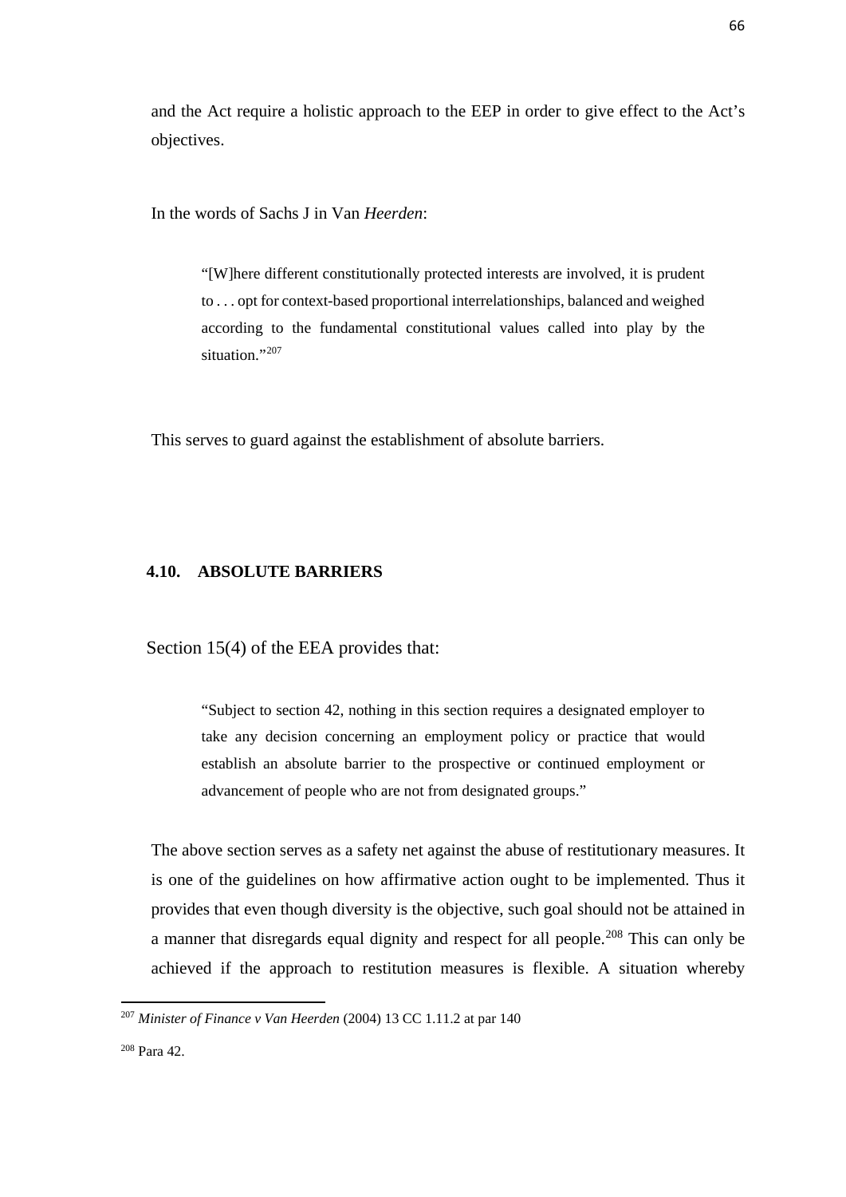and the Act require a holistic approach to the EEP in order to give effect to the Act's objectives.

In the words of Sachs J in Van *Heerden*:

> "[W]here different constitutionally protected interests are involved, it is prudent to . . . opt for context-based proportional interrelationships, balanced and weighed according to the fundamental constitutional values called into play by the situation."[207]

This serves to guard against the establishment of absolute barriers.

### 4.10. ABSOLUTE BARRIERS

Section 15(4) of the EEA provides that:

> "Subject to section 42, nothing in this section requires a designated employer to take any decision concerning an employment policy or practice that would establish an absolute barrier to the prospective or continued employment or advancement of people who are not from designated groups."

The above section serves as a safety net against the abuse of restitutionary measures. It is one of the guidelines on how affirmative action ought to be implemented. Thus it provides that even though diversity is the objective, such goal should not be attained in a manner that disregards equal dignity and respect for all people.[208] This can only be achieved if the approach to restitution measures is flexible. A situation whereby

---

[207] *Minister of Finance v Van Heerden* (2004) 13 CC 1.11.2 at par 140

[208] Para 42.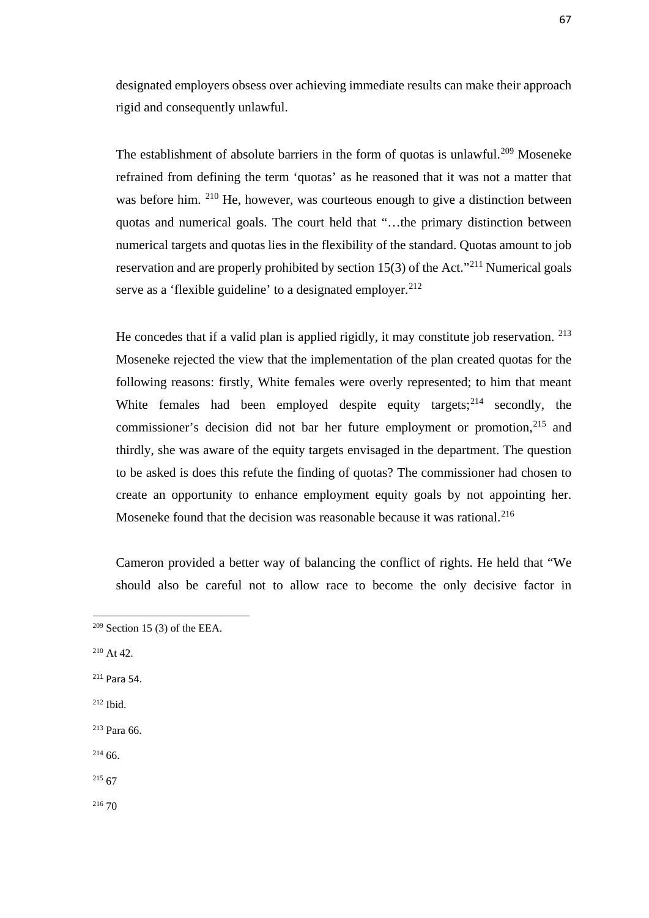designated employers obsess over achieving immediate results can make their approach rigid and consequently unlawful.

The establishment of absolute barriers in the form of quotas is unlawful.[209] Moseneke refrained from defining the term 'quotas' as he reasoned that it was not a matter that was before him. [210] He, however, was courteous enough to give a distinction between quotas and numerical goals. The court held that "…the primary distinction between numerical targets and quotas lies in the flexibility of the standard. Quotas amount to job reservation and are properly prohibited by section 15(3) of the Act."[211] Numerical goals serve as a 'flexible guideline' to a designated employer.[212]

He concedes that if a valid plan is applied rigidly, it may constitute job reservation. [213] Moseneke rejected the view that the implementation of the plan created quotas for the following reasons: firstly, White females were overly represented; to him that meant White females had been employed despite equity targets;[214] secondly, the commissioner's decision did not bar her future employment or promotion,[215] and thirdly, she was aware of the equity targets envisaged in the department. The question to be asked is does this refute the finding of quotas? The commissioner had chosen to create an opportunity to enhance employment equity goals by not appointing her. Moseneke found that the decision was reasonable because it was rational.[216]

Cameron provided a better way of balancing the conflict of rights. He held that "We should also be careful not to allow race to become the only decisive factor in

---

[209] Section 15 (3) of the EEA.

[210] At 42.

[211] Para 54.

[212] Ibid.

[213] Para 66.

[214] 66.

[215] 67

[216] 70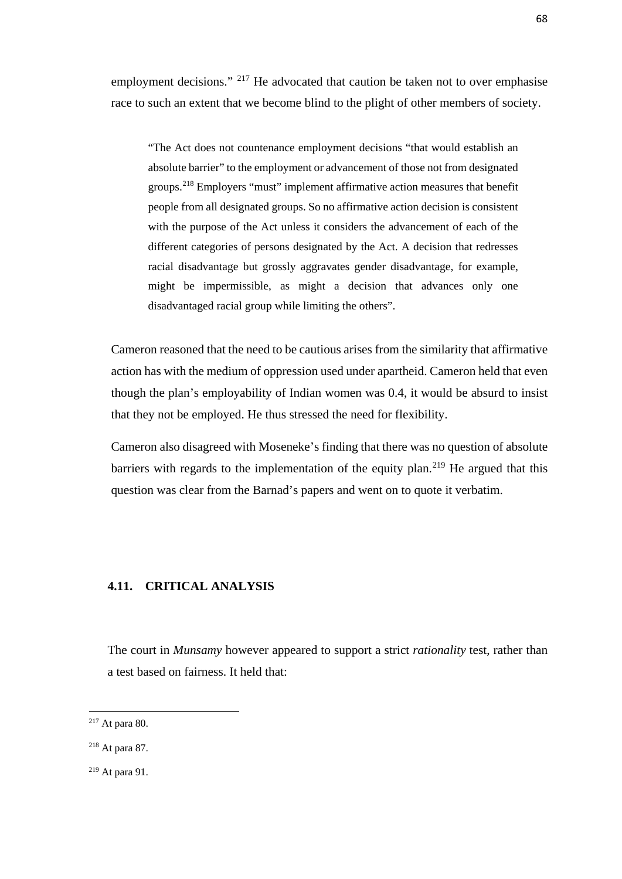employment decisions." [217] He advocated that caution be taken not to over emphasise race to such an extent that we become blind to the plight of other members of society.

> "The Act does not countenance employment decisions "that would establish an absolute barrier" to the employment or advancement of those not from designated groups.[218] Employers "must" implement affirmative action measures that benefit people from all designated groups. So no affirmative action decision is consistent with the purpose of the Act unless it considers the advancement of each of the different categories of persons designated by the Act. A decision that redresses racial disadvantage but grossly aggravates gender disadvantage, for example, might be impermissible, as might a decision that advances only one disadvantaged racial group while limiting the others".

Cameron reasoned that the need to be cautious arises from the similarity that affirmative action has with the medium of oppression used under apartheid. Cameron held that even though the plan's employability of Indian women was 0.4, it would be absurd to insist that they not be employed. He thus stressed the need for flexibility.

Cameron also disagreed with Moseneke's finding that there was no question of absolute barriers with regards to the implementation of the equity plan.[219] He argued that this question was clear from the Barnad's papers and went on to quote it verbatim.

## 4.11. CRITICAL ANALYSIS

The court in *Munsamy* however appeared to support a strict *rationality* test, rather than a test based on fairness. It held that:

---

[217] At para 80.

[218] At para 87.

[219] At para 91.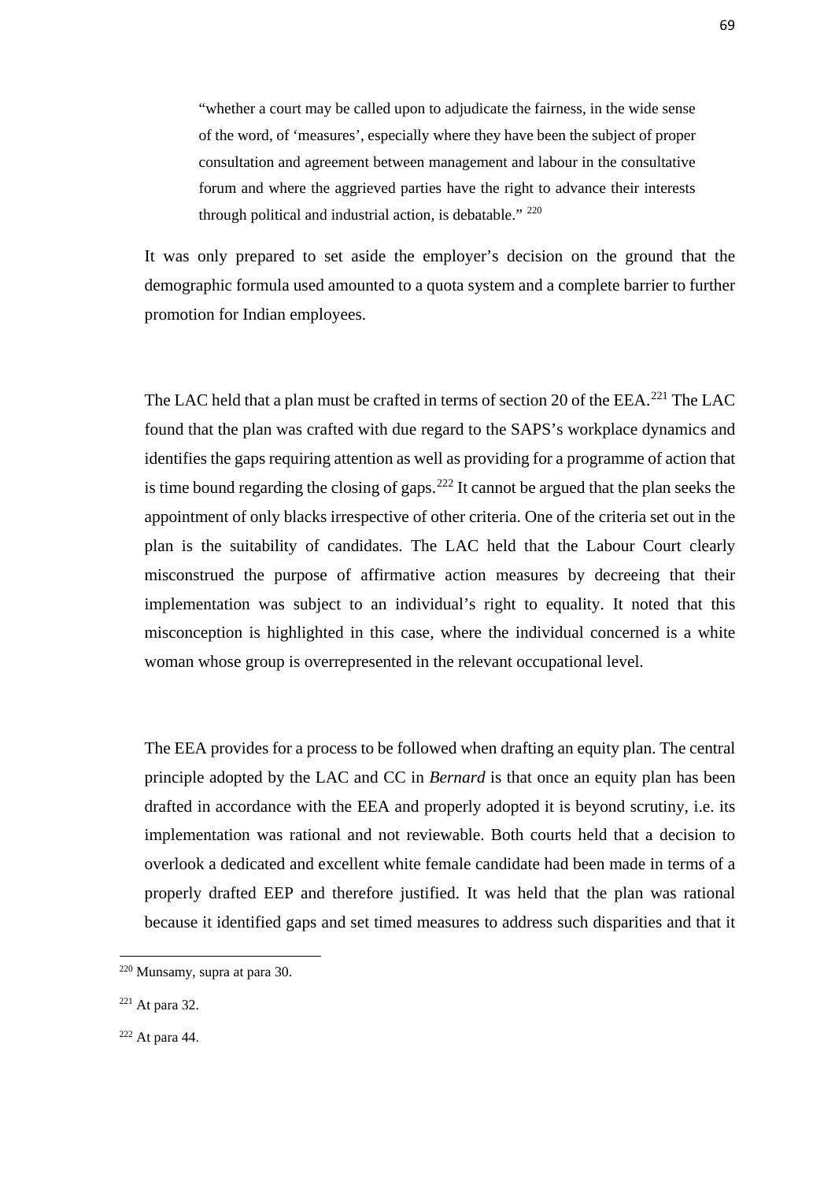> "whether a court may be called upon to adjudicate the fairness, in the wide sense of the word, of 'measures', especially where they have been the subject of proper consultation and agreement between management and labour in the consultative forum and where the aggrieved parties have the right to advance their interests through political and industrial action, is debatable." [220]

It was only prepared to set aside the employer's decision on the ground that the demographic formula used amounted to a quota system and a complete barrier to further promotion for Indian employees.

The LAC held that a plan must be crafted in terms of section 20 of the EEA.[221] The LAC found that the plan was crafted with due regard to the SAPS's workplace dynamics and identifies the gaps requiring attention as well as providing for a programme of action that is time bound regarding the closing of gaps.[222] It cannot be argued that the plan seeks the appointment of only blacks irrespective of other criteria. One of the criteria set out in the plan is the suitability of candidates. The LAC held that the Labour Court clearly misconstrued the purpose of affirmative action measures by decreeing that their implementation was subject to an individual's right to equality. It noted that this misconception is highlighted in this case, where the individual concerned is a white woman whose group is overrepresented in the relevant occupational level.

The EEA provides for a process to be followed when drafting an equity plan. The central principle adopted by the LAC and CC in *Bernard* is that once an equity plan has been drafted in accordance with the EEA and properly adopted it is beyond scrutiny, i.e. its implementation was rational and not reviewable. Both courts held that a decision to overlook a dedicated and excellent white female candidate had been made in terms of a properly drafted EEP and therefore justified. It was held that the plan was rational because it identified gaps and set timed measures to address such disparities and that it

---

[220] Munsamy, supra at para 30.

[221] At para 32.

[222] At para 44.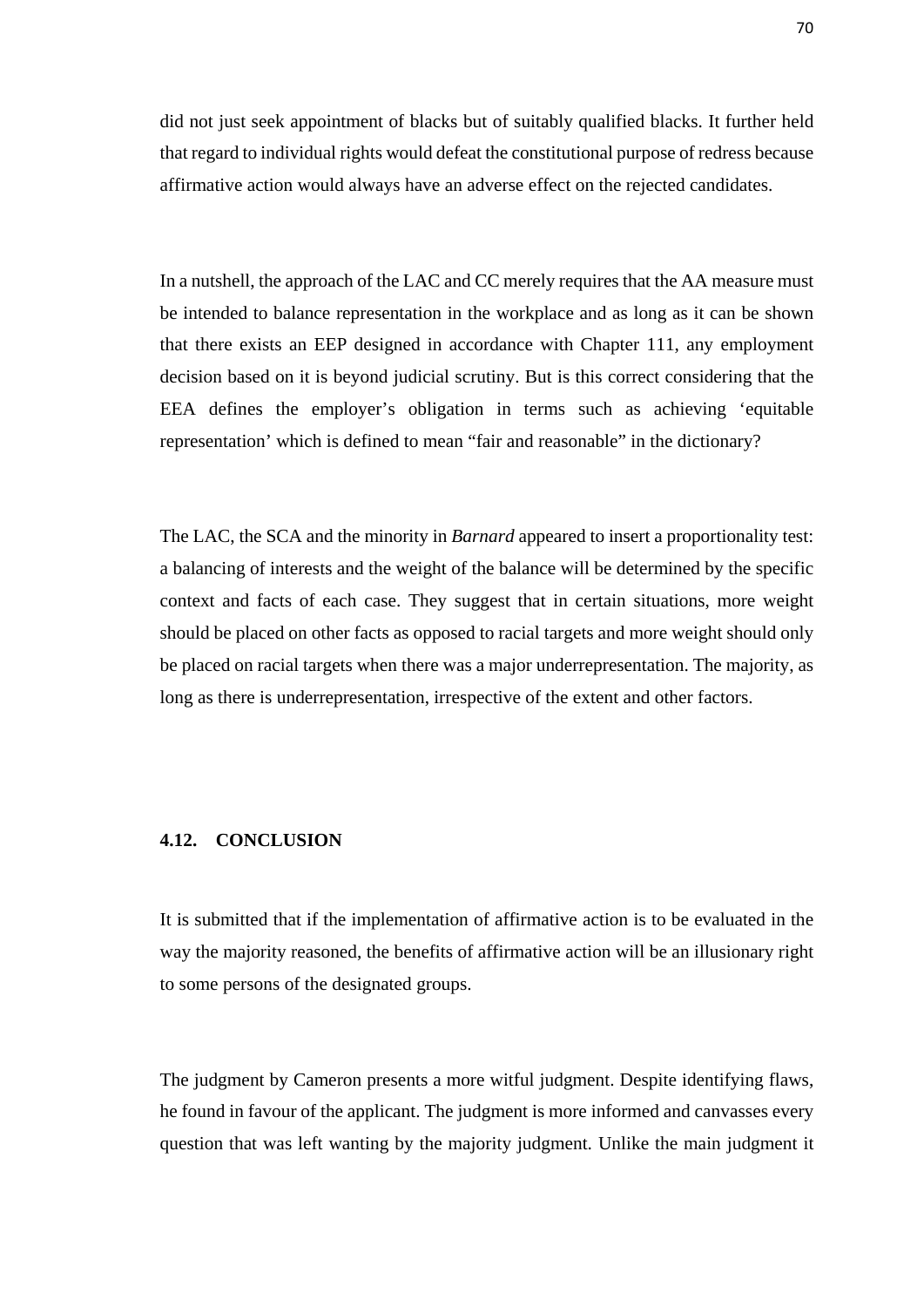did not just seek appointment of blacks but of suitably qualified blacks. It further held that regard to individual rights would defeat the constitutional purpose of redress because affirmative action would always have an adverse effect on the rejected candidates.

In a nutshell, the approach of the LAC and CC merely requires that the AA measure must be intended to balance representation in the workplace and as long as it can be shown that there exists an EEP designed in accordance with Chapter 111, any employment decision based on it is beyond judicial scrutiny. But is this correct considering that the EEA defines the employer's obligation in terms such as achieving 'equitable representation' which is defined to mean "fair and reasonable" in the dictionary?

The LAC, the SCA and the minority in *Barnard* appeared to insert a proportionality test: a balancing of interests and the weight of the balance will be determined by the specific context and facts of each case. They suggest that in certain situations, more weight should be placed on other facts as opposed to racial targets and more weight should only be placed on racial targets when there was a major underrepresentation. The majority, as long as there is underrepresentation, irrespective of the extent and other factors.

## 4.12. CONCLUSION

It is submitted that if the implementation of affirmative action is to be evaluated in the way the majority reasoned, the benefits of affirmative action will be an illusionary right to some persons of the designated groups.

The judgment by Cameron presents a more witful judgment. Despite identifying flaws, he found in favour of the applicant. The judgment is more informed and canvasses every question that was left wanting by the majority judgment. Unlike the main judgment it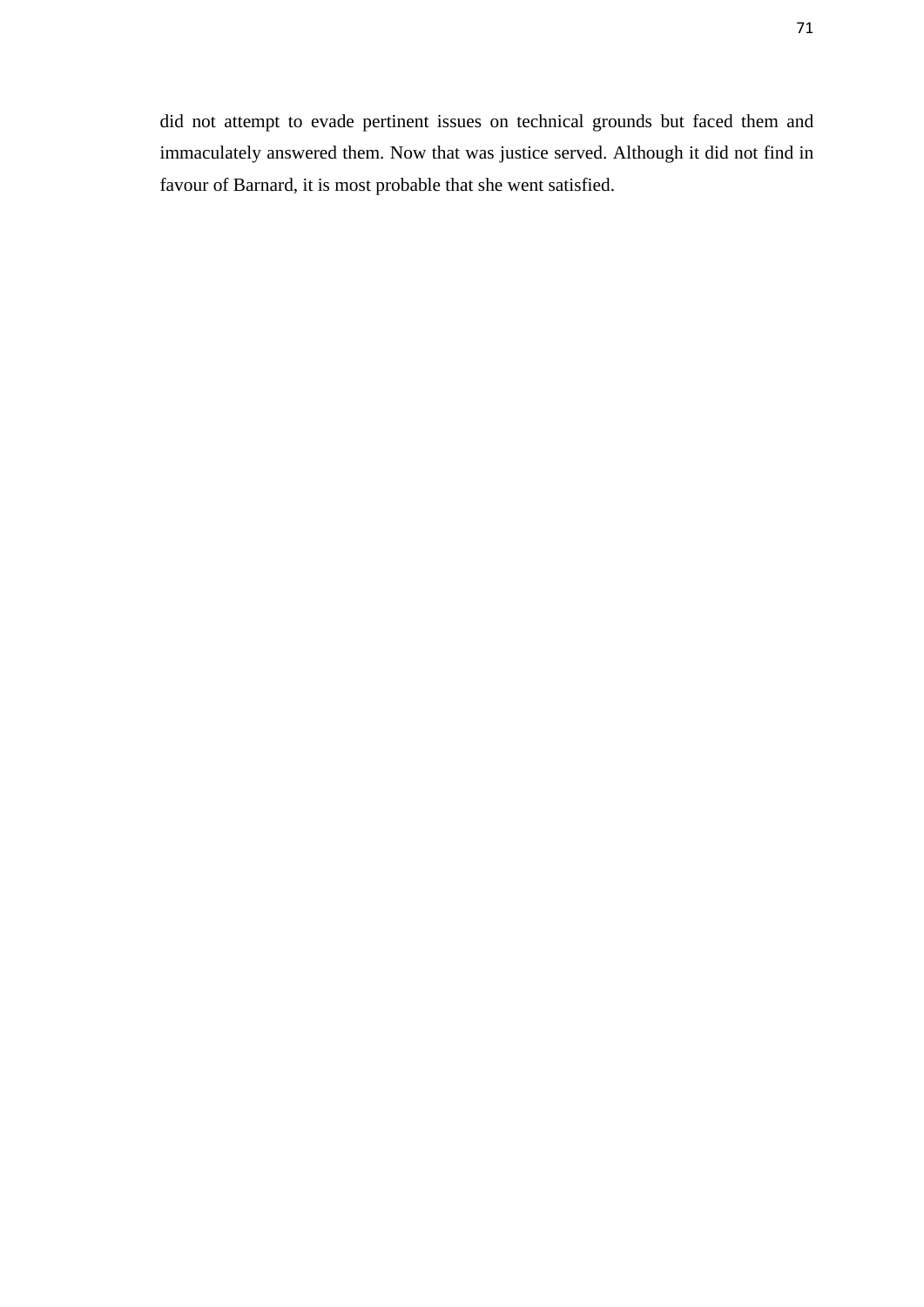did not attempt to evade pertinent issues on technical grounds but faced them and immaculately answered them. Now that was justice served. Although it did not find in favour of Barnard, it is most probable that she went satisfied.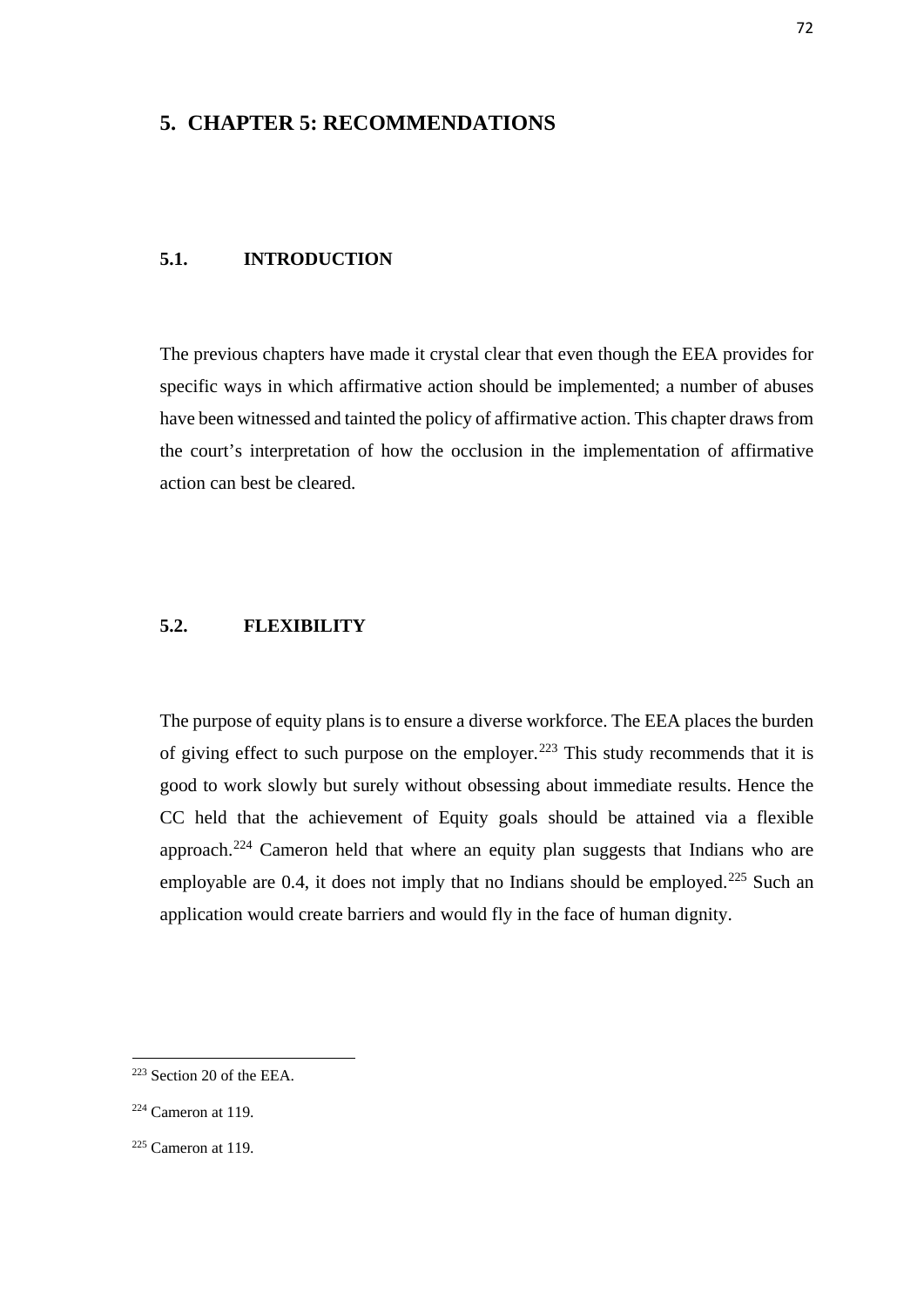# 5. CHAPTER 5: RECOMMENDATIONS

## 5.1. INTRODUCTION

The previous chapters have made it crystal clear that even though the EEA provides for specific ways in which affirmative action should be implemented; a number of abuses have been witnessed and tainted the policy of affirmative action. This chapter draws from the court's interpretation of how the occlusion in the implementation of affirmative action can best be cleared.

## 5.2. FLEXIBILITY

The purpose of equity plans is to ensure a diverse workforce. The EEA places the burden of giving effect to such purpose on the employer.[223] This study recommends that it is good to work slowly but surely without obsessing about immediate results. Hence the CC held that the achievement of Equity goals should be attained via a flexible approach.[224] Cameron held that where an equity plan suggests that Indians who are employable are 0.4, it does not imply that no Indians should be employed.[225] Such an application would create barriers and would fly in the face of human dignity.

---

[223] Section 20 of the EEA.

[224] Cameron at 119.

[225] Cameron at 119.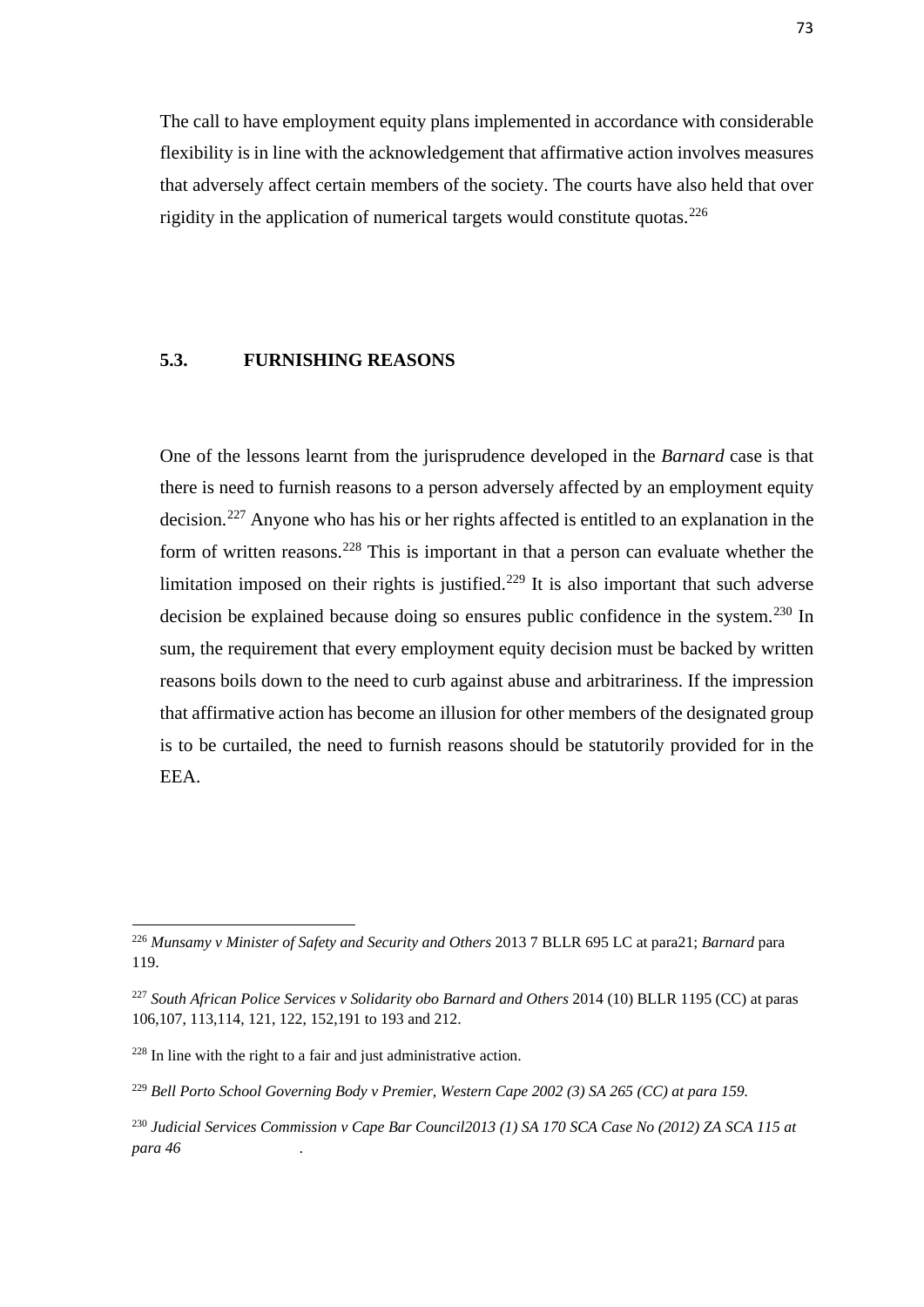The call to have employment equity plans implemented in accordance with considerable flexibility is in line with the acknowledgement that affirmative action involves measures that adversely affect certain members of the society. The courts have also held that over rigidity in the application of numerical targets would constitute quotas.[226]

### 5.3. FURNISHING REASONS

One of the lessons learnt from the jurisprudence developed in the *Barnard* case is that there is need to furnish reasons to a person adversely affected by an employment equity decision.[227] Anyone who has his or her rights affected is entitled to an explanation in the form of written reasons.[228] This is important in that a person can evaluate whether the limitation imposed on their rights is justified.[229] It is also important that such adverse decision be explained because doing so ensures public confidence in the system.[230] In sum, the requirement that every employment equity decision must be backed by written reasons boils down to the need to curb against abuse and arbitrariness. If the impression that affirmative action has become an illusion for other members of the designated group is to be curtailed, the need to furnish reasons should be statutorily provided for in the EEA.

---

[226] *Munsamy v Minister of Safety and Security and Others* 2013 7 BLLR 695 LC at para21; *Barnard* para 119.

[227] *South African Police Services v Solidarity obo Barnard and Others* 2014 (10) BLLR 1195 (CC) at paras 106,107, 113,114, 121, 122, 152,191 to 193 and 212.

[228] In line with the right to a fair and just administrative action.

[229] *Bell Porto School Governing Body v Premier, Western Cape 2002 (3) SA 265 (CC) at para 159.*

[230] *Judicial Services Commission v Cape Bar Council2013 (1) SA 170 SCA Case No (2012) ZA SCA 115 at para 46 .*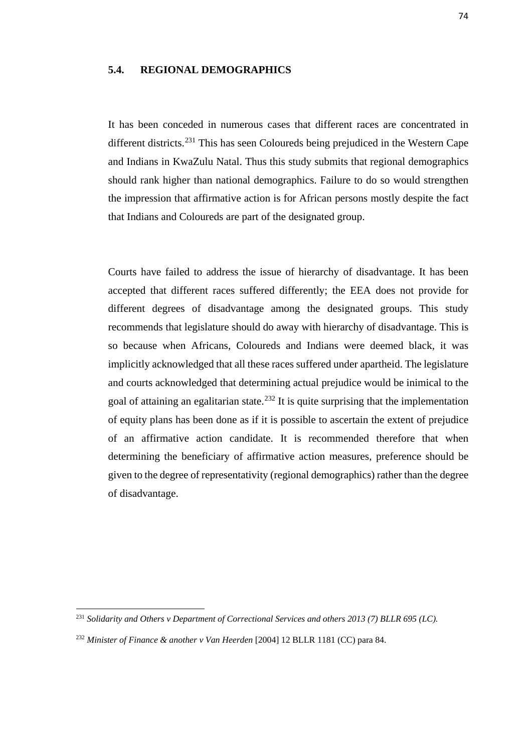### 5.4. REGIONAL DEMOGRAPHICS

It has been conceded in numerous cases that different races are concentrated in different districts.[231] This has seen Coloureds being prejudiced in the Western Cape and Indians in KwaZulu Natal. Thus this study submits that regional demographics should rank higher than national demographics. Failure to do so would strengthen the impression that affirmative action is for African persons mostly despite the fact that Indians and Coloureds are part of the designated group.

Courts have failed to address the issue of hierarchy of disadvantage. It has been accepted that different races suffered differently; the EEA does not provide for different degrees of disadvantage among the designated groups. This study recommends that legislature should do away with hierarchy of disadvantage. This is so because when Africans, Coloureds and Indians were deemed black, it was implicitly acknowledged that all these races suffered under apartheid. The legislature and courts acknowledged that determining actual prejudice would be inimical to the goal of attaining an egalitarian state.[232] It is quite surprising that the implementation of equity plans has been done as if it is possible to ascertain the extent of prejudice of an affirmative action candidate. It is recommended therefore that when determining the beneficiary of affirmative action measures, preference should be given to the degree of representativity (regional demographics) rather than the degree of disadvantage.

---

[231] *Solidarity and Others v Department of Correctional Services and others 2013 (7) BLLR 695 (LC).*

[232] *Minister of Finance & another v Van Heerden* [2004] 12 BLLR 1181 (CC) para 84.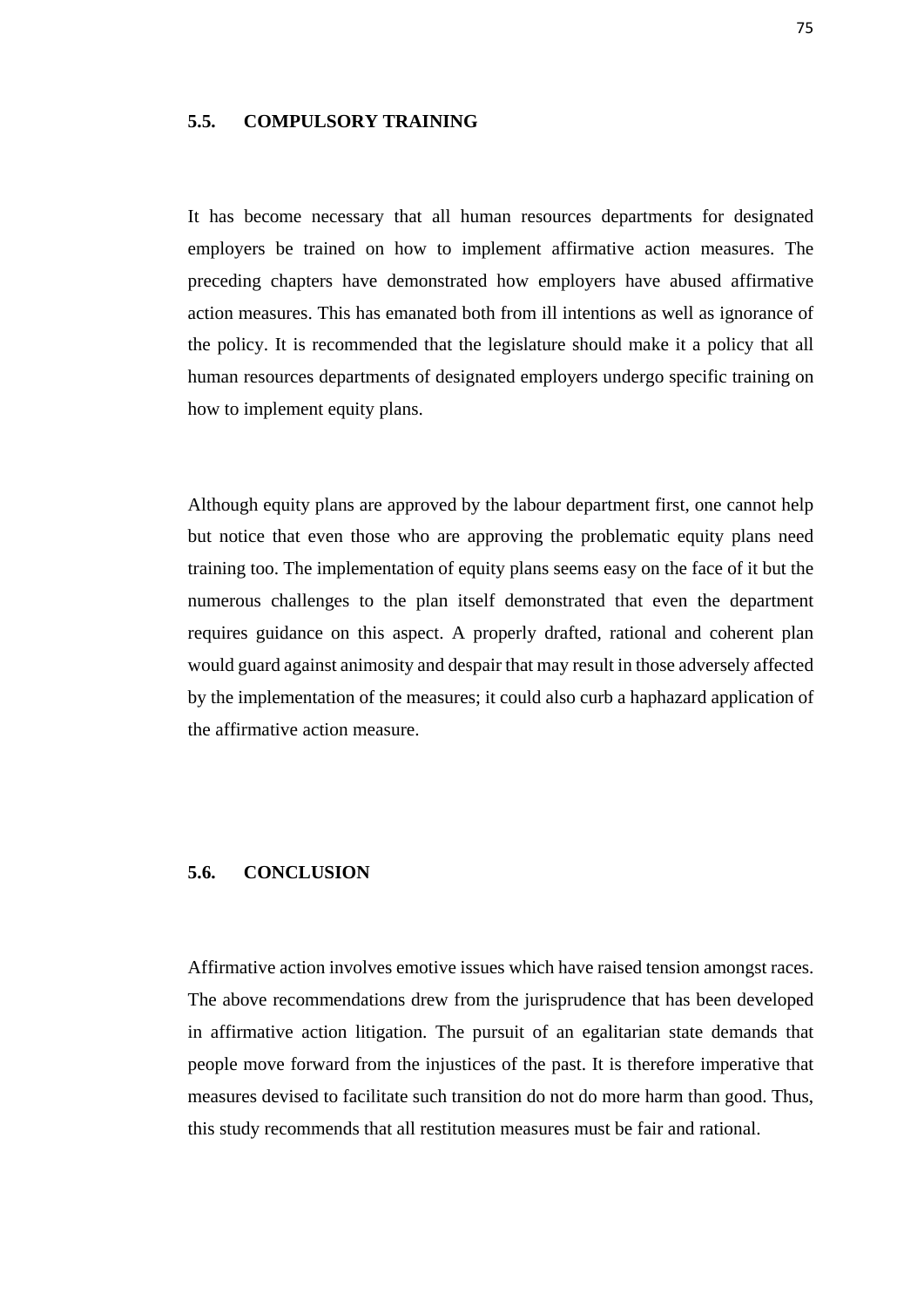## 5.5. COMPULSORY TRAINING

It has become necessary that all human resources departments for designated employers be trained on how to implement affirmative action measures. The preceding chapters have demonstrated how employers have abused affirmative action measures. This has emanated both from ill intentions as well as ignorance of the policy. It is recommended that the legislature should make it a policy that all human resources departments of designated employers undergo specific training on how to implement equity plans.

Although equity plans are approved by the labour department first, one cannot help but notice that even those who are approving the problematic equity plans need training too. The implementation of equity plans seems easy on the face of it but the numerous challenges to the plan itself demonstrated that even the department requires guidance on this aspect. A properly drafted, rational and coherent plan would guard against animosity and despair that may result in those adversely affected by the implementation of the measures; it could also curb a haphazard application of the affirmative action measure.

## 5.6. CONCLUSION

Affirmative action involves emotive issues which have raised tension amongst races. The above recommendations drew from the jurisprudence that has been developed in affirmative action litigation. The pursuit of an egalitarian state demands that people move forward from the injustices of the past. It is therefore imperative that measures devised to facilitate such transition do not do more harm than good. Thus, this study recommends that all restitution measures must be fair and rational.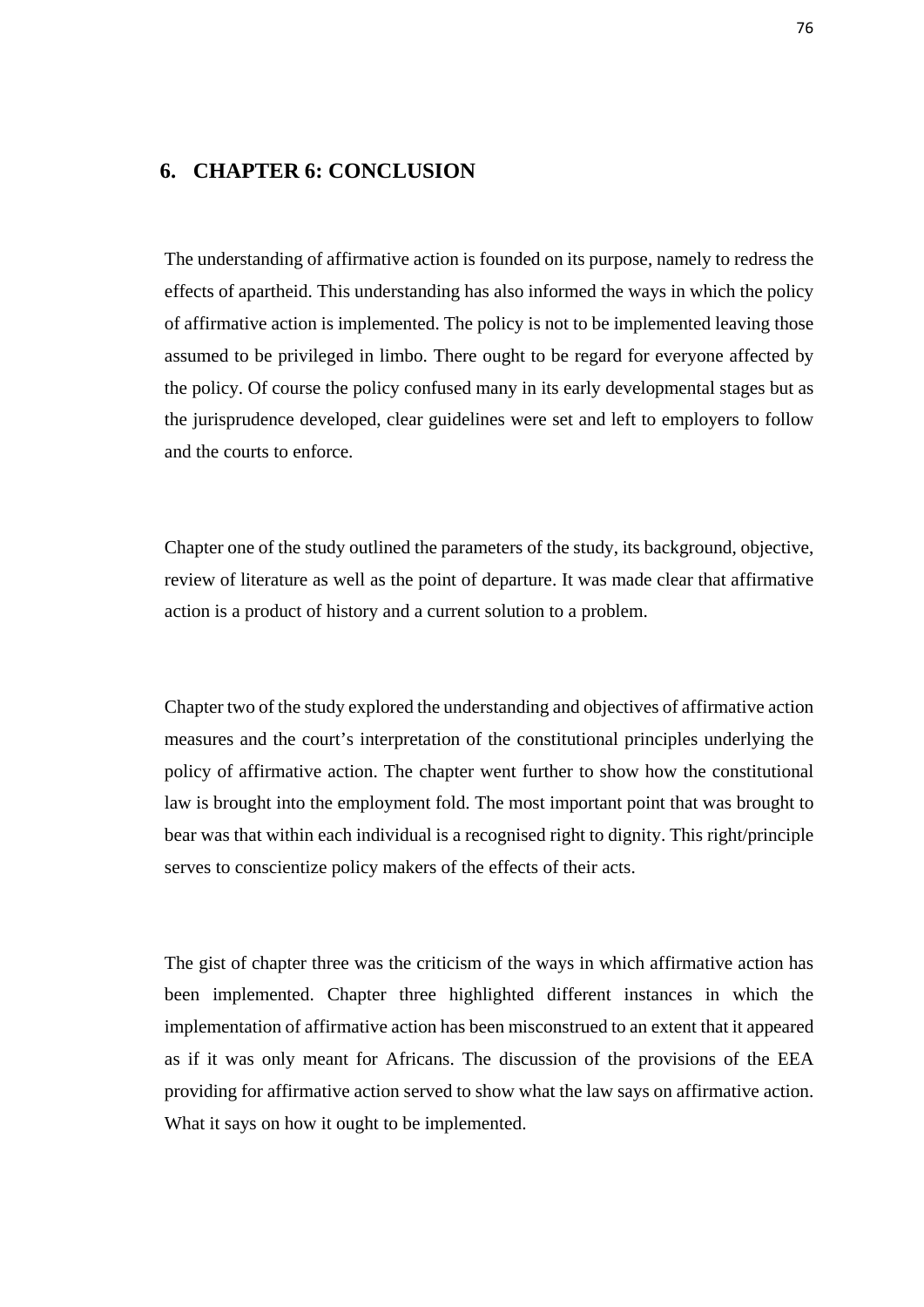# 6. CHAPTER 6: CONCLUSION

The understanding of affirmative action is founded on its purpose, namely to redress the effects of apartheid. This understanding has also informed the ways in which the policy of affirmative action is implemented. The policy is not to be implemented leaving those assumed to be privileged in limbo. There ought to be regard for everyone affected by the policy. Of course the policy confused many in its early developmental stages but as the jurisprudence developed, clear guidelines were set and left to employers to follow and the courts to enforce.

Chapter one of the study outlined the parameters of the study, its background, objective, review of literature as well as the point of departure. It was made clear that affirmative action is a product of history and a current solution to a problem.

Chapter two of the study explored the understanding and objectives of affirmative action measures and the court's interpretation of the constitutional principles underlying the policy of affirmative action. The chapter went further to show how the constitutional law is brought into the employment fold. The most important point that was brought to bear was that within each individual is a recognised right to dignity. This right/principle serves to conscientize policy makers of the effects of their acts.

The gist of chapter three was the criticism of the ways in which affirmative action has been implemented. Chapter three highlighted different instances in which the implementation of affirmative action has been misconstrued to an extent that it appeared as if it was only meant for Africans. The discussion of the provisions of the EEA providing for affirmative action served to show what the law says on affirmative action. What it says on how it ought to be implemented.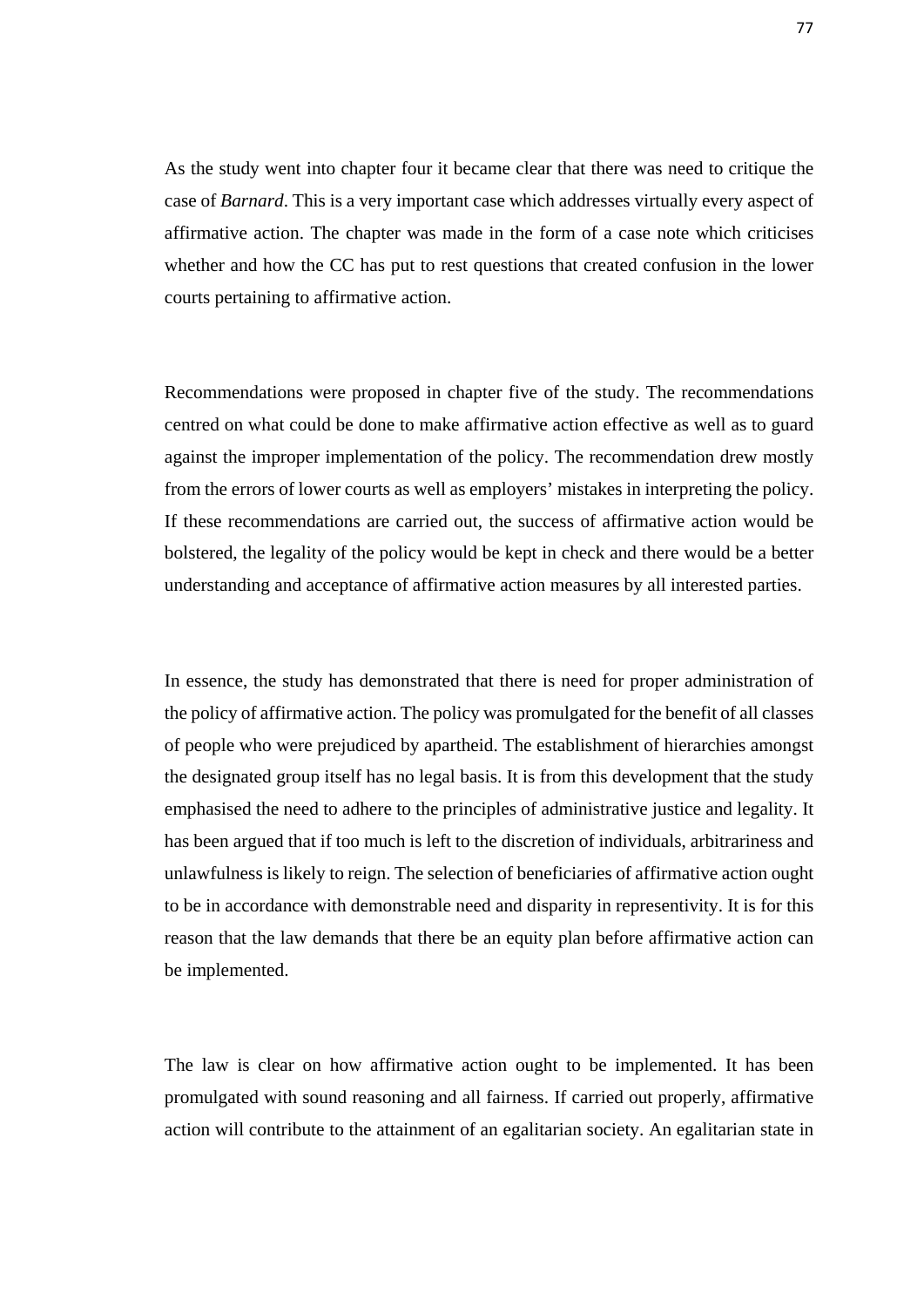As the study went into chapter four it became clear that there was need to critique the case of *Barnard*. This is a very important case which addresses virtually every aspect of affirmative action. The chapter was made in the form of a case note which criticises whether and how the CC has put to rest questions that created confusion in the lower courts pertaining to affirmative action.

Recommendations were proposed in chapter five of the study. The recommendations centred on what could be done to make affirmative action effective as well as to guard against the improper implementation of the policy. The recommendation drew mostly from the errors of lower courts as well as employers' mistakes in interpreting the policy. If these recommendations are carried out, the success of affirmative action would be bolstered, the legality of the policy would be kept in check and there would be a better understanding and acceptance of affirmative action measures by all interested parties.

In essence, the study has demonstrated that there is need for proper administration of the policy of affirmative action. The policy was promulgated for the benefit of all classes of people who were prejudiced by apartheid. The establishment of hierarchies amongst the designated group itself has no legal basis. It is from this development that the study emphasised the need to adhere to the principles of administrative justice and legality. It has been argued that if too much is left to the discretion of individuals, arbitrariness and unlawfulness is likely to reign. The selection of beneficiaries of affirmative action ought to be in accordance with demonstrable need and disparity in representivity. It is for this reason that the law demands that there be an equity plan before affirmative action can be implemented.

The law is clear on how affirmative action ought to be implemented. It has been promulgated with sound reasoning and all fairness. If carried out properly, affirmative action will contribute to the attainment of an egalitarian society. An egalitarian state in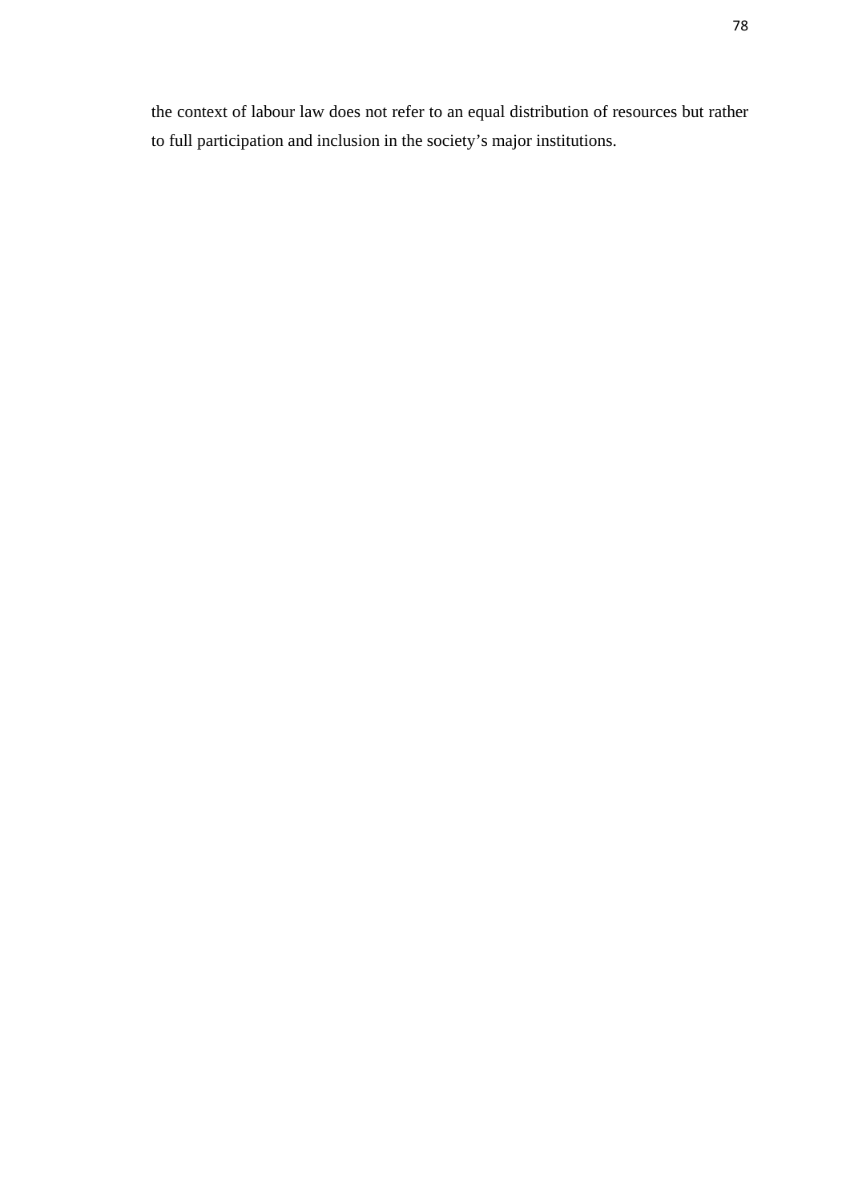the context of labour law does not refer to an equal distribution of resources but rather to full participation and inclusion in the society’s major institutions.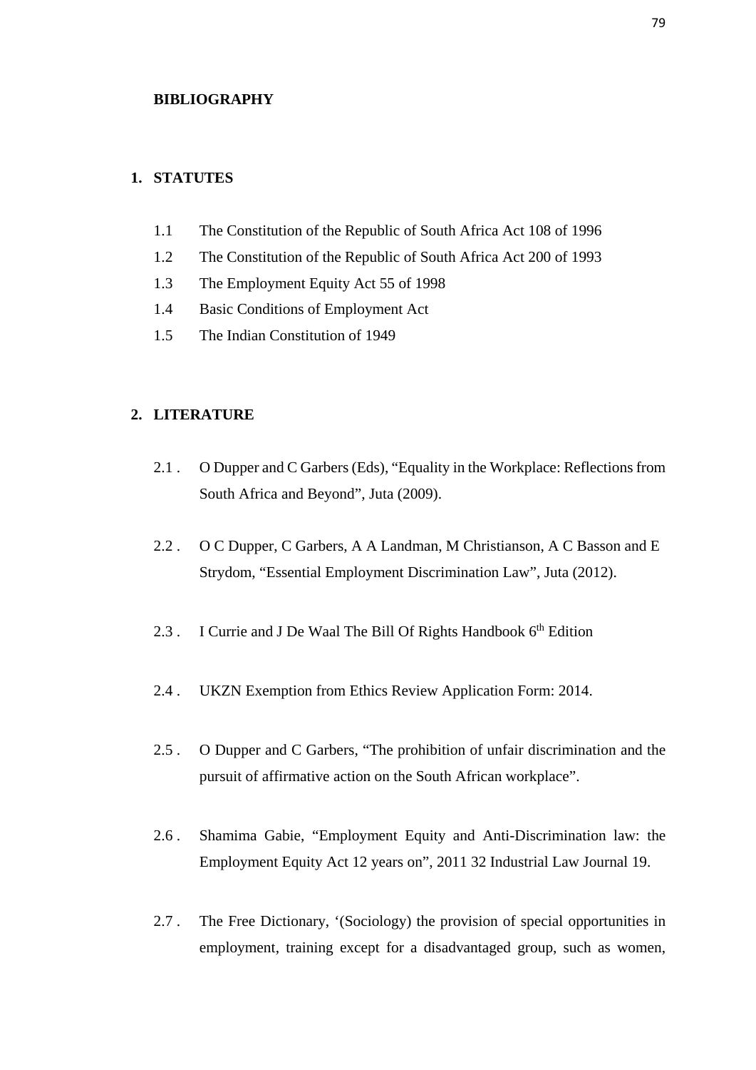# BIBLIOGRAPHY

## 1. STATUTES

1.1 The Constitution of the Republic of South Africa Act 108 of 1996

1.2 The Constitution of the Republic of South Africa Act 200 of 1993

1.3 The Employment Equity Act 55 of 1998

1.4 Basic Conditions of Employment Act

1.5 The Indian Constitution of 1949

## 2. LITERATURE

2.1 . O Dupper and C Garbers (Eds), "Equality in the Workplace: Reflections from South Africa and Beyond", Juta (2009).

2.2 . O C Dupper, C Garbers, A A Landman, M Christianson, A C Basson and E Strydom, "Essential Employment Discrimination Law", Juta (2012).

2.3 . I Currie and J De Waal The Bill Of Rights Handbook 6th Edition

2.4 . UKZN Exemption from Ethics Review Application Form: 2014.

2.5 . O Dupper and C Garbers, "The prohibition of unfair discrimination and the pursuit of affirmative action on the South African workplace".

2.6 . Shamima Gabie, "Employment Equity and Anti-Discrimination law: the Employment Equity Act 12 years on", 2011 32 Industrial Law Journal 19.

2.7 . The Free Dictionary, '(Sociology) the provision of special opportunities in employment, training except for a disadvantaged group, such as women,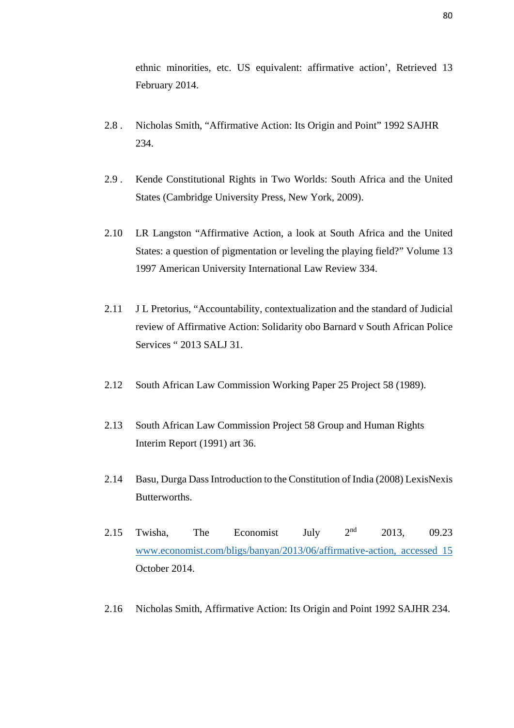ethnic minorities, etc. US equivalent: affirmative action', Retrieved 13 February 2014.

2.8 . Nicholas Smith, "Affirmative Action: Its Origin and Point" 1992 SAJHR 234.

2.9 . Kende Constitutional Rights in Two Worlds: South Africa and the United States (Cambridge University Press, New York, 2009).

2.10 LR Langston "Affirmative Action, a look at South Africa and the United States: a question of pigmentation or leveling the playing field?" Volume 13 1997 American University International Law Review 334.

2.11 J L Pretorius, "Accountability, contextualization and the standard of Judicial review of Affirmative Action: Solidarity obo Barnard v South African Police Services " 2013 SALJ 31.

2.12 South African Law Commission Working Paper 25 Project 58 (1989).

2.13 South African Law Commission Project 58 Group and Human Rights Interim Report (1991) art 36.

2.14 Basu, Durga Dass Introduction to the Constitution of India (2008) LexisNexis Butterworths.

2.15 Twisha, The Economist July 2nd 2013, 09.23 www.economist.com/bligs/banyan/2013/06/affirmative-action, accessed 15 October 2014.

2.16 Nicholas Smith, Affirmative Action: Its Origin and Point 1992 SAJHR 234.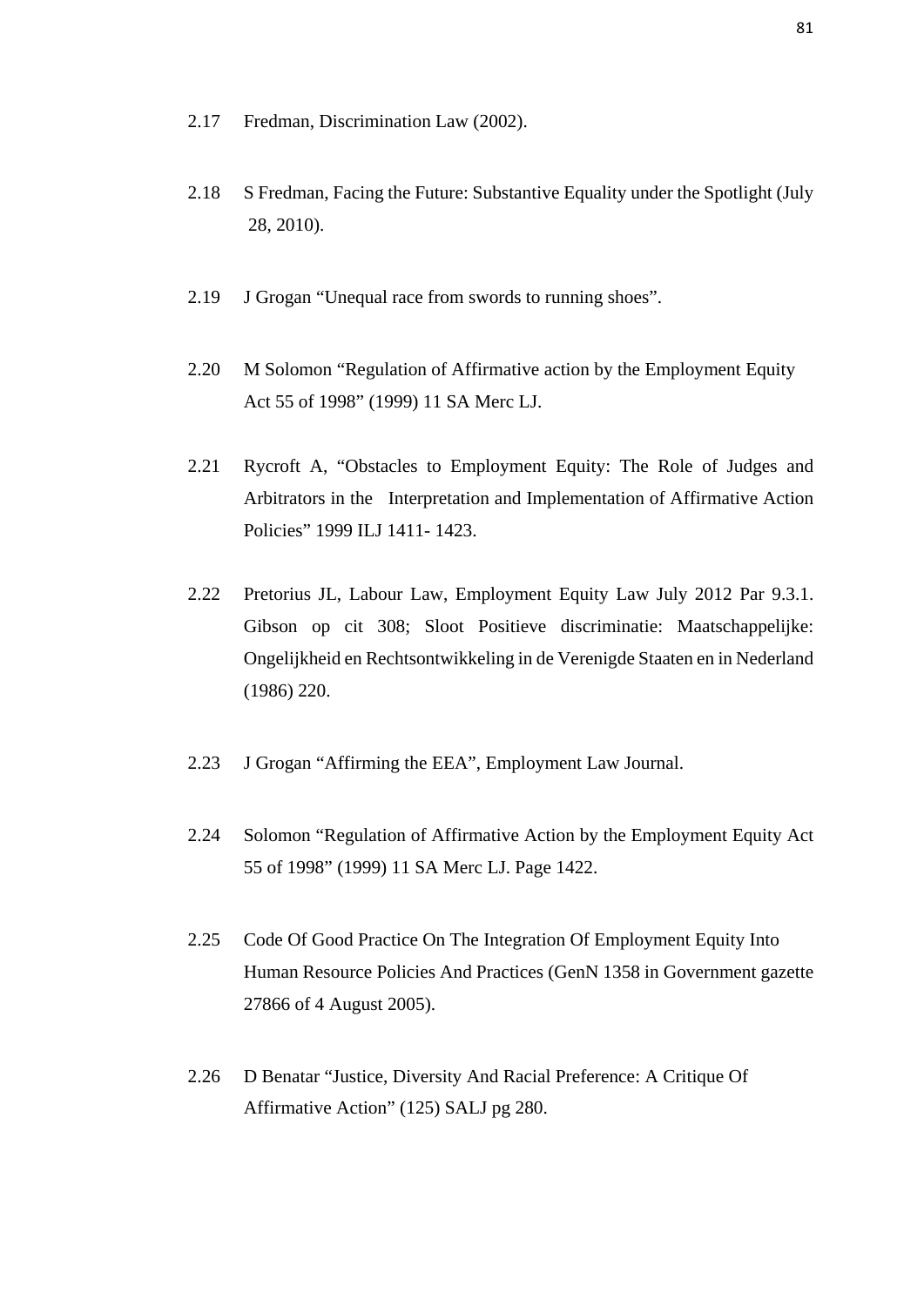2.17 Fredman, Discrimination Law (2002).

2.18 S Fredman, Facing the Future: Substantive Equality under the Spotlight (July 28, 2010).

2.19 J Grogan "Unequal race from swords to running shoes".

2.20 M Solomon "Regulation of Affirmative action by the Employment Equity Act 55 of 1998" (1999) 11 SA Merc LJ.

2.21 Rycroft A, "Obstacles to Employment Equity: The Role of Judges and Arbitrators in the Interpretation and Implementation of Affirmative Action Policies" 1999 ILJ 1411- 1423.

2.22 Pretorius JL, Labour Law, Employment Equity Law July 2012 Par 9.3.1. Gibson op cit 308; Sloot Positieve discriminatie: Maatschappelijke: Ongelijkheid en Rechtsontwikkeling in de Verenigde Staaten en in Nederland (1986) 220.

2.23 J Grogan "Affirming the EEA", Employment Law Journal.

2.24 Solomon "Regulation of Affirmative Action by the Employment Equity Act 55 of 1998" (1999) 11 SA Merc LJ. Page 1422.

2.25 Code Of Good Practice On The Integration Of Employment Equity Into Human Resource Policies And Practices (GenN 1358 in Government gazette 27866 of 4 August 2005).

2.26 D Benatar "Justice, Diversity And Racial Preference: A Critique Of Affirmative Action" (125) SALJ pg 280.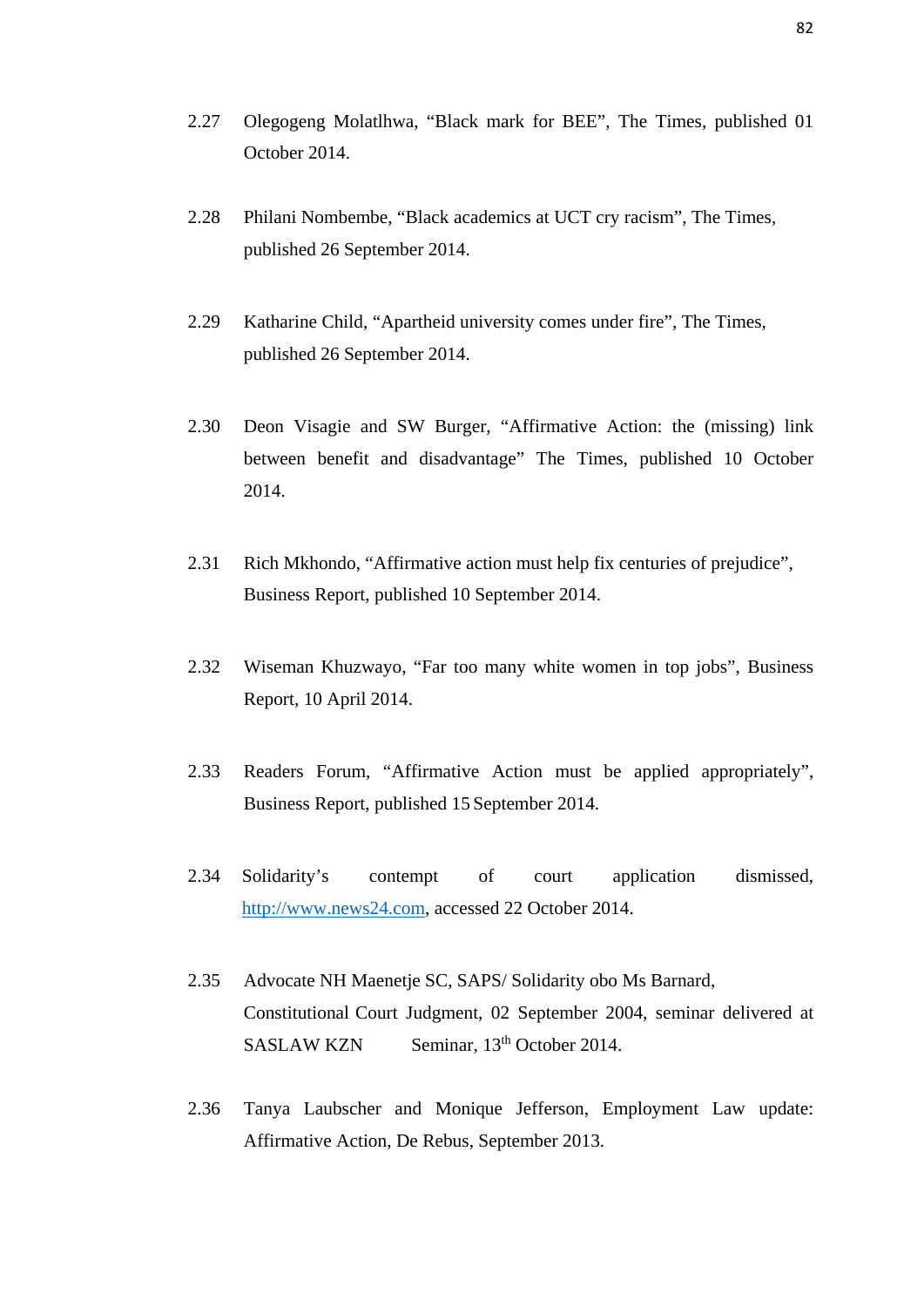2.27 Olegogeng Molatlhwa, "Black mark for BEE", The Times, published 01 October 2014.

2.28 Philani Nombembe, "Black academics at UCT cry racism", The Times, published 26 September 2014.

2.29 Katharine Child, "Apartheid university comes under fire", The Times, published 26 September 2014.

2.30 Deon Visagie and SW Burger, "Affirmative Action: the (missing) link between benefit and disadvantage" The Times, published 10 October 2014.

2.31 Rich Mkhondo, "Affirmative action must help fix centuries of prejudice", Business Report, published 10 September 2014.

2.32 Wiseman Khuzwayo, "Far too many white women in top jobs", Business Report, 10 April 2014.

2.33 Readers Forum, "Affirmative Action must be applied appropriately", Business Report, published 15 September 2014.

2.34 Solidarity's contempt of court application dismissed, http://www.news24.com, accessed 22 October 2014.

2.35 Advocate NH Maenetje SC, SAPS/ Solidarity obo Ms Barnard, Constitutional Court Judgment, 02 September 2004, seminar delivered at SASLAW KZN Seminar, 13th October 2014.

2.36 Tanya Laubscher and Monique Jefferson, Employment Law update: Affirmative Action, De Rebus, September 2013.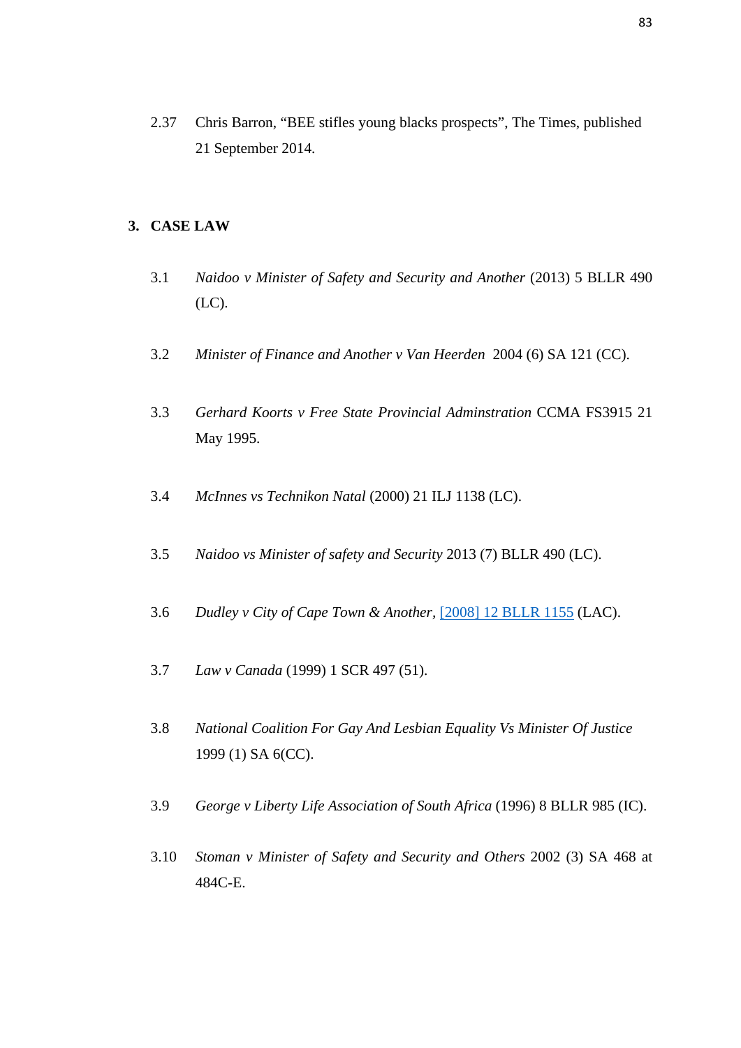2.37 Chris Barron, "BEE stifles young blacks prospects", The Times, published 21 September 2014.

## 3. CASE LAW

3.1 *Naidoo v Minister of Safety and Security and Another* (2013) 5 BLLR 490 (LC).

3.2 *Minister of Finance and Another v Van Heerden* 2004 (6) SA 121 (CC).

3.3 *Gerhard Koorts v Free State Provincial Adminstration* CCMA FS3915 21 May 1995.

3.4 *McInnes vs Technikon Natal* (2000) 21 ILJ 1138 (LC).

3.5 *Naidoo vs Minister of safety and Security* 2013 (7) BLLR 490 (LC).

3.6 *Dudley v City of Cape Town & Another*, [2008] 12 BLLR 1155 (LAC).

3.7 *Law v Canada* (1999) 1 SCR 497 (51).

3.8 *National Coalition For Gay And Lesbian Equality Vs Minister Of Justice* 1999 (1) SA 6(CC).

3.9 *George v Liberty Life Association of South Africa* (1996) 8 BLLR 985 (IC).

3.10 *Stoman v Minister of Safety and Security and Others* 2002 (3) SA 468 at 484C-E.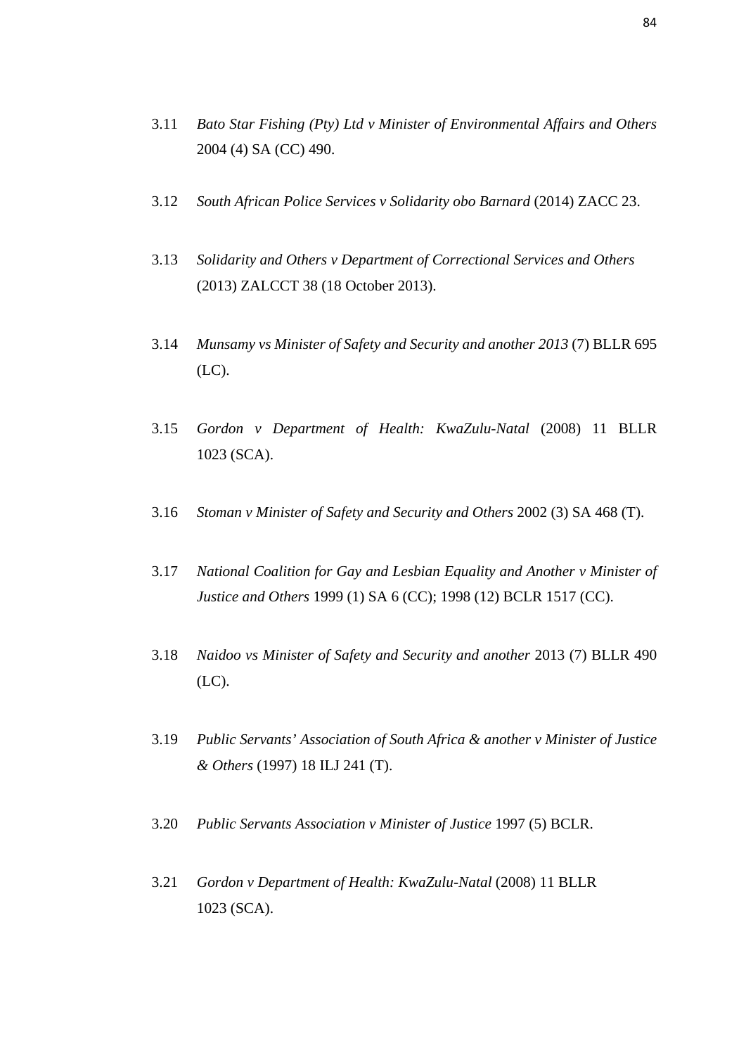3.11 *Bato Star Fishing (Pty) Ltd v Minister of Environmental Affairs and Others* 2004 (4) SA (CC) 490.

3.12 *South African Police Services v Solidarity obo Barnard* (2014) ZACC 23.

3.13 *Solidarity and Others v Department of Correctional Services and Others* (2013) ZALCCT 38 (18 October 2013).

3.14 *Munsamy vs Minister of Safety and Security and another 2013* (7) BLLR 695 (LC).

3.15 *Gordon v Department of Health: KwaZulu-Natal* (2008) 11 BLLR 1023 (SCA).

3.16 *Stoman v Minister of Safety and Security and Others* 2002 (3) SA 468 (T).

3.17 *National Coalition for Gay and Lesbian Equality and Another v Minister of Justice and Others* 1999 (1) SA 6 (CC); 1998 (12) BCLR 1517 (CC).

3.18 *Naidoo vs Minister of Safety and Security and another* 2013 (7) BLLR 490 (LC).

3.19 *Public Servants' Association of South Africa & another v Minister of Justice & Others* (1997) 18 ILJ 241 (T).

3.20 *Public Servants Association v Minister of Justice* 1997 (5) BCLR.

3.21 *Gordon v Department of Health: KwaZulu-Natal* (2008) 11 BLLR 1023 (SCA).